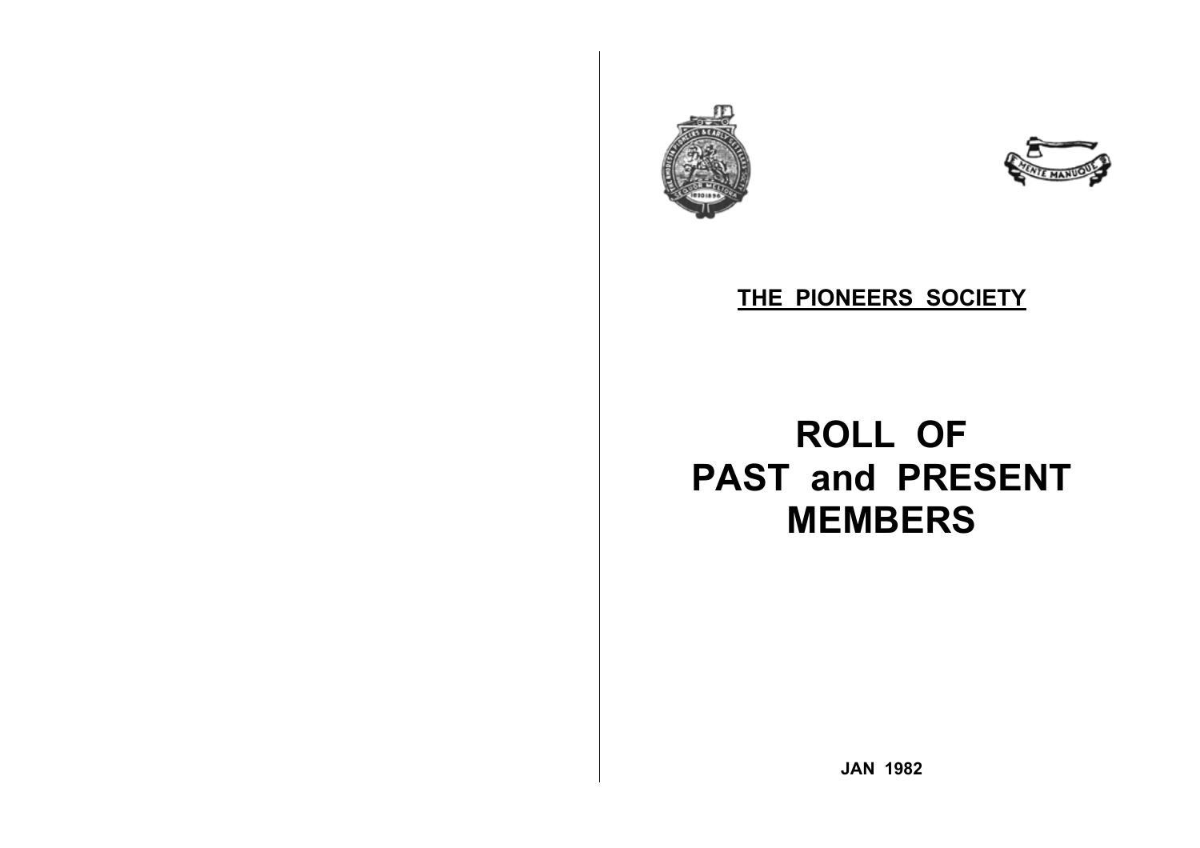**THE PIONEERS SOCIETY**

# ROLL OF PAST and PRESENT MEMBERS

**JAN 1982**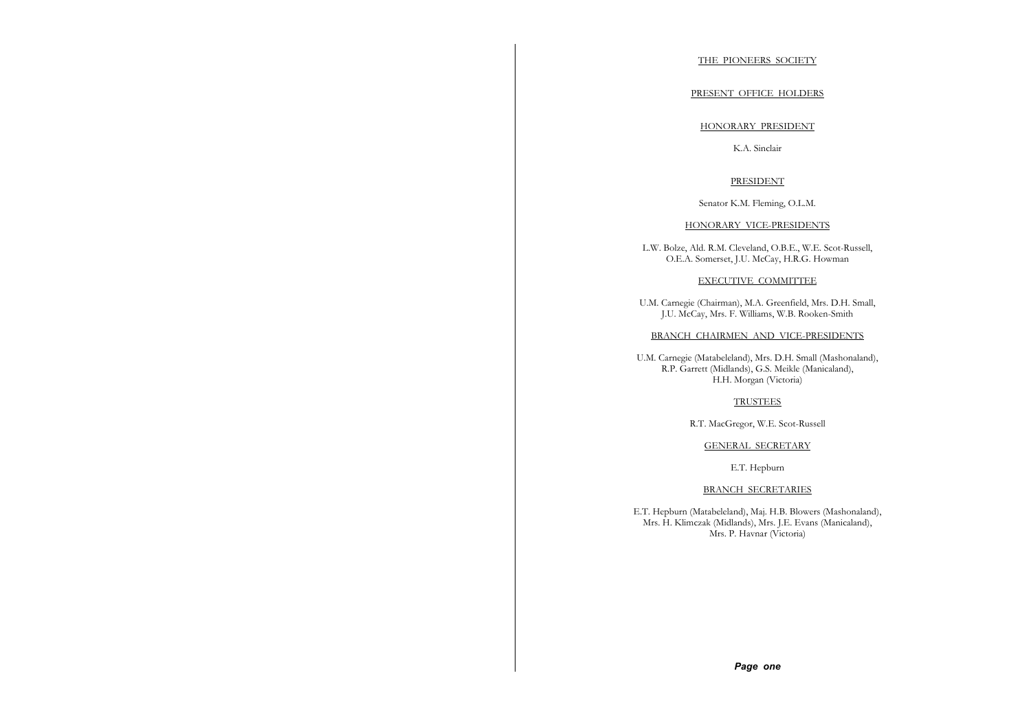# THE PIONEERS SOCIETY

## PRESENT OFFICE HOLDERS

### HONORARY PRESIDENT

K.A. Sinclair

### PRESIDENT

Senator K.M. Fleming, O.L.M.

### HONORARY VICE-PRESIDENTS

L.W. Bolze, Ald. R.M. Cleveland, O.B.E., W.E. Scot-Russell, O.E.A. Somerset, J.U. McCay, H.R.G. Howman

### EXECUTIVE COMMITTEE

U.M. Carnegie (Chairman), M.A. Greenfield, Mrs. D.H. Small, J.U. McCay, Mrs. F. Williams, W.B. Rooken-Smith

### BRANCH CHAIRMEN AND VICE-PRESIDENTS

U.M. Carnegie (Matabeleland), Mrs. D.H. Small (Mashonaland), R.P. Garrett (Midlands), G.S. Meikle (Manicaland), H.H. Morgan (Victoria)

### TRUSTEES

R.T. MacGregor, W.E. Scot-Russell

### GENERAL SECRETARY

E.T. Hepburn

### BRANCH SECRETARIES

E.T. Hepburn (Matabeleland), Maj. H.B. Blowers (Mashonaland), Mrs. H. Klimczak (Midlands), Mrs. J.E. Evans (Manicaland), Mrs. P. Havnar (Victoria)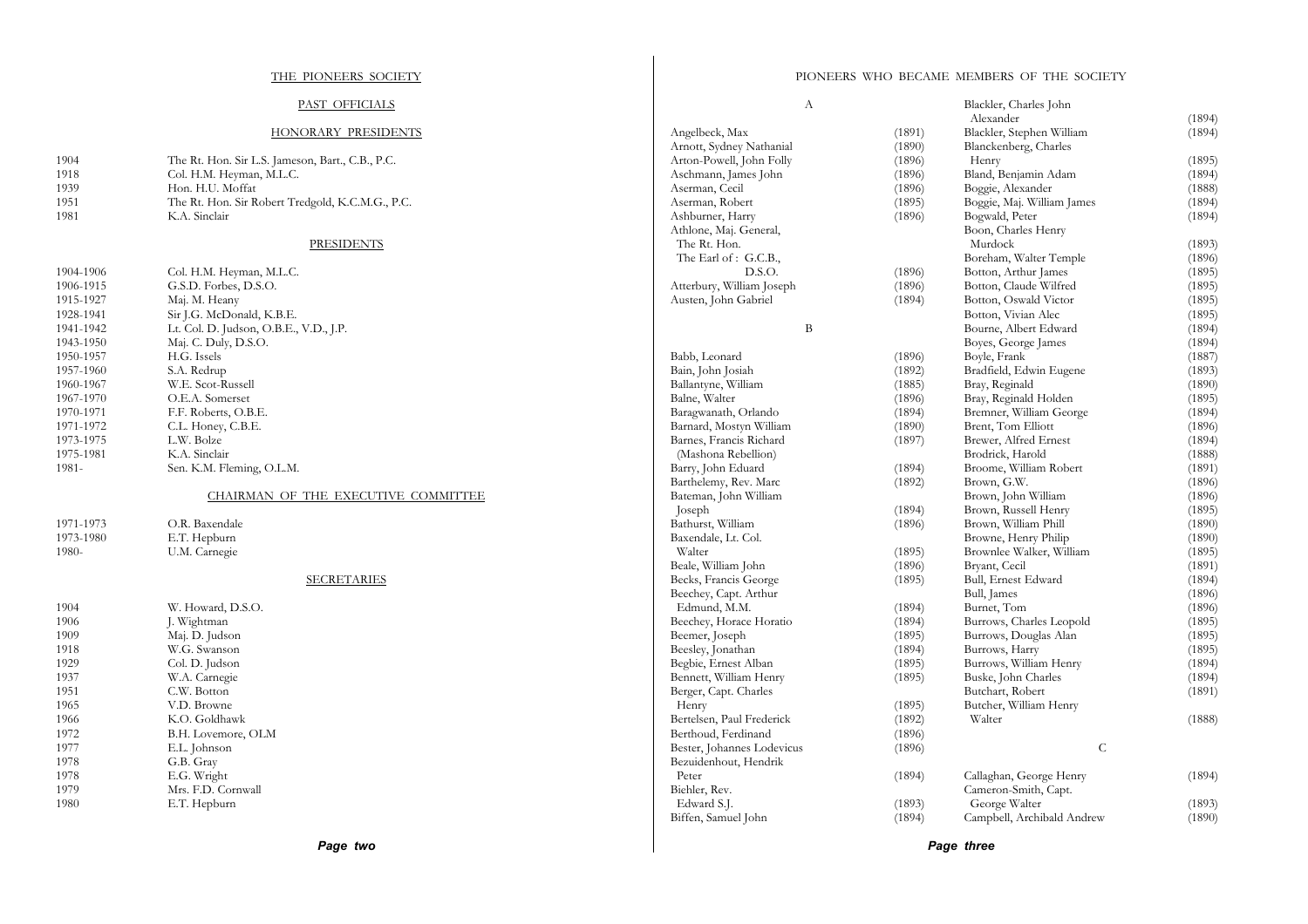# THE PIONEERS SOCIETY

## PAST OFFICIALS

### HONORARY PRESIDENTS

| | |
|---|---|
| 1904 | The Rt. Hon. Sir L.S. Jameson, Bart., C.B., P.C. |
| 1918 | Col. H.M. Heyman, M.L.C. |
| 1939 | Hon. H.U. Moffat |
| 1951 | The Rt. Hon. Sir Robert Tredgold, K.C.M.G., P.C. |
| 1981 | K.A. Sinclair |

### PRESIDENTS

| | |
|---|---|
| 1904-1906 | Col. H.M. Heyman, M.L.C. |
| 1906-1915 | G.S.D. Forbes, D.S.O. |
| 1915-1927 | Maj. M. Heany |
| 1928-1941 | Sir J.G. McDonald, K.B.E. |
| 1941-1942 | Lt. Col. D. Judson, O.B.E., V.D., J.P. |
| 1943-1950 | Maj. C. Duly, D.S.O. |
| 1950-1957 | H.G. Issels |
| 1957-1960 | S.A. Redrup |
| 1960-1967 | W.E. Scot-Russell |
| 1967-1970 | O.E.A. Somerset |
| 1970-1971 | F.F. Roberts, O.B.E. |
| 1971-1972 | C.L. Honey, C.B.E. |
| 1973-1975 | L.W. Bolze |
| 1975-1981 | K.A. Sinclair |
| 1981- | Sen. K.M. Fleming, O.L.M. |

### CHAIRMAN OF THE EXECUTIVE COMMITTEE

| | |
|---|---|
| 1971-1973 | O.R. Baxendale |
| 1973-1980 | E.T. Hepburn |
| 1980- | U.M. Carnegie |

### SECRETARIES

| | |
|---|---|
| 1904 | W. Howard, D.S.O. |
| 1906 | J. Wightman |
| 1909 | Maj. D. Judson |
| 1918 | W.G. Swanson |
| 1929 | Col. D. Judson |
| 1937 | W.A. Carnegie |
| 1951 | C.W. Botton |
| 1965 | V.D. Browne |
| 1966 | K.O. Goldhawk |
| 1972 | B.H. Lovemore, OLM |
| 1977 | E.L. Johnson |
| 1978 | G.B. Gray |
| 1978 | E.G. Wright |
| 1979 | Mrs. F.D. Cornwall |
| 1980 | E.T. Hepburn |

## PIONEERS WHO BECAME MEMBERS OF THE SOCIETY

### A

| | |
|---|---|
| Angelbeck, Max | (1891) |
| Arnott, Sydney Nathanial | (1890) |
| Arton-Powell, John Folly | (1896) |
| Aschmann, James John | (1896) |
| Aserman, Cecil | (1896) |
| Aserman, Robert | (1895) |
| Ashburner, Harry | (1896) |
| Athlone, Maj. General, The Rt. Hon. The Earl of : G.C.B., D.S.O. | (1896) |
| Atterbury, William Joseph | (1896) |
| Austen, John Gabriel | (1894) |

### B

| | |
|---|---|
| Babb, Leonard | (1896) |
| Bain, John Josiah | (1892) |
| Ballantyne, William | (1885) |
| Balne, Walter | (1896) |
| Baragwanath, Orlando | (1894) |
| Barnard, Mostyn William | (1890) |
| Barnes, Francis Richard (Mashona Rebellion) | (1897) |
| Barry, John Eduard | (1894) |
| Barthelemy, Rev. Marc | (1892) |
| Bateman, John William Joseph | (1894) |
| Bathurst, William | (1896) |
| Baxendale, Lt. Col. Walter | (1895) |
| Beale, William John | (1896) |
| Becks, Francis George | (1895) |
| Beechey, Capt. Arthur Edmund, M.M. | (1894) |
| Beechey, Horace Horatio | (1894) |
| Beemer, Joseph | (1895) |
| Beesley, Jonathan | (1894) |
| Begbie, Ernest Alban | (1895) |
| Bennett, William Henry | (1895) |
| Berger, Capt. Charles Henry | (1895) |
| Bertelsen, Paul Frederick | (1892) |
| Berthoud, Ferdinand | (1896) |
| Bester, Johannes Lodevicus | (1896) |
| Bezuidenhout, Hendrik Peter | (1894) |
| Biehler, Rev. Edward S.J. | (1893) |
| Biffen, Samuel John | (1894) |
| Blackler, Charles John Alexander | (1894) |
| Blackler, Stephen William | (1894) |
| Blanckenberg, Charles Henry | (1895) |
| Bland, Benjamin Adam | (1894) |
| Boggie, Alexander | (1888) |
| Boggie, Maj. William James | (1894) |
| Bogwald, Peter | (1894) |
| Boon, Charles Henry Murdock | (1893) |
| Boreham, Walter Temple | (1896) |
| Botton, Arthur James | (1895) |
| Botton, Claude Wilfred | (1895) |
| Botton, Oswald Victor | (1895) |
| Botton, Vivian Alec | (1895) |
| Bourne, Albert Edward | (1894) |
| Boyes, George James | (1894) |
| Boyle, Frank | (1887) |
| Bradfield, Edwin Eugene | (1893) |
| Bray, Reginald | (1890) |
| Bray, Reginald Holden | (1895) |
| Bremner, William George | (1894) |
| Brent, Tom Elliott | (1896) |
| Brewer, Alfred Ernest | (1894) |
| Brodrick, Harold | (1888) |
| Broome, William Robert | (1891) |
| Brown, G.W. | (1896) |
| Brown, John William | (1896) |
| Brown, Russell Henry | (1895) |
| Brown, William Phill | (1890) |
| Browne, Henry Philip | (1890) |
| Brownlee Walker, William | (1895) |
| Bryant, Cecil | (1891) |
| Bull, Ernest Edward | (1894) |
| Bull, James | (1896) |
| Burnet, Tom | (1896) |
| Burrows, Charles Leopold | (1895) |
| Burrows, Douglas Alan | (1895) |
| Burrows, Harry | (1895) |
| Burrows, William Henry | (1894) |
| Buske, John Charles | (1894) |
| Butchart, Robert | (1891) |
| Butcher, William Henry Walter | (1888) |

### C

| | |
|---|---|
| Callaghan, George Henry | (1894) |
| Cameron-Smith, Capt. George Walter | (1893) |
| Campbell, Archibald Andrew | (1890) |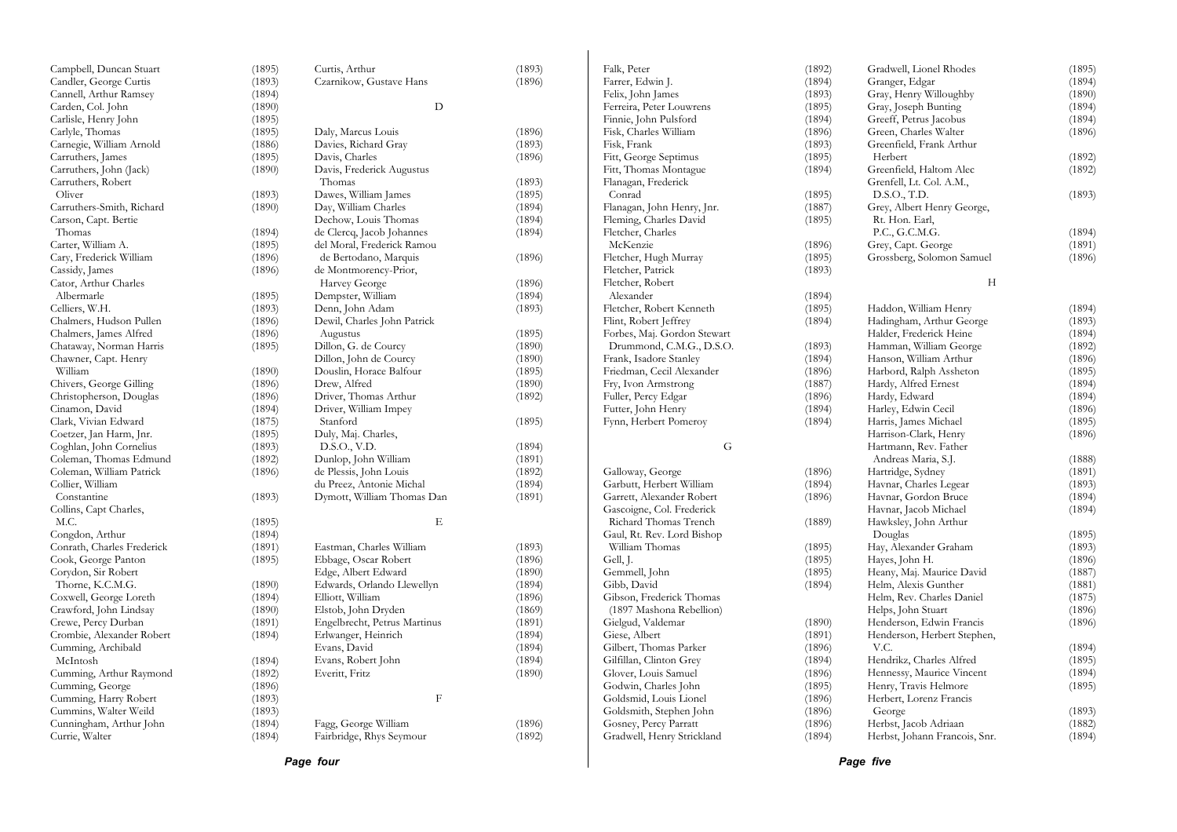Campbell, Duncan Stuart (1895)
Candler, George Curtis (1893)
Cannell, Arthur Ramsey (1894)
Carden, Col. John (1890)
Carlisle, Henry John (1895)
Carlyle, Thomas (1895)
Carnegie, William Arnold (1886)
Carruthers, James (1895)
Carruthers, John (Jack) (1890)
Carruthers, Robert Oliver (1893)
Carruthers-Smith, Richard (1890)
Carson, Capt. Bertie Thomas (1894)
Carter, William A. (1895)
Cary, Frederick William (1896)
Cassidy, James (1896)
Cator, Arthur Charles Albermarle (1895)
Celliers, W.H. (1893)
Chalmers, Hudson Pullen (1896)
Chalmers, James Alfred (1896)
Chataway, Norman Harris (1895)
Chawner, Capt. Henry William (1890)
Chivers, George Gilling (1896)
Christopherson, Douglas (1896)
Cinamon, David (1894)
Clark, Vivian Edward (1875)
Coetzer, Jan Harm, Jnr. (1895)
Coghlan, John Cornelius (1893)
Coleman, Thomas Edmund (1892)
Coleman, William Patrick (1896)
Collier, William Constantine (1893)
Collins, Capt Charles, M.C. (1895)
Congdon, Arthur (1894)
Conrath, Charles Frederick (1891)
Cook, George Panton (1895)
Corydon, Sir Robert Thorne, K.C.M.G. (1890)
Coxwell, George Loreth (1894)
Crawford, John Lindsay (1890)
Crewe, Percy Durban (1891)
Crombie, Alexander Robert (1894)
Cumming, Archibald McIntosh (1894)
Cumming, Arthur Raymond (1892)
Cumming, George (1896)
Cumming, Harry Robert (1893)
Cummins, Walter Weild (1893)
Cunningham, Arthur John (1894)
Currie, Walter (1894)
Curtis, Arthur (1893)
Czarnikow, Gustave Hans (1896)

D

Daly, Marcus Louis (1896)
Davies, Richard Gray (1893)
Davis, Charles (1896)
Davis, Frederick Augustus Thomas (1893)
Dawes, William James (1895)
Day, William Charles (1894)
Dechow, Louis Thomas (1894)
de Clercq, Jacob Johannes (1894)
del Moral, Frederick Ramou de Bertodano, Marquis (1896)
de Montmorency-Prior, Harvey George (1896)
Dempster, William (1894)
Denn, John Adam (1893)
Dewil, Charles John Patrick Augustus (1895)
Dillon, G. de Courcy (1890)
Dillon, John de Courcy (1890)
Douslin, Horace Balfour (1895)
Drew, Alfred (1890)
Driver, Thomas Arthur (1892)
Driver, William Impey Stanford (1895)
Duly, Maj. Charles, D.S.O., V.D. (1894)
Dunlop, John William (1891)
de Plessis, John Louis (1892)
du Preez, Antonie Michal (1894)
Dymott, William Thomas Dan (1891)

E

Eastman, Charles William (1893)
Ebbage, Oscar Robert (1896)
Edge, Albert Edward (1890)
Edwards, Orlando Llewellyn (1894)
Elliott, William (1896)
Elstob, John Dryden (1869)
Engelbrecht, Petrus Martinus (1891)
Erlwanger, Heinrich (1894)
Evans, David (1894)
Evans, Robert John (1894)
Everitt, Fritz (1890)

F

Fagg, George William (1896)
Fairbridge, Rhys Seymour (1892)
Falk, Peter (1892)
Farrer, Edwin J. (1894)
Felix, John James (1893)
Ferreira, Peter Louwrens (1895)
Finnie, John Pulsford (1894)
Fisk, Charles William (1896)
Fisk, Frank (1893)
Fitt, George Septimus (1895)
Fitt, Thomas Montague (1894)
Flanagan, Frederick Conrad (1895)
Flanagan, John Henry, Jnr. (1887)
Fleming, Charles David (1895)
Fletcher, Charles McKenzie (1896)
Fletcher, Hugh Murray (1895)
Fletcher, Patrick (1893)
Fletcher, Robert Alexander (1894)
Fletcher, Robert Kenneth (1895)
Flint, Robert Jeffrey (1894)
Forbes, Maj. Gordon Stewart Drummond, C.M.G., D.S.O. (1893)
Frank, Isadore Stanley (1894)
Friedman, Cecil Alexander (1896)
Fry, Ivon Armstrong (1887)
Fuller, Percy Edgar (1896)
Futter, John Henry (1894)
Fynn, Herbert Pomeroy (1894)

G

Galloway, George (1896)
Garbutt, Herbert William (1894)
Garrett, Alexander Robert (1896)
Gascoigne, Col. Frederick Richard Thomas Trench (1889)
Gaul, Rt. Rev. Lord Bishop William Thomas (1895)
Gell, J. (1895)
Gemmell, John (1895)
Gibb, David (1894)
Gibson, Frederick Thomas (1897 Mashona Rebellion)
Gielgud, Valdemar (1890)
Giese, Albert (1891)
Gilbert, Thomas Parker (1896)
Gilfillan, Clinton Grey (1894)
Glover, Louis Samuel (1896)
Godwin, Charles John (1895)
Goldsmid, Louis Lionel (1896)
Goldsmith, Stephen John (1896)
Gosney, Percy Parratt (1896)
Gradwell, Henry Strickland (1894)
Gradwell, Lionel Rhodes (1895)
Granger, Edgar (1894)
Gray, Henry Willoughby (1890)
Gray, Joseph Bunting (1894)
Greeff, Petrus Jacobus (1894)
Green, Charles Walter (1896)
Greenfield, Frank Arthur Herbert (1892)
Greenfield, Haltom Alec (1892)
Grenfell, Lt. Col. A.M., D.S.O., T.D. (1893)
Grey, Albert Henry George, Rt. Hon. Earl, P.C., G.C.M.G. (1894)
Grey, Capt. George (1891)
Grossberg, Solomon Samuel (1896)

H

Haddon, William Henry (1894)
Hadingham, Arthur George (1893)
Halder, Frederick Heine (1894)
Hamman, William George (1892)
Hanson, William Arthur (1896)
Harbord, Ralph Assheton (1895)
Hardy, Alfred Ernest (1894)
Hardy, Edward (1894)
Harley, Edwin Cecil (1896)
Harris, James Michael (1895)
Harrison-Clark, Henry (1896)
Hartmann, Rev. Father Andreas Maria, S.J. (1888)
Hartridge, Sydney (1891)
Havnar, Charles Legear (1893)
Havnar, Gordon Bruce (1894)
Havnar, Jacob Michael (1894)
Hawksley, John Arthur Douglas (1895)
Hay, Alexander Graham (1893)
Hayes, John H. (1896)
Heany, Maj. Maurice David (1887)
Helm, Alexis Gunther (1881)
Helm, Rev. Charles Daniel (1875)
Helps, John Stuart (1896)
Henderson, Edwin Francis (1896)
Henderson, Herbert Stephen, V.C. (1894)
Hendrikz, Charles Alfred (1895)
Hennessy, Maurice Vincent (1894)
Henry, Travis Helmore (1895)
Herbert, Lorenz Francis George (1893)
Herbst, Jacob Adriaan (1882)
Herbst, Johann Francois, Snr. (1894)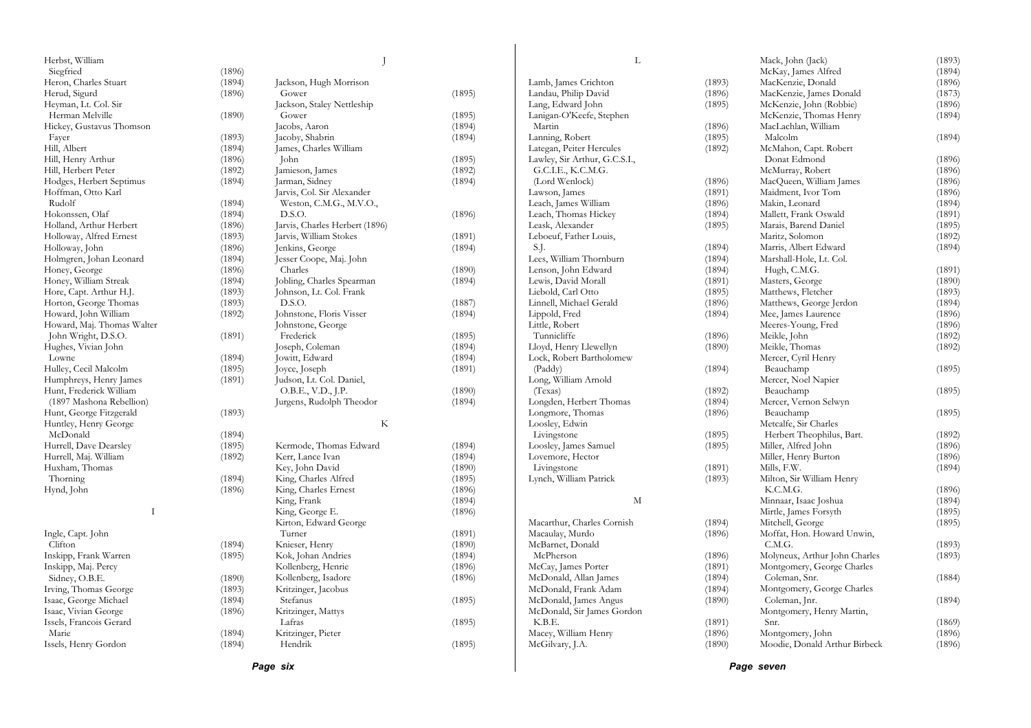Herbst, William Siegfried (1896)
Heron, Charles Stuart (1894)
Herud, Sigurd (1896)
Heyman, Lt. Col. Sir Herman Melville (1890)
Hickey, Gustavus Thomson Fayer (1893)
Hill, Albert (1894)
Hill, Henry Arthur (1896)
Hill, Herbert Peter (1892)
Hodges, Herbert Septimus (1894)
Hoffman, Otto Karl Rudolf (1894)
Hokonssen, Olaf (1894)
Holland, Arthur Herbert (1896)
Holloway, Alfred Ernest (1893)
Holloway, John (1896)
Holmgren, Johan Leonard (1894)
Honey, George (1896)
Honey, William Streak (1894)
Hore, Capt. Arthur H.J. (1893)
Horton, George Thomas (1893)
Howard, John William (1892)
Howard, Maj. Thomas Walter John Wright, D.S.O. (1891)
Hughes, Vivian John Lowne (1894)
Hulley, Cecil Malcolm (1895)
Humphreys, Henry James (1891)
Hunt, Frederick William (1897 Mashona Rebellion)
Hunt, George Fitzgerald (1893)
Huntley, Henry George McDonald (1894)
Hurrell, Dave Dearsley (1895)
Hurrell, Maj. William (1892)
Huxham, Thomas Thorning (1894)
Hynd, John (1896)

## I

Ingle, Capt. John Clifton (1894)
Inskipp, Frank Warren (1895)
Inskipp, Maj. Percy Sidney, O.B.E. (1890)
Irving, Thomas George (1893)
Isaac, George Michael (1894)
Isaac, Vivian George (1896)
Issels, Francois Gerard Marie (1894)
Issels, Henry Gordon (1894)

## J

Jackson, Hugh Morrison Gower (1895)
Jackson, Staley Nettleship Gower (1895)
Jacobs, Aaron (1894)
Jacoby, Shabrin (1894)
James, Charles William John (1895)
Jamieson, James (1892)
Jarman, Sidney (1894)
Jarvis, Col. Sir Alexander Weston, C.M.G., M.V.O., D.S.O. (1896)
Jarvis, Charles Herbert (1896)
Jarvis, William Stokes (1891)
Jenkins, George (1894)
Jesser Coope, Maj. John Charles (1890)
Jobling, Charles Spearman (1894)
Johnson, Lt. Col. Frank D.S.O. (1887)
Johnstone, Floris Visser (1894)
Johnstone, George Frederick (1895)
Joseph, Coleman (1894)
Jowitt, Edward (1894)
Joyce, Joseph (1891)
Judson, Lt. Col. Daniel, O.B.E., V.D., J.P. (1890)
Jurgens, Rudolph Theodor (1894)

## K

Kermode, Thomas Edward (1894)
Kerr, Lance Ivan (1894)
Key, John David (1890)
King, Charles Alfred (1895)
King, Charles Ernest (1896)
King, Frank (1894)
King, George E. (1896)
Kirton, Edward George Turner (1891)
Knieser, Henry (1890)
Kok, Johan Andries (1894)
Kollenberg, Henrie (1896)
Kollenberg, Isadore (1896)
Kritzinger, Jacobus Stefanus (1895)
Kritzinger, Mattys Lafras (1895)
Kritzinger, Pieter Hendrik (1895)

## L

Lamb, James Crichton (1893)
Landau, Philip David (1896)
Lang, Edward John (1895)
Lanigan-O'Keefe, Stephen Martin (1896)
Lanning, Robert (1895)
Lategan, Peiter Hercules (1892)
Lawley, Sir Arthur, G.C.S.I., G.C.I.E., K.C.M.G. (Lord Wenlock) (1896)
Lawson, James (1891)
Leach, James William (1896)
Leach, Thomas Hickey (1894)
Leask, Alexander (1895)
Leboeuf, Father Louis, S.J. (1894)
Lees, William Thornburn (1894)
Lenson, John Edward (1894)
Lewis, David Morall (1891)
Liebold, Carl Otto (1895)
Linnell, Michael Gerald (1896)
Lippold, Fred (1894)
Little, Robert Tunnicliffe (1896)
Lloyd, Henry Llewellyn (1890)
Lock, Robert Bartholomew (Paddy) (1894)
Long, William Arnold (Texas) (1892)
Longden, Herbert Thomas (1894)
Longmore, Thomas (1896)
Loosley, Edwin Livingstone (1895)
Loosley, James Samuel (1895)
Lovemore, Hector Livingstone (1891)
Lynch, William Patrick (1893)

## M

Macarthur, Charles Cornish (1894)
Macaulay, Murdo (1896)
McBarnet, Donald McPherson (1896)
McCay, James Porter (1891)
McDonald, Allan James (1894)
McDonald, Frank Adam (1894)
McDonald, James Angus (1890)
McDonald, Sir James Gordon K.B.E. (1891)
Macey, William Henry (1896)
McGilvary, J.A. (1890)
Mack, John (Jack) (1893)
McKay, James Alfred (1894)
MacKenzie, Donald (1896)
MacKenzie, James Donald (1873)
McKenzie, John (Robbie) (1896)
McKenzie, Thomas Henry (1894)
MacLachlan, William Malcolm (1894)
McMahon, Capt. Robert Donat Edmond (1896)
McMurray, Robert (1896)
MacQueen, William James (1896)
Maidment, Ivor Tom (1896)
Makin, Leonard (1894)
Mallett, Frank Oswald (1891)
Marais, Barend Daniel (1895)
Maritz, Solomon (1892)
Marris, Albert Edward (1894)
Marshall-Hole, Lt. Col. Hugh, C.M.G. (1891)
Masters, George (1890)
Matthews, Fletcher (1893)
Matthews, George Jerdon (1894)
Mee, James Laurence (1896)
Meeres-Young, Fred (1896)
Meikle, John (1892)
Meikle, Thomas (1892)
Mercer, Cyril Henry Beauchamp (1895)
Mercer, Noel Napier Beauchamp (1895)
Mercer, Vernon Selwyn Beauchamp (1895)
Metcalfe, Sir Charles Herbert Theophilus, Bart. (1892)
Miller, Alfred John (1896)
Miller, Henry Burton (1896)
Mills, F.W. (1894)
Milton, Sir William Henry K.C.M.G. (1896)
Minnaar, Isaac Joshua (1894)
Mirtle, James Forsyth (1895)
Mitchell, George (1895)
Moffat, Hon. Howard Unwin, C.M.G. (1893)
Molyneux, Arthur John Charles (1893)
Montgomery, George Charles Coleman, Snr. (1884)
Montgomery, George Charles Coleman, Jnr. (1894)
Montgomery, Henry Martin, Snr. (1869)
Montgomery, John (1896)
Moodie, Donald Arthur Birbeck (1896)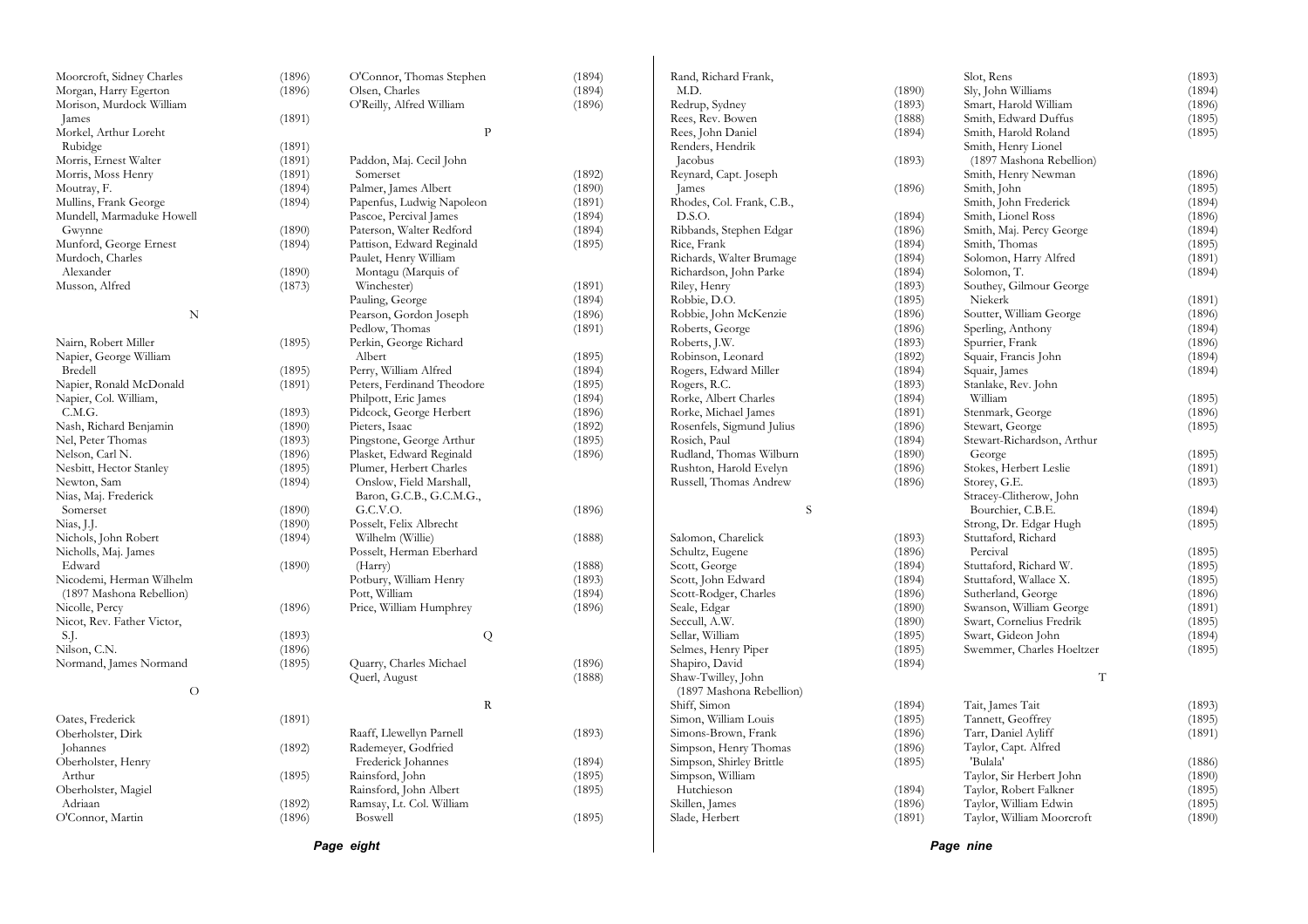Moorcroft, Sidney Charles (1896)
Morgan, Harry Egerton (1896)
Morison, Murdock William James (1891)
Morkel, Arthur Loreht Rubidge (1891)
Morris, Ernest Walter (1891)
Morris, Moss Henry (1891)
Moutray, F. (1894)
Mullins, Frank George (1894)
Mundell, Marmaduke Howell Gwynne (1890)
Munford, George Ernest (1894)
Murdoch, Charles Alexander (1890)
Musson, Alfred (1873)

## N

Nairn, Robert Miller (1895)
Napier, George William Bredell (1895)
Napier, Ronald McDonald (1891)
Napier, Col. William, C.M.G. (1893)
Nash, Richard Benjamin (1890)
Nel, Peter Thomas (1893)
Nelson, Carl N. (1896)
Nesbitt, Hector Stanley (1895)
Newton, Sam (1894)
Nias, Maj. Frederick Somerset (1890)
Nias, J.J. (1890)
Nichols, John Robert (1894)
Nicholls, Maj. James Edward (1890)
Nicodemi, Herman Wilhelm (1897 Mashona Rebellion)
Nicolle, Percy (1896)
Nicot, Rev. Father Victor, S.J. (1893)
Nilson, C.N. (1896)
Normand, James Normand (1895)

## O

Oates, Frederick (1891)
Oberholster, Dirk Johannes (1892)
Oberholster, Henry Arthur (1895)
Oberholster, Magiel Adriaan (1892)
O'Connor, Martin (1896)
O'Connor, Thomas Stephen (1894)
Olsen, Charles (1894)
O'Reilly, Alfred William (1896)

## P

Paddon, Maj. Cecil John Somerset (1892)
Palmer, James Albert (1890)
Papenfus, Ludwig Napoleon (1891)
Pascoe, Percival James (1894)
Paterson, Walter Redford (1894)
Pattison, Edward Reginald (1895)
Paulet, Henry William Montagu (Marquis of Winchester) (1891)
Pauling, George (1894)
Pearson, Gordon Joseph (1896)
Pedlow, Thomas (1891)
Perkin, George Richard Albert (1895)
Perry, William Alfred (1894)
Peters, Ferdinand Theodore (1895)
Philpott, Eric James (1894)
Pidcock, George Herbert (1896)
Pieters, Isaac (1892)
Pingstone, George Arthur (1895)
Plasket, Edward Reginald (1896)
Plumer, Herbert Charles Onslow, Field Marshall, Baron, G.C.B., G.C.M.G., G.C.V.O. (1896)
Posselt, Felix Albrecht Wilhelm (Willie) (1888)
Posselt, Herman Eberhard (Harry) (1888)
Potbury, William Henry (1893)
Pott, William (1894)
Price, William Humphrey (1896)

## Q

Quarry, Charles Michael (1896)
Querl, August (1888)

## R

Raaff, Llewellyn Parnell (1893)
Rademeyer, Godfried Frederick Johannes (1894)
Rainsford, John (1895)
Rainsford, John Albert (1895)
Ramsay, Lt. Col. William Boswell (1895)
Rand, Richard Frank, M.D. (1890)
Redrup, Sydney (1893)
Rees, Rev. Bowen (1888)
Rees, John Daniel (1894)
Renders, Hendrik Jacobus (1893)
Reynard, Capt. Joseph James (1896)
Rhodes, Col. Frank, C.B., D.S.O. (1894)
Ribbands, Stephen Edgar (1896)
Rice, Frank (1894)
Richards, Walter Brumage (1894)
Richardson, John Parke (1894)
Riley, Henry (1893)
Robbie, D.O. (1895)
Robbie, John McKenzie (1896)
Roberts, George (1896)
Roberts, J.W. (1893)
Robinson, Leonard (1892)
Rogers, Edward Miller (1894)
Rogers, R.C. (1893)
Rorke, Albert Charles (1894)
Rorke, Michael James (1891)
Rosenfels, Sigmund Julius (1896)
Rosich, Paul (1894)
Rudland, Thomas Wilburn (1890)
Rushton, Harold Evelyn (1896)
Russell, Thomas Andrew (1896)

## S

Salomon, Charelick (1893)
Schultz, Eugene (1896)
Scott, George (1894)
Scott, John Edward (1894)
Scott-Rodger, Charles (1896)
Seale, Edgar (1890)
Seccull, A.W. (1890)
Sellar, William (1895)
Selmes, Henry Piper (1895)
Shapiro, David (1894)
Shaw-Twilley, John (1897 Mashona Rebellion)
Shiff, Simon (1894)
Simon, William Louis (1895)
Simons-Brown, Frank (1896)
Simpson, Henry Thomas (1896)
Simpson, Shirley Brittle (1895)
Simpson, William Hutchieson (1894)
Skillen, James (1896)
Slade, Herbert (1891)
Slot, Rens (1893)
Sly, John Williams (1894)
Smart, Harold William (1896)
Smith, Edward Duffus (1895)
Smith, Harold Roland (1895)
Smith, Henry Lionel (1897 Mashona Rebellion)
Smith, Henry Newman (1896)
Smith, John (1895)
Smith, John Frederick (1894)
Smith, Lionel Ross (1896)
Smith, Maj. Percy George (1894)
Smith, Thomas (1895)
Solomon, Harry Alfred (1891)
Solomon, T. (1894)
Southey, Gilmour George Niekerk (1891)
Soutter, William George (1896)
Sperling, Anthony (1894)
Spurrier, Frank (1896)
Squair, Francis John (1894)
Squair, James (1894)
Stanlake, Rev. John William (1895)
Stenmark, George (1896)
Stewart, George (1895)
Stewart-Richardson, Arthur George (1895)
Stokes, Herbert Leslie (1891)
Storey, G.E. (1893)
Stracey-Clitherow, John Bourchier, C.B.E. (1894)
Strong, Dr. Edgar Hugh (1895)
Stuttaford, Richard Percival (1895)
Stuttaford, Richard W. (1895)
Stuttaford, Wallace X. (1895)
Sutherland, George (1896)
Swanson, William George (1891)
Swart, Cornelius Fredrik (1895)
Swart, Gideon John (1894)
Swemmer, Charles Hoeltzer (1895)

## T

Tait, James Tait (1893)
Tannett, Geoffrey (1895)
Tarr, Daniel Ayliff (1891)
Taylor, Capt. Alfred 'Bulala' (1886)
Taylor, Sir Herbert John (1890)
Taylor, Robert Falkner (1895)
Taylor, William Edwin (1895)
Taylor, William Moorcroft (1890)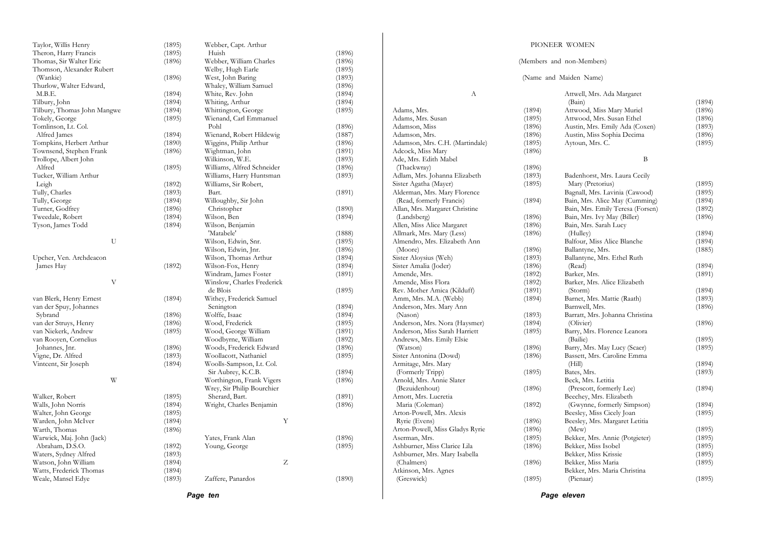Taylor, Willis Henry (1895)
Theron, Harry Francis (1895)
Thomas, Sir Walter Eric (1896)
Thomson, Alexander Rubert (Wankie) (1896)
Thurlow, Walter Edward, M.B.E. (1894)
Tilbury, John (1894)
Tilbury, Thomas John Mangwe (1894)
Tokely, George (1895)
Tomlinson, Lt. Col. Alfred James (1894)
Tompkins, Herbert Arthur (1890)
Townsend, Stephen Frank (1896)
Trollope, Albert John Alfred (1895)
Tucker, William Arthur Leigh (1892)
Tully, Charles (1893)
Tully, George (1894)
Turner, Godfrey (1896)
Tweedale, Robert (1894)
Tyson, James Todd (1894)

U

Upcher, Ven. Archdeacon James Hay (1892)

V

van Blerk, Henry Ernest (1894)
van der Spuy, Johannes Sybrand (1896)
van der Struys, Henry (1896)
van Niekerk, Andrew (1895)
van Rooyen, Cornelius Johannes, Jnr. (1896)
Vigne, Dr. Alfred (1893)
Vintcent, Sir Joseph (1894)

W

Walker, Robert (1895)
Walls, John Norris (1894)
Walter, John George (1895)
Warden, John McIver (1894)
Warth, Thomas (1896)
Warwick, Maj. John (Jack) Abraham, D.S.O. (1892)
Waters, Sydney Alfred (1893)
Watson, John William (1894)
Watts, Frederick Thomas (1894)
Weale, Mansel Edye (1893)
Webber, Capt. Arthur Huish (1896)
Webber, William Charles (1896)
Welby, Hugh Earle (1895)
West, John Baring (1893)
Whaley, William Samuel (1896)
White, Rev. John (1894)
Whiting, Arthur (1894)
Whittington, George (1895)
Wienand, Carl Emmanuel Pohl (1896)
Wienand, Robert Hildewig (1887)
Wiggins, Philip Arthur (1896)
Wightman, John (1891)
Wilkinson, W.E. (1893)
Williams, Alfred Schneider (1896)
Williams, Harry Huntsman (1893)
Williams, Sir Robert, Bart. (1891)
Willoughby, Sir John Christopher (1890)
Wilson, Ben (1894)
Wilson, Benjamin 'Matabele' (1888)
Wilson, Edwin, Snr. (1895)
Wilson, Edwin, Jnr. (1896)
Wilson, Thomas Arthur (1894)
Wilson-Fox, Henry (1894)
Windram, James Foster (1891)
Winslow, Charles Frederick de Blois (1895)
Withey, Frederick Samuel Senington (1894)
Wolffe, Isaac (1894)
Wood, Frederick (1895)
Wood, George William (1891)
Woodbyrne, William (1892)
Woods, Frederick Edward (1896)
Woollacott, Nathaniel (1895)
Woolls-Sampson, Lt. Col. Sir Aubrey, K.C.B. (1894)
Worthington, Frank Vigers (1896)
Wrey, Sir Philip Bourchier Sherard, Bart. (1891)
Wright, Charles Benjamin (1896)

Y

Yates, Frank Alan (1896)
Young, George (1895)

Z

Zaffere, Panardos (1890)

# PIONEER WOMEN

(Members and non-Members)

(Name and Maiden Name)

A

Adams, Mrs. (1894)
Adams, Mrs. Susan (1895)
Adamson, Miss (1896)
Adamson, Mrs. (1896)
Adamson, Mrs. C.H. (Martindale) (1895)
Adcock, Miss Mary (1896)
Ade, Mrs. Edith Mabel (Thackwray) (1896)
Adlam, Mrs. Johanna Elizabeth (1893)
Sister Agatha (Mayer) (1895)
Alderman, Mrs. Mary Florence (Read, formerly Francis) (1894)
Allan, Mrs. Margaret Christine (Landsberg) (1896)
Allen, Miss Alice Margaret (1896)
Allmark, Mrs. Mary (Less) (1896)
Almendro, Mrs. Elizabeth Ann (Moore) (1896)
Sister Aloysius (Weh) (1893)
Sister Amalia (Joder) (1896)
Amende, Mrs. (1892)
Amende, Miss Flora (1892)
Rev. Mother Amica (Kilduff) (1891)
Amm, Mrs. M.A. (Webb) (1894)
Anderson, Mrs. Mary Ann (Nason) (1893)
Anderson, Mrs. Nora (Haysmer) (1894)
Anderson, Miss Sarah Harriett (1895)
Andrews, Mrs. Emily Elsie (Watson) (1896)
Sister Antonina (Dowd) (1896)
Armitage, Mrs. Mary (Formerly Tripp) (1895)
Arnold, Mrs. Annie Slater (Bezuidenhout) (1896)
Arnott, Mrs. Lucretia Maria (Coleman) (1892)
Arton-Powell, Mrs. Alexis Ryrie (Evens) (1896)
Arton-Powell, Miss Gladys Ryrie (1896)
Aserman, Mrs. (1895)
Ashburner, Miss Clarice Lila (1896)
Ashburner, Mrs. Mary Isabella (Chalmers) (1896)
Atkinson, Mrs. Agnes (Greswick) (1895)
Attwell, Mrs. Ada Margaret (Bain) (1894)
Attwood, Miss Mary Muriel (1896)
Attwood, Mrs. Susan Ethel (1896)
Austin, Mrs. Emily Ada (Coxen) (1893)
Austin, Miss Sophia Decima (1896)
Aytoun, Mrs. C. (1895)

B

Badenhorst, Mrs. Laura Cecily Mary (Pretorius) (1895)
Bagnall, Mrs. Lavinia (Cawood) (1895)
Bain, Mrs. Alice May (Cumming) (1894)
Bain, Mrs. Emily Teresa (Forsen) (1892)
Bain, Mrs. Ivy May (Biller) (1896)
Bain, Mrs. Sarah Lucy (Hulley) (1894)
Balfour, Miss Alice Blanche (1894)
Ballantyne, Mrs. (1885)
Ballantyne, Mrs. Ethel Ruth (Read) (1894)
Barker, Mrs. (1891)
Barker, Mrs. Alice Elizabeth (Storm) (1894)
Barnet, Mrs. Mattie (Raath) (1893)
Barnwell, Mrs. (1896)
Barratt, Mrs. Johanna Christina (Olivier) (1896)
Barry, Mrs. Florence Leanora (Bailie) (1895)
Barry, Mrs. May Lucy (Scaer) (1895)
Bassett, Mrs. Caroline Emma (Hill) (1894)
Bates, Mrs. (1893)
Beck, Mrs. Letitia (Prescott, formerly Lee) (1894)
Beechey, Mrs. Elizabeth (Gwynne, formerly Simpson) (1894)
Beesley, Miss Cicely Joan (1895)
Beesley, Mrs. Margaret Letitia (Mew) (1895)
Bekker, Mrs. Annie (Potgieter) (1895)
Bekker, Miss Isobel (1895)
Bekker, Miss Krissie (1895)
Bekker, Miss Maria (1895)
Bekker, Mrs. Maria Christina (Pienaar) (1895)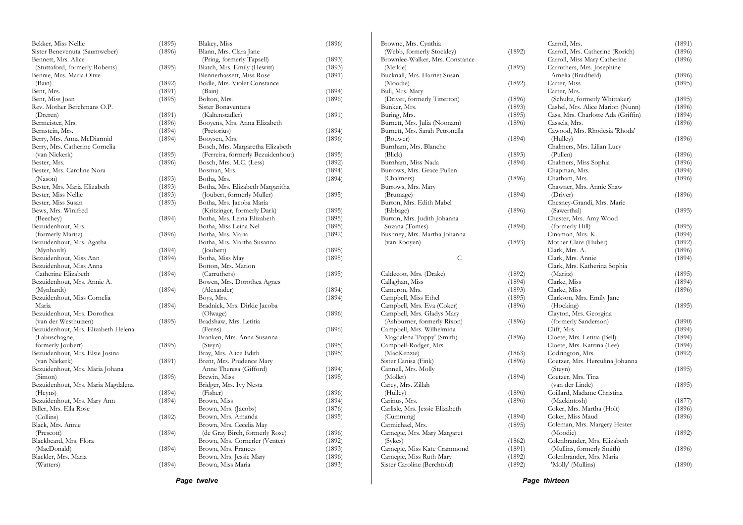Bekker, Miss Nellie (1895)
Sister Benevenuta (Saumweber) (1896)
Bennett, Mrs. Alice
 (Stuttaford, formerly Roberts) (1895)
Bennie, Mrs. Maria Olive
 (Bain) (1892)
Bent, Mrs. (1891)
Bent, Miss Joan (1895)
Rev. Mother Berchmans O.P.
 (Dreren) (1891)
Bermeister, Mrs. (1896)
Bernstein, Mrs. (1894)
Berry, Mrs. Anna McDiarmid (1894)
Berry, Mrs. Catherine Cornelia
 (van Niekerk) (1895)
Bester, Mrs. (1896)
Bester, Mrs. Caroline Nora
 (Nason) (1893)
Bester, Mrs. Maria Elizabeth (1893)
Bester, Miss Nellie (1893)
Bester, Miss Susan (1893)
Bews, Mrs. Winifred
 (Beechey) (1894)
Bezuidenhout, Mrs.
 (formerly Maritz) (1896)
Bezuidenhout, Mrs. Agatha
 (Mynhardt) (1894)
Bezuidenhout, Miss Ann (1894)
Bezuidenhout, Miss Anna
 Catherine Elizabeth (1894)
Bezuidenhout, Mrs. Annie A.
 (Mynhardt) (1894)
Bezuidenhout, Miss Cornelia
 Maria (1894)
Bezuidenhout, Mrs. Dorothea
 (van der Westhuizen) (1895)
Bezuidenhout, Mrs. Elizabeth Helena
 (Labuschagne,
 formerly Joubert) (1895)
Bezuidenhout, Mrs. Elsie Josina
 (van Niekerk) (1891)
Bezuidenhout, Mrs. Maria Johana
 (Simon) (1895)
Bezuidenhout, Mrs. Maria Magdalena
 (Heyns) (1894)
Bezuidenhout, Mrs. Mary Ann (1894)
Biller, Mrs. Ella Rose
 (Collins) (1892)
Black, Mrs. Annie
 (Prescott) (1894)
Blackbeard, Mrs. Flora
 (MacDonald) (1894)
Blackler, Mrs. Maria
 (Watters) (1894)

Blakey, Miss (1896)
Blann, Mrs. Clara Jane
 (Pring, formerly Tapsell) (1893)
Blatch, Mrs. Emily (Hewitt) (1893)
Blennerhassett, Miss Rose (1891)
Bodle, Mrs. Violet Constance
 (Bain) (1894)
Bolton, Mrs. (1896)
Sister Bonaventura
 (Kaltenstadler) (1891)
Booyens, Mrs. Anna Elizabeth
 (Pretorius) (1894)
Booysen, Mrs. (1896)
Bosch, Mrs. Margaretha Elizabeth
 (Ferreira, formerly Bezuidenhout) (1895)
Bosch, Mrs. M.C. (Less) (1892)
Bosman, Mrs. (1894)
Botha, Mrs. (1894)
Botha, Mrs. Elizabeth Margaritha
 (Joubert, formerly Muller) (1895)
Botha, Mrs. Jacoba Maria
 (Kritzinger, formerly Dark) (1895)
Botha, Mrs. Leina Elizabeth (1895)
Botha, Miss Leina Nel (1895)
Botha, Mrs. Maria (1892)
Botha, Mrs. Martha Susanna
 (Joubert) (1895)
Botha, Miss May (1895)
Botton, Mrs. Marion
 (Carruthers) (1895)
Bowen, Mrs. Dorothea Agnes
 (Alexander) (1894)
Boys, Mrs. (1894)
Bradnick, Mrs. Dirkie Jacoba
 (Olwage) (1896)
Bradshaw, Mrs. Letitia
 (Ferns) (1896)
Branken, Mrs. Anna Susanna
 (Steyn) (1895)
Bray, Mrs. Alice Edith (1895)
Brent, Mrs. Prudence Mary
 Anne Theresa (Gifford) (1894)
Brewin, Miss (1895)
Bridger, Mrs. Ivy Nesta
 (Fisher) (1896)
Brown, Miss (1894)
Brown, Mrs. (Jacobs) (1876)
Brown, Mrs. Amanda (1895)
Brown, Mrs. Cecelia May
 (de Gray Birch, formerly Rose) (1896)
Brown, Mrs. Cornerler (Venter) (1892)
Brown, Mrs. Frances (1893)
Brown, Mrs. Jessie Mary (1896)
Brown, Miss Maria (1893)

Browne, Mrs. Cynthia
 (Webb, formerly Stockley) (1892)
Brownlee-Walker, Mrs. Constance
 (Meikle) (1895)
Bucknall, Mrs. Harriet Susan
 (Moodie) (1892)
Bull, Mrs. Mary
 (Driver, formerly Titterton) (1896)
Bunker, Mrs. (1893)
Buring, Mrs. (1895)
Burnett, Mrs. Julia (Noonam) (1896)
Burnett, Mrs. Sarah Petronella
 (Bouwer) (1894)
Burnham, Mrs. Blanche
 (Blick) (1893)
Burnham, Miss Nada (1894)
Burrows, Mrs. Grace Pullen
 (Chalmers) (1896)
Burrows, Mrs. Mary
 (Brumage) (1894)
Burton, Mrs. Edith Mabel
 (Ebbage) (1896)
Burton, Mrs. Judith Johanna
 Suzana (Tomes) (1894)
Bushney, Mrs. Martha Johanna
 (van Rooyen) (1893)

## C

Caldecott, Mrs. (Drake) (1892)
Callaghan, Miss (1894)
Cameron, Mrs. (1893)
Campbell, Miss Ethel (1895)
Campbell, Mrs. Eva (Coker) (1896)
Campbell, Mrs. Gladys Mary
 (Ashburner, formerly Rixon) (1896)
Campbell, Mrs. Wilhelmina
 Magdalena 'Poppy' (Smith) (1896)
Campbell-Rodger, Mrs.
 (MacKenzie) (1863)
Sister Canisa (Fink) (1896)
Cannell, Mrs. Molly
 (Mollet) (1894)
Carey, Mrs. Zillah
 (Hulley) (1896)
Carinus, Mrs. (1896)
Carlisle, Mrs. Jessie Elizabeth
 (Cumming) (1894)
Carmichael, Mrs. (1895)
Carnegie, Mrs. Mary Margaret
 (Sykes) (1862)
Carnegie, Miss Kate Crammond (1891)
Carnegie, Miss Ruth Mary (1892)
Sister Caroline (Berchtold) (1892)

Carroll, Mrs. (1891)
Carroll, Mrs. Catherine (Rorich) (1896)
Carroll, Miss Mary Catherine (1896)
Carruthers, Mrs. Josephine
 Amelia (Bradfield) (1896)
Carter, Miss (1895)
Carter, Mrs.
 (Schultz, formerly Whittaker) (1895)
Cashel, Mrs. Alice Marion (Nunn) (1896)
Cass, Mrs. Charlotte Ada (Griffin) (1894)
Cassels, Mrs. (1896)
Cawood, Mrs. Rhodesia 'Rhoda'
 (Hulley) (1896)
Chalmers, Mrs. Lilian Lucy
 (Pullen) (1896)
Chalmers, Miss Sophia (1896)
Chapman, Mrs. (1894)
Chatham, Mrs. (1896)
Chawner, Mrs. Annie Shaw
 (Driver) (1896)
Chesney-Grandi, Mrs. Marie
 (Sawerthal) (1895)
Chester, Mrs. Amy Wood
 (formerly Hill) (1895)
Cinamon, Mrs. K. (1894)
Mother Clare (Huber) (1892)
Clark, Mrs. A. (1896)
Clark, Mrs. Annie (1894)
Clark, Mrs. Katherina Sophia
 (Maritz) (1895)
Clarke, Miss (1894)
Clarke, Miss (1896)
Clarkson, Mrs. Emily Jane
 (Hocking) (1895)
Clayton, Mrs. Georgina
 (formerly Sanderson) (1890)
Cliff, Mrs. (1894)
Cloete, Mrs. Letitia (Bell) (1894)
Cloete, Mrs. Katrina (Lee) (1894)
Codrington, Mrs. (1892)
Coetzer, Mrs. Herculina Johanna
 (Steyn) (1895)
Coetzer, Mrs. Tina
 (van der Linde) (1895)
Coillard, Madame Christina
 (Mackintosh) (1877)
Coker, Mrs. Martha (Holt) (1896)
Coker, Miss Maud (1896)
Coleman, Mrs. Margery Hester
 (Moodie) (1892)
Colenbrander, Mrs. Elizabeth
 (Mullins, formerly Smith) (1896)
Colenbrander, Mrs. Maria
 'Molly' (Mullins) (1890)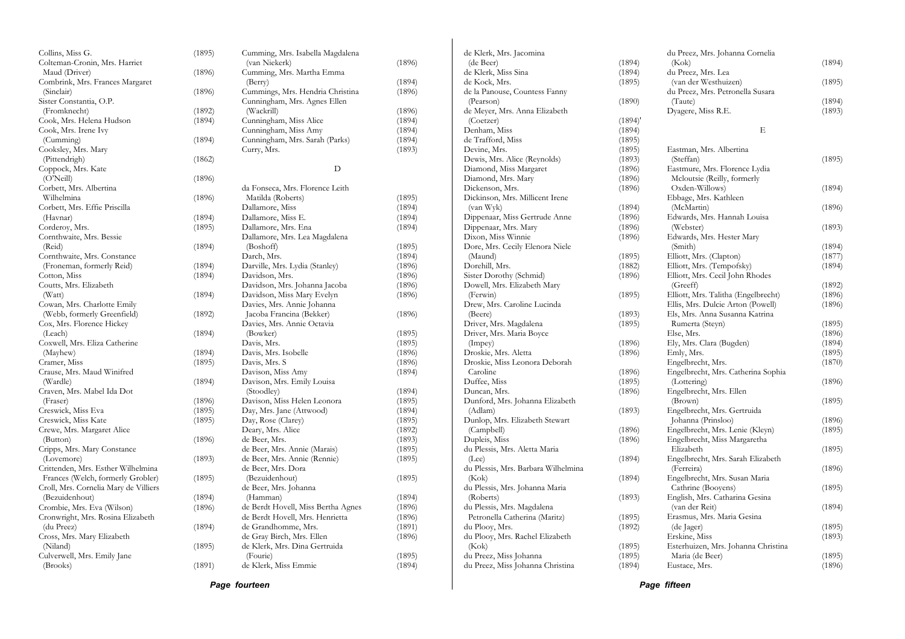| Name | Year |
|---|---|
| Collins, Miss G. | (1895) |
| Colteman-Cronin, Mrs. Harriet Maud (Driver) | (1896) |
| Combrink, Mrs. Frances Margaret (Sinclair) | (1896) |
| Sister Constantia, O.P. (Fromknecht) | (1892) |
| Cook, Mrs. Helena Hudson | (1894) |
| Cook, Mrs. Irene Ivy (Cumming) | (1894) |
| Cooksley, Mrs. Mary (Pittendrigh) | (1862) |
| Coppock, Mrs. Kate (O'Neill) | (1896) |
| Corbett, Mrs. Albertina Wilhelmina | (1896) |
| Corbett, Mrs. Effie Priscilla (Havnar) | (1894) |
| Corderoy, Mrs. | (1895) |
| Cornthwaite, Mrs. Bessie (Reid) | (1894) |
| Cornthwaite, Mrs. Constance (Froneman, formerly Reid) | (1894) |
| Cotton, Miss | (1894) |
| Coutts, Mrs. Elizabeth (Watt) | (1894) |
| Cowan, Mrs. Charlotte Emily (Webb, formerly Greenfield) | (1892) |
| Cox, Mrs. Florence Hickey (Leach) | (1894) |
| Coxwell, Mrs. Eliza Catherine (Mayhew) | (1894) |
| Cramer, Miss | (1895) |
| Crause, Mrs. Maud Winifred (Wardle) | (1894) |
| Craven, Mrs. Mabel Ida Dot (Fraser) | (1896) |
| Creswick, Miss Eva | (1895) |
| Creswick, Miss Kate | (1895) |
| Crewe, Mrs. Margaret Alice (Button) | (1896) |
| Cripps, Mrs. Mary Constance (Lovemore) | (1893) |
| Crittenden, Mrs. Esther Wilhelmina Frances (Welch, formerly Grobler) | (1895) |
| Croll, Mrs. Cornelia Mary de Villiers (Bezuidenhout) | (1894) |
| Crombie, Mrs. Eva (Wilson) | (1896) |
| Cronwright, Mrs. Rosina Elizabeth (du Preez) | (1894) |
| Cross, Mrs. Mary Elizabeth (Niland) | (1895) |
| Culverwell, Mrs. Emily Jane (Brooks) | (1891) |
| Cumming, Mrs. Isabella Magdalena (van Niekerk) | (1896) |
| Cumming, Mrs. Martha Emma (Berry) | (1894) |
| Cummings, Mrs. Hendria Christina | (1896) |
| Cunningham, Mrs. Agnes Ellen (Wackrill) | (1896) |
| Cunningham, Miss Alice | (1894) |
| Cunningham, Miss Amy | (1894) |
| Cunningham, Mrs. Sarah (Parks) | (1894) |
| Curry, Mrs. | (1893) |

## D

| Name | Year |
|---|---|
| da Fonseca, Mrs. Florence Leith Matilda (Roberts) | (1895) |
| Dallamore, Miss | (1894) |
| Dallamore, Miss E. | (1894) |
| Dallamore, Mrs. Ena | (1894) |
| Dallamore, Mrs. Lea Magdalena (Boshoff) | (1895) |
| Darch, Mrs. | (1894) |
| Darville, Mrs. Lydia (Stanley) | (1896) |
| Davidson, Mrs. | (1896) |
| Davidson, Mrs. Johanna Jacoba | (1896) |
| Davidson, Miss Mary Evelyn | (1896) |
| Davies, Mrs. Annie Johanna Jacoba Francina (Bekker) | (1896) |
| Davies, Mrs. Annie Octavia (Bowker) | (1895) |
| Davis, Mrs. | (1895) |
| Davis, Mrs. Isobelle | (1896) |
| Davis, Mrs. S | (1896) |
| Davison, Miss Amy | (1894) |
| Davison, Mrs. Emily Louisa (Stoodley) | (1894) |
| Davison, Miss Helen Leonora | (1895) |
| Day, Mrs. Jane (Attwood) | (1894) |
| Day, Rose (Clarey) | (1895) |
| Deary, Mrs. Alice | (1892) |
| de Beer, Mrs. | (1893) |
| de Beer, Mrs. Annie (Marais) | (1895) |
| de Beer, Mrs. Annie (Rennie) | (1895) |
| de Beer, Mrs. Dora (Bezuidenhout) | (1895) |
| de Beer, Mrs. Johanna (Hamman) | (1894) |
| de Berdt Hovell, Miss Bertha Agnes | (1896) |
| de Berdt Hovell, Mrs. Henrietta | (1896) |
| de Grandhomme, Mrs. | (1891) |
| de Gray Birch, Mrs. Ellen | (1896) |
| de Klerk, Mrs. Dina Gertruida (Fourie) | (1895) |
| de Klerk, Miss Emmie | (1894) |
| de Klerk, Mrs. Jacomina (de Beer) | (1894) |
| de Klerk, Miss Sina | (1894) |
| de Kock, Mrs. | (1895) |
| de la Panouse, Countess Fanny (Pearson) | (1890) |
| de Meyer, Mrs. Anna Elizabeth (Coetzer) | (1894)' |
| Denham, Miss | (1894) |
| de Trafford, Miss | (1895) |
| Devine, Mrs. | (1895) |
| Dewis, Mrs. Alice (Reynolds) | (1893) |
| Diamond, Miss Margaret | (1896) |
| Diamond, Mrs. Mary | (1896) |
| Dickenson, Mrs. | (1896) |
| Dickinson, Mrs. Millicent Irene (van Wyk) | (1894) |
| Dippenaar, Miss Gertrude Anne | (1896) |
| Dippenaar, Mrs. Mary | (1896) |
| Dixon, Miss Winnie | (1896) |
| Dore, Mrs. Cecily Elenora Niele (Maund) | (1895) |
| Dorehill, Mrs. | (1882) |
| Sister Dorothy (Schmid) | (1896) |
| Dowell, Mrs. Elizabeth Mary (Ferwin) | (1895) |
| Drew, Mrs. Caroline Lucinda (Beere) | (1893) |
| Driver, Mrs. Magdalena | (1895) |
| Driver, Mrs. Maria Boyce (Impey) | (1896) |
| Droskie, Mrs. Aletta | (1896) |
| Droskie, Miss Leonora Deborah Caroline | (1896) |
| Duffee, Miss | (1895) |
| Duncan, Mrs. | (1896) |
| Dunford, Mrs. Johanna Elizabeth (Adlam) | (1893) |
| Dunlop, Mrs. Elizabeth Stewart (Campbell) | (1896) |
| Dupleis, Miss | (1896) |
| du Plessis, Mrs. Aletta Maria (Lee) | (1894) |
| du Plessis, Mrs. Barbara Wilhelmina (Kok) | (1894) |
| du Plessis, Mrs. Johanna Maria (Roberts) | (1893) |
| du Plessis, Mrs. Magdalena Petronella Catherina (Maritz) | (1895) |
| du Plooy, Mrs. | (1892) |
| du Plooy, Mrs. Rachel Elizabeth (Kok) | (1895) |
| du Preez, Miss Johanna | (1895) |
| du Preez, Miss Johanna Christina | (1894) |
| du Preez, Mrs. Johanna Cornelia (Kok) | (1894) |
| du Preez, Mrs. Lea (van der Westhuizen) | (1895) |
| du Preez, Mrs. Petronella Susara (Taute) | (1894) |
| Dyagere, Miss R.E. | (1893) |

## E

| Name | Year |
|---|---|
| Eastman, Mrs. Albertina (Steffan) | (1895) |
| Eastmure, Mrs. Florence Lydia Mcloutsie (Reilly, formerly Oxden-Willows) | (1894) |
| Ebbage, Mrs. Kathleen (McMartin) | (1896) |
| Edwards, Mrs. Hannah Louisa (Webster) | (1893) |
| Edwards, Mrs. Hester Mary (Smith) | (1894) |
| Elliott, Mrs. (Clapton) | (1877) |
| Elliott, Mrs. (Tempofsky) | (1894) |
| Elliott, Mrs. Cecil John Rhodes (Greeff) | (1892) |
| Elliott, Mrs. Talitha (Engelbrecht) | (1896) |
| Ellis, Mrs. Dulcie Arton (Powell) | (1896) |
| Els, Mrs. Anna Susanna Katrina Rumerta (Steyn) | (1895) |
| Else, Mrs. | (1896) |
| Ely, Mrs. Clara (Bugden) | (1894) |
| Emly, Mrs. | (1895) |
| Engelbrecht, Mrs. | (1870) |
| Engelbrecht, Mrs. Catherina Sophia (Lottering) | (1896) |
| Engelbrecht, Mrs. Ellen (Brown) | (1895) |
| Engelbrecht, Mrs. Gertruida Johanna (Prinsloo) | (1896) |
| Engelbrecht, Mrs. Lenie (Kleyn) | (1895) |
| Engelbrecht, Miss Margaretha Elizabeth | (1895) |
| Engelbrecht, Mrs. Sarah Elizabeth (Ferreira) | (1896) |
| Engelbrecht, Mrs. Susan Maria Cathrine (Booyens) | (1895) |
| English, Mrs. Catharina Gesina (van der Reit) | (1894) |
| Erasmus, Mrs. Maria Gesina (de Jager) | (1895) |
| Erskine, Miss | (1893) |
| Esterhuizen, Mrs. Johanna Christina Maria (de Beer) | (1895) |
| Eustace, Mrs. | (1896) |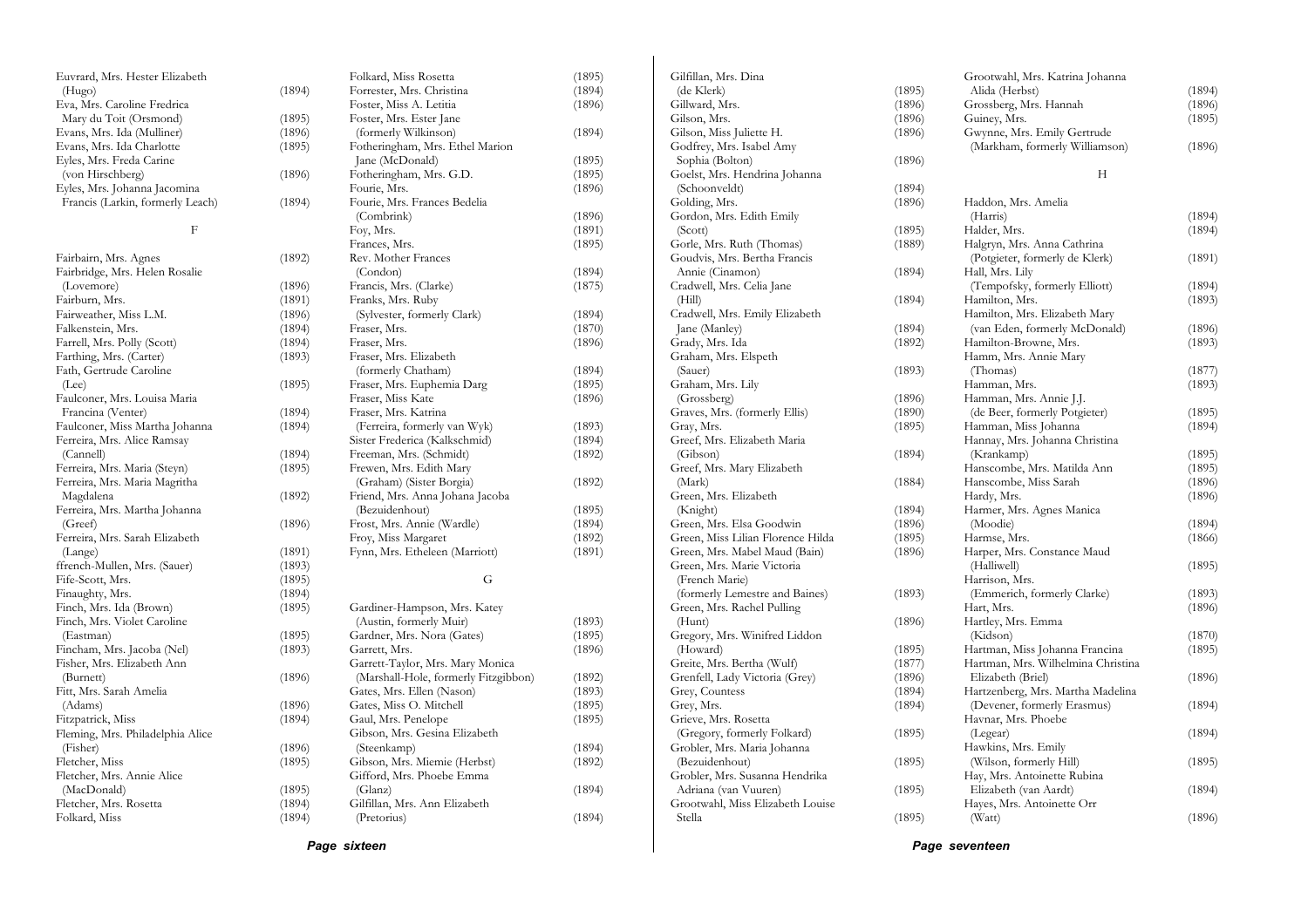Euvrard, Mrs. Hester Elizabeth (Hugo) (1894)
Eva, Mrs. Caroline Fredrica Mary du Toit (Orsmond) (1895)
Evans, Mrs. Ida (Mulliner) (1896)
Evans, Mrs. Ida Charlotte (1895)
Eyles, Mrs. Freda Carine (von Hirschberg) (1896)
Eyles, Mrs. Johanna Jacomina Francis (Larkin, formerly Leach) (1894)

F

Fairbairn, Mrs. Agnes (1892)
Fairbridge, Mrs. Helen Rosalie (Lovemore) (1896)
Fairburn, Mrs. (1891)
Fairweather, Miss L.M. (1896)
Falkenstein, Mrs. (1894)
Farrell, Mrs. Polly (Scott) (1894)
Farthing, Mrs. (Carter) (1893)
Fath, Gertrude Caroline (Lee) (1895)
Faulconer, Mrs. Louisa Maria Francina (Venter) (1894)
Faulconer, Miss Martha Johanna (1894)
Ferreira, Mrs. Alice Ramsay (Cannell) (1894)
Ferreira, Mrs. Maria (Steyn) (1895)
Ferreira, Mrs. Maria Magritha Magdalena (1892)
Ferreira, Mrs. Martha Johanna (Greef) (1896)
Ferreira, Mrs. Sarah Elizabeth (Lange) (1891)
ffrench-Mullen, Mrs. (Sauer) (1893)
Fife-Scott, Mrs. (1895)
Finaughty, Mrs. (1894)
Finch, Mrs. Ida (Brown) (1895)
Finch, Mrs. Violet Caroline (Eastman) (1895)
Fincham, Mrs. Jacoba (Nel) (1893)
Fisher, Mrs. Elizabeth Ann (Burnett) (1896)
Fitt, Mrs. Sarah Amelia (Adams) (1896)
Fitzpatrick, Miss (1894)
Fleming, Mrs. Philadelphia Alice (Fisher) (1896)
Fletcher, Miss (1895)
Fletcher, Mrs. Annie Alice (MacDonald) (1895)
Fletcher, Mrs. Rosetta (1894)
Folkard, Miss (1894)
Folkard, Miss Rosetta (1895)
Forrester, Mrs. Christina (1894)
Foster, Miss A. Letitia (1896)
Foster, Mrs. Ester Jane (formerly Wilkinson) (1894)
Fotheringham, Mrs. Ethel Marion Jane (McDonald) (1895)
Fotheringham, Mrs. G.D. (1895)
Fourie, Mrs. (1896)
Fourie, Mrs. Frances Bedelia (Combrink) (1896)
Foy, Mrs. (1891)
Frances, Mrs. (1895)
Rev. Mother Frances (Condon) (1894)
Francis, Mrs. (Clarke) (1875)
Franks, Mrs. Ruby (Sylvester, formerly Clark) (1894)
Fraser, Mrs. (1870)
Fraser, Mrs. (1896)
Fraser, Mrs. Elizabeth (formerly Chatham) (1894)
Fraser, Mrs. Euphemia Darg (1895)
Fraser, Miss Kate (1896)
Fraser, Mrs. Katrina (Ferreira, formerly van Wyk) (1893)
Sister Frederica (Kalkschmid) (1894)
Freeman, Mrs. (Schmidt) (1892)
Frewen, Mrs. Edith Mary (Graham) (Sister Borgia) (1892)
Friend, Mrs. Anna Johana Jacoba (Bezuidenhout) (1895)
Frost, Mrs. Annie (Wardle) (1894)
Froy, Miss Margaret (1892)
Fynn, Mrs. Etheleen (Marriott) (1891)

G

Gardiner-Hampson, Mrs. Katey (Austin, formerly Muir) (1893)
Gardner, Mrs. Nora (Gates) (1895)
Garrett, Mrs. (1896)
Garrett-Taylor, Mrs. Mary Monica (Marshall-Hole, formerly Fitzgibbon) (1892)
Gates, Mrs. Ellen (Nason) (1893)
Gates, Miss O. Mitchell (1895)
Gaul, Mrs. Penelope (1895)
Gibson, Mrs. Gesina Elizabeth (Steenkamp) (1894)
Gibson, Mrs. Miemie (Herbst) (1892)
Gifford, Mrs. Phoebe Emma (Glanz) (1894)
Gilfillan, Mrs. Ann Elizabeth (Pretorius) (1894)
Gilfillan, Mrs. Dina (de Klerk) (1895)
Gillward, Mrs. (1896)
Gilson, Mrs. (1896)
Gilson, Miss Juliette H. (1896)
Godfrey, Mrs. Isabel Amy Sophia (Bolton) (1896)
Goelst, Mrs. Hendrina Johanna (Schoonveldt) (1894)
Golding, Mrs. (1896)
Gordon, Mrs. Edith Emily (Scott) (1895)
Gorle, Mrs. Ruth (Thomas) (1889)
Goudvis, Mrs. Bertha Francis Annie (Cinamon) (1894)
Cradwell, Mrs. Celia Jane (Hill) (1894)
Cradwell, Mrs. Emily Elizabeth Jane (Manley) (1894)
Grady, Mrs. Ida (1892)
Graham, Mrs. Elspeth (Sauer) (1893)
Graham, Mrs. Lily (Grossberg) (1896)
Graves, Mrs. (formerly Ellis) (1890)
Gray, Mrs. (1895)
Greef, Mrs. Elizabeth Maria (Gibson) (1894)
Greef, Mrs. Mary Elizabeth (Mark) (1884)
Green, Mrs. Elizabeth (Knight) (1894)
Green, Mrs. Elsa Goodwin (1896)
Green, Miss Lilian Florence Hilda (1895)
Green, Mrs. Mabel Maud (Bain) (1896)
Green, Mrs. Marie Victoria (French Marie) (formerly Lemestre and Baines) (1893)
Green, Mrs. Rachel Pulling (Hunt) (1896)
Gregory, Mrs. Winifred Liddon (Howard) (1895)
Greite, Mrs. Bertha (Wulf) (1877)
Grenfell, Lady Victoria (Grey) (1896)
Grey, Countess (1894)
Grey, Mrs. (1894)
Grieve, Mrs. Rosetta (Gregory, formerly Folkard) (1895)
Grobler, Mrs. Maria Johanna (Bezuidenhout) (1895)
Grobler, Mrs. Susanna Hendrika Adriana (van Vuuren) (1895)
Grootwahl, Miss Elizabeth Louise Stella (1895)
Grootwahl, Mrs. Katrina Johanna Alida (Herbst) (1894)
Grossberg, Mrs. Hannah (1896)
Guiney, Mrs. (1895)
Gwynne, Mrs. Emily Gertrude (Markham, formerly Williamson) (1896)

H

Haddon, Mrs. Amelia (Harris) (1894)
Halder, Mrs. (1894)
Halgryn, Mrs. Anna Cathrina (Potgieter, formerly de Klerk) (1891)
Hall, Mrs. Lily (Tempofsky, formerly Elliott) (1894)
Hamilton, Mrs. (1893)
Hamilton, Mrs. Elizabeth Mary (van Eden, formerly McDonald) (1896)
Hamilton-Browne, Mrs. (1893)
Hamm, Mrs. Annie Mary (Thomas) (1877)
Hamman, Mrs. (1893)
Hamman, Mrs. Annie J.J. (de Beer, formerly Potgieter) (1895)
Hamman, Miss Johanna (1894)
Hannay, Mrs. Johanna Christina (Krankamp) (1895)
Hanscombe, Mrs. Matilda Ann (1895)
Hanscombe, Miss Sarah (1896)
Hardy, Mrs. (1896)
Harmer, Mrs. Agnes Manica (Moodie) (1894)
Harmse, Mrs. (1866)
Harper, Mrs. Constance Maud (Halliwell) (1895)
Harrison, Mrs. (Emmerich, formerly Clarke) (1893)
Hart, Mrs. (1896)
Hartley, Mrs. Emma (Kidson) (1870)
Hartman, Miss Johanna Francina (1895)
Hartman, Mrs. Wilhelmina Christina Elizabeth (Briel) (1896)
Hartzenberg, Mrs. Martha Madelina (Devener, formerly Erasmus) (1894)
Havnar, Mrs. Phoebe (Legear) (1894)
Hawkins, Mrs. Emily (Wilson, formerly Hill) (1895)
Hay, Mrs. Antoinette Rubina Elizabeth (van Aardt) (1894)
Hayes, Mrs. Antoinette Orr (Watt) (1896)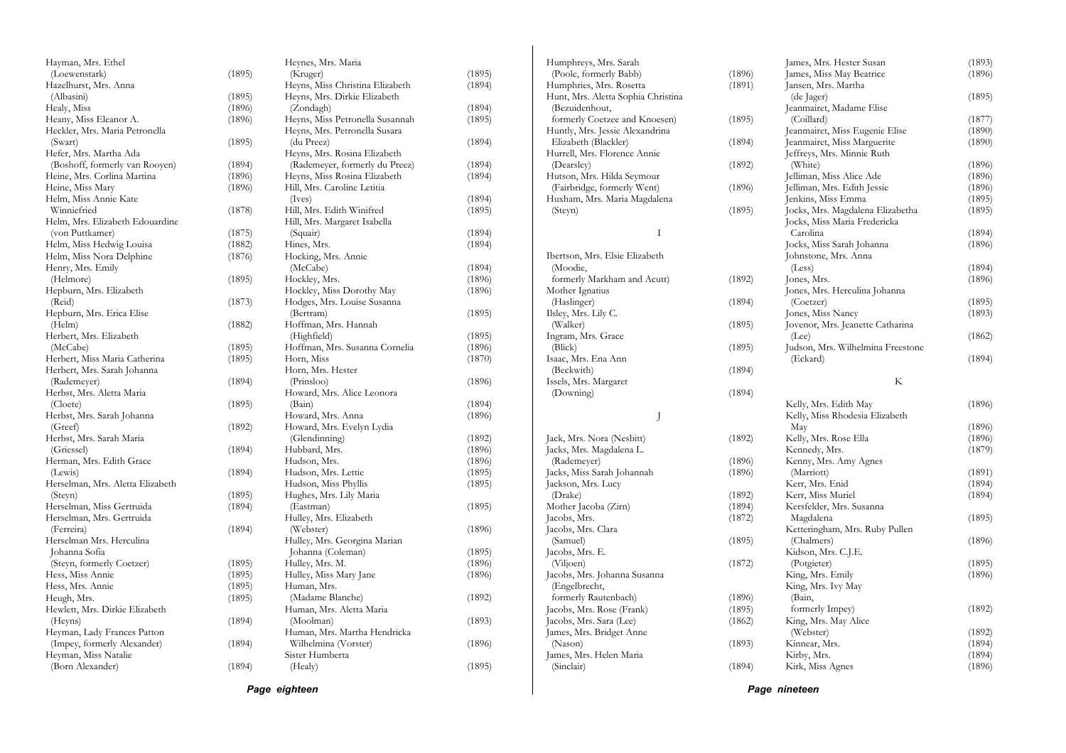Hayman, Mrs. Ethel
(Loewenstark) (1895)
Hazelhurst, Mrs. Anna
(Albasini) (1895)
Healy, Miss (1896)
Heany, Miss Eleanor A. (1896)
Heckler, Mrs. Maria Petronella
(Swart) (1895)
Hefer, Mrs. Martha Ada
(Boshoff, formerly van Rooyen) (1894)
Heine, Mrs. Corlina Martina (1896)
Heine, Miss Mary (1896)
Helm, Miss Annie Kate
Winniefried (1878)
Helm, Mrs. Elizabeth Edouardine
(von Puttkamer) (1875)
Helm, Miss Hedwig Louisa (1882)
Helm, Miss Nora Delphine (1876)
Henry, Mrs. Emily
(Helmore) (1895)
Hepburn, Mrs. Elizabeth
(Reid) (1873)
Hepburn, Mrs. Erica Elise
(Helm) (1882)
Herbert, Mrs. Elizabeth
(McCabe) (1895)
Herbert, Miss Maria Catherina (1895)
Herbert, Mrs. Sarah Johanna
(Rademeyer) (1894)
Herbst, Mrs. Aletta Maria
(Cloete) (1895)
Herbst, Mrs. Sarah Johanna
(Greef) (1892)
Herbst, Mrs. Sarah Maria
(Griessel) (1894)
Herman, Mrs. Edith Grace
(Lewis) (1894)
Herselman, Mrs. Aletta Elizabeth
(Steyn) (1895)
Herselman, Miss Gertruida (1894)
Herselman, Mrs. Gertruida
(Ferreira) (1894)
Herselman Mrs. Herculina
Johanna Sofia
(Steyn, formerly Coetzer) (1895)
Hess, Miss Annie (1895)
Hess, Mrs. Annie (1895)
Heugh, Mrs. (1895)
Hewlett, Mrs. Dirkie Elizabeth
(Heyns) (1894)
Heyman, Lady Frances Patton
(Impey, formerly Alexander) (1894)
Heyman, Miss Natalie
(Born Alexander) (1894)

Heynes, Mrs. Maria
(Kruger) (1895)
Heyns, Miss Christina Elizabeth (1894)
Heyns, Mrs. Dirkie Elizabeth
(Zondagh) (1894)
Heyns, Miss Petronella Susannah (1895)
Heyns, Mrs. Petronella Susara
(du Preez) (1894)
Heyns, Mrs. Rosina Elizabeth
(Rademeyer, formerly du Preez) (1894)
Heyns, Miss Rosina Elizabeth (1894)
Hill, Mrs. Caroline Letitia
(Ives) (1894)
Hill, Mrs. Edith Winifred (1895)
Hill, Mrs. Margaret Isabella
(Squair) (1894)
Hines, Mrs. (1894)
Hocking, Mrs. Annie
(McCabe) (1894)
Hockley, Mrs. (1896)
Hockley, Miss Dorothy May (1896)
Hodges, Mrs. Louise Susanna
(Bertram) (1895)
Hoffman, Mrs. Hannah
(Highfield) (1895)
Hoffman, Mrs. Susanna Cornelia (1896)
Horn, Miss (1870)
Horn, Mrs. Hester
(Prinsloo) (1896)
Howard, Mrs. Alice Leonora
(Bain) (1894)
Howard, Mrs. Anna (1896)
Howard, Mrs. Evelyn Lydia
(Glendinning) (1892)
Hubbard, Mrs. (1896)
Hudson, Mrs. (1896)
Hudson, Mrs. Lettie (1895)
Hudson, Miss Phyllis (1895)
Hughes, Mrs. Lily Maria
(Eastman) (1895)
Hulley, Mrs. Elizabeth
(Webster) (1896)
Hulley, Mrs. Georgina Marian
Johanna (Coleman) (1895)
Hulley, Mrs. M. (1896)
Hulley, Miss Mary Jane (1896)
Human, Mrs.
(Madame Blanche) (1892)
Human, Mrs. Aletta Maria
(Moolman) (1893)
Human, Mrs. Martha Hendricka
Wilhelmina (Vorster) (1896)
Sister Humberta
(Healy) (1895)

Humphreys, Mrs. Sarah
(Poole, formerly Babb) (1896)
Humphries, Mrs. Rosetta (1891)
Hunt, Mrs. Aletta Sophia Christina
(Bezuidenhout,
formerly Coetzee and Knoesen) (1895)
Huntly, Mrs. Jessie Alexandrina
Elizabeth (Blackler) (1894)
Hurrell, Mrs. Florence Annie
(Dearsley) (1892)
Hutson, Mrs. Hilda Seymour
(Fairbridge, formerly Went) (1896)
Huxham, Mrs. Maria Magdalena
(Steyn) (1895)

## I

Ibertson, Mrs. Elsie Elizabeth
(Moodie,
formerly Markham and Acutt) (1892)
Mother Ignatius
(Haslinger) (1894)
Ilsley, Mrs. Lily C.
(Walker) (1895)
Ingram, Mrs. Grace
(Blick) (1895)
Isaac, Mrs. Ena Ann
(Beckwith) (1894)
Issels, Mrs. Margaret
(Downing) (1894)

## J

Jack, Mrs. Nora (Nesbitt) (1892)
Jacks, Mrs. Magdalena L.
(Rademeyer) (1896)
Jacks, Miss Sarah Johannah (1896)
Jackson, Mrs. Lucy
(Drake) (1892)
Mother Jacoba (Zirn) (1894)
Jacobs, Mrs. (1872)
Jacobs, Mrs. Clara
(Samuel) (1895)
Jacobs, Mrs. E.
(Viljoen) (1872)
Jacobs, Mrs. Johanna Susanna
(Engelbrecht,
formerly Rautenbach) (1896)
Jacobs, Mrs. Rose (Frank) (1895)
Jacobs, Mrs. Sara (Lee) (1862)
James, Mrs. Bridget Anne
(Nason) (1893)
James, Mrs. Helen Maria
(Sinclair) (1894)

James, Mrs. Hester Susan (1893)
James, Miss May Beatrice (1896)
Jansen, Mrs. Martha
(de Jager) (1895)
Jeanmairet, Madame Elise
(Coillard) (1877)
Jeanmairet, Miss Eugenie Elise (1890)
Jeanmairet, Miss Marguerite (1890)
Jeffreys, Mrs. Minnie Ruth
(White) (1896)
Jelliman, Miss Alice Ade (1896)
Jelliman, Mrs. Edith Jessie (1896)
Jenkins, Miss Emma (1895)
Jocks, Mrs. Magdalena Elizabetha (1895)
Jocks, Miss Maria Fredericka
Carolina (1894)
Jocks, Miss Sarah Johanna (1896)
Johnstone, Mrs. Anna
(Less) (1894)
Jones, Mrs. (1896)
Jones, Mrs. Herculina Johanna
(Coetzer) (1895)
Jones, Miss Nancy (1893)
Jovenor, Mrs. Jeanette Catharina
(Lee) (1862)
Judson, Mrs. Wilhelmina Freestone
(Eckard) (1894)

## K

Kelly, Mrs. Edith May (1896)
Kelly, Miss Rhodesia Elizabeth
May (1896)
Kelly, Mrs. Rose Ella (1896)
Kennedy, Mrs. (1879)
Kenny, Mrs. Amy Agnes
(Marriott) (1891)
Kerr, Mrs. Enid (1894)
Kerr, Miss Muriel (1894)
Kersfelder, Mrs. Susanna
Magdalena (1895)
Ketteringham, Mrs. Ruby Pullen
(Chalmers) (1896)
Kidson, Mrs. C.J.E.
(Potgieter) (1895)
King, Mrs. Emily (1896)
King, Mrs. Ivy May
(Bain,
formerly Impey) (1892)
King, Mrs. May Alice
(Webster) (1892)
Kinnear, Mrs. (1894)
Kirby, Mrs. (1894)
Kirk, Miss Agnes (1896)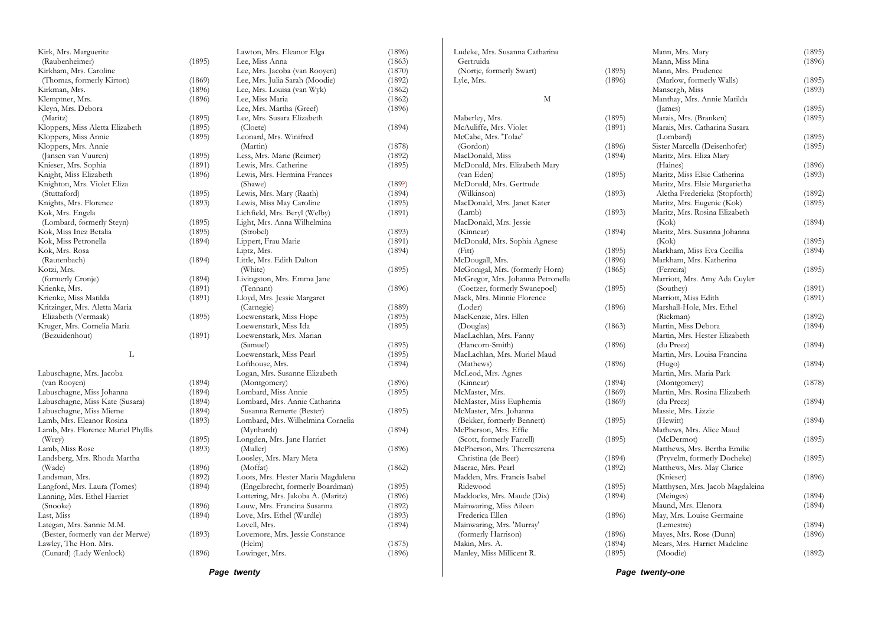Kirk, Mrs. Marguerite
(Raubenheimer) (1895)
Kirkham, Mrs. Caroline
(Thomas, formerly Kirton) (1869)
Kirkman, Mrs. (1896)
Klemptner, Mrs. (1896)
Kleyn, Mrs. Debora
(Maritz) (1895)
Kloppers, Miss Aletta Elizabeth (1895)
Kloppers, Miss Annie (1895)
Kloppers, Mrs. Annie
(Jansen van Vuuren) (1895)
Knieser, Mrs. Sophia (1891)
Knight, Miss Elizabeth (1896)
Knighton, Mrs. Violet Eliza
(Stuttaford) (1895)
Knights, Mrs. Florence (1893)
Kok, Mrs. Engela
(Lombard, formerly Steyn) (1895)
Kok, Miss Inez Betalia (1895)
Kok, Miss Petronella (1894)
Kok, Mrs. Rosa
(Rautenbach) (1894)
Kotzi, Mrs.
(formerly Cronje) (1894)
Krienke, Mrs. (1891)
Krienke, Miss Matilda (1891)
Kritzinger, Mrs. Aletta Maria
Elizabeth (Vermaak) (1895)
Kruger, Mrs. Cornelia Maria
(Bezuidenhout) (1891)

L

Labuschagne, Mrs. Jacoba
(van Rooyen) (1894)
Labuschagne, Miss Johanna (1894)
Labuschagne, Miss Kate (Susara) (1894)
Labuschagne, Miss Mieme (1894)
Lamb, Mrs. Eleanor Rosina (1893)
Lamb, Mrs. Florence Muriel Phyllis
(Wrey) (1895)
Lamb, Miss Rose (1893)
Landsberg, Mrs. Rhoda Martha
(Wade) (1896)
Landsman, Mrs. (1892)
Langford, Mrs. Laura (Tomes) (1894)
Lanning, Mrs. Ethel Harriet
(Snooke) (1896)
Last, Miss (1894)
Lategan, Mrs. Sannie M.M.
(Bester, formerly van der Merwe) (1893)
Lawley, The Hon. Mrs.
(Cunard) (Lady Wenlock) (1896)

Lawton, Mrs. Eleanor Elga (1896)
Lee, Miss Anna (1863)
Lee, Mrs. Jacoba (van Rooyen) (1870)
Lee, Mrs. Julia Sarah (Moodie) (1892)
Lee, Mrs. Louisa (van Wyk) (1862)
Lee, Miss Maria (1862)
Lee, Mrs. Martha (Greef) (1896)
Lee, Mrs. Susara Elizabeth
(Cloete) (1894)
Leonard, Mrs. Winifred
(Martin) (1878)
Less, Mrs. Marie (Reimer) (1892)
Lewis, Mrs. Catherine (1895)
Lewis, Mrs. Hermina Frances
(Shawe) (189?)
Lewis, Mrs. Mary (Raath) (1894)
Lewis, Miss May Caroline (1895)
Lichfield, Mrs. Beryl (Welby) (1891)
Light, Mrs. Anna Wilhelmina
(Strobel) (1893)
Lippert, Frau Marie (1891)
Liptz, Mrs. (1894)
Little, Mrs. Edith Dalton
(White) (1895)
Livingston, Mrs. Emma Jane
(Tennant) (1896)
Lloyd, Mrs. Jessie Margaret
(Carnegie) (1889)
Loewenstark, Miss Hope (1895)
Loewenstark, Miss Ida (1895)
Loewenstark, Mrs. Marian
(Samuel) (1895)
Loewenstark, Miss Pearl (1895)
Lofthouse, Mrs. (1894)
Logan, Mrs. Susanne Elizabeth
(Montgomery) (1896)
Lombard, Miss Annie (1895)
Lombard, Mrs. Annie Catharina
Susanna Remerte (Bester) (1895)
Lombard, Mrs. Wilhelmina Cornelia
(Mynhardt) (1894)
Longden, Mrs. Jane Harriet
(Muller) (1896)
Loosley, Mrs. Mary Meta
(Moffat) (1862)
Loots, Mrs. Hester Maria Magdalena
(Engelbrecht, formerly Boardman) (1895)
Lottering, Mrs. Jakoba A. (Maritz) (1896)
Louw, Mrs. Francina Susanna (1892)
Love, Mrs. Ethel (Wardle) (1893)
Lovell, Mrs. (1894)
Lovemore, Mrs. Jessie Constance
(Helm) (1875)
Lowinger, Mrs. (1896)

Ludeke, Mrs. Susanna Catharina
Gertruida
(Nortje, formerly Swart) (1895)
Lyle, Mrs. (1896)

M

Maberley, Mrs. (1895)
McAuliffe, Mrs. Violet (1891)
McCabe, Mrs. 'Tolae'
(Gordon) (1896)
MacDonald, Miss (1894)
McDonald, Mrs. Elizabeth Mary
(van Eden) (1895)
McDonald, Mrs. Gertrude
(Wilkinson) (1893)
MacDonald, Mrs. Janet Kater
(Lamb) (1893)
MacDonald, Mrs. Jessie
(Kinnear) (1894)
McDonald, Mrs. Sophia Agnese
(Fitt) (1895)
McDougall, Mrs. (1896)
McGonigal, Mrs. (formerly Horn) (1865)
McGregor, Mrs. Johanna Petronella
(Coetzer, formerly Swanepoel) (1895)
Mack, Mrs. Minnie Florence
(Loder) (1896)
MacKenzie, Mrs. Ellen
(Douglas) (1863)
MacLachlan, Mrs. Fanny
(Hancorn-Smith) (1896)
MacLachlan, Mrs. Muriel Maud
(Mathews) (1896)
McLeod, Mrs. Agnes
(Kinnear) (1894)
McMaster, Mrs. (1869)
McMaster, Miss Euphemia (1869)
McMaster, Mrs. Johanna
(Bekker, formerly Bennett) (1895)
McPherson, Mrs. Effie
(Scott, formerly Farrell) (1895)
McPherson, Mrs. Therreszrena
Christina (de Beer) (1894)
Macrae, Mrs. Pearl (1892)
Madden, Mrs. Francis Isabel
Ridewood (1895)
Maddocks, Mrs. Maude (Dix) (1894)
Mainwaring, Miss Aileen
Frederica Ellen (1896)
Mainwaring, Mrs. 'Murray'
(formerly Harrison) (1896)
Makin, Mrs. A. (1894)
Manley, Miss Millicent R. (1895)

Mann, Mrs. Mary (1895)
Mann, Miss Mina (1896)
Mann, Mrs. Prudence
(Marlow, formerly Walls) (1895)
Mansergh, Miss (1893)
Manthay, Mrs. Annie Matilda
(James) (1895)
Marais, Mrs. (Branken) (1895)
Marais, Mrs. Catharina Susara
(Lombard) (1895)
Sister Marcella (Deisenhofer) (1895)
Maritz, Mrs. Eliza Mary
(Haines) (1896)
Maritz, Miss Elsie Catherina (1893)
Maritz, Mrs. Elsie Margarietha
Aletha Frederieka (Stopforth) (1892)
Maritz, Mrs. Eugenie (Kok) (1895)
Maritz, Mrs. Rosina Elizabeth
(Kok) (1894)
Maritz, Mrs. Susanna Johanna
(Kok) (1895)
Markham, Miss Eva Cecillia (1894)
Markham, Mrs. Katherina
(Ferreira) (1895)
Marriott, Mrs. Amy Ada Cuyler
(Southey) (1891)
Marriott, Miss Edith (1891)
Marshall-Hole, Mrs. Ethel
(Rickman) (1892)
Martin, Miss Debora (1894)
Martin, Mrs. Hester Elizabeth
(du Preez) (1894)
Martin, Mrs. Louisa Francina
(Hugo) (1894)
Martin, Mrs. Maria Park
(Montgomery) (1878)
Martin, Mrs. Rosina Elizabeth
(du Preez) (1894)
Massie, Mrs. Lizzie
(Hewitt) (1894)
Mathews, Mrs. Alice Maud
(McDermot) (1895)
Matthews, Mrs. Bertha Emilie
(Pryvelm, formerly Docheke) (1895)
Matthews, Mrs. May Clarice
(Knieser) (1896)
Matthysen, Mrs. Jacob Magdaleina
(Meinges) (1894)
Maund, Mrs. Elenora (1894)
May, Mrs. Louise Germaine
(Lemestre) (1894)
Mayes, Mrs. Rose (Dunn) (1896)
Mears, Mrs. Harriet Madeline
(Moodie) (1892)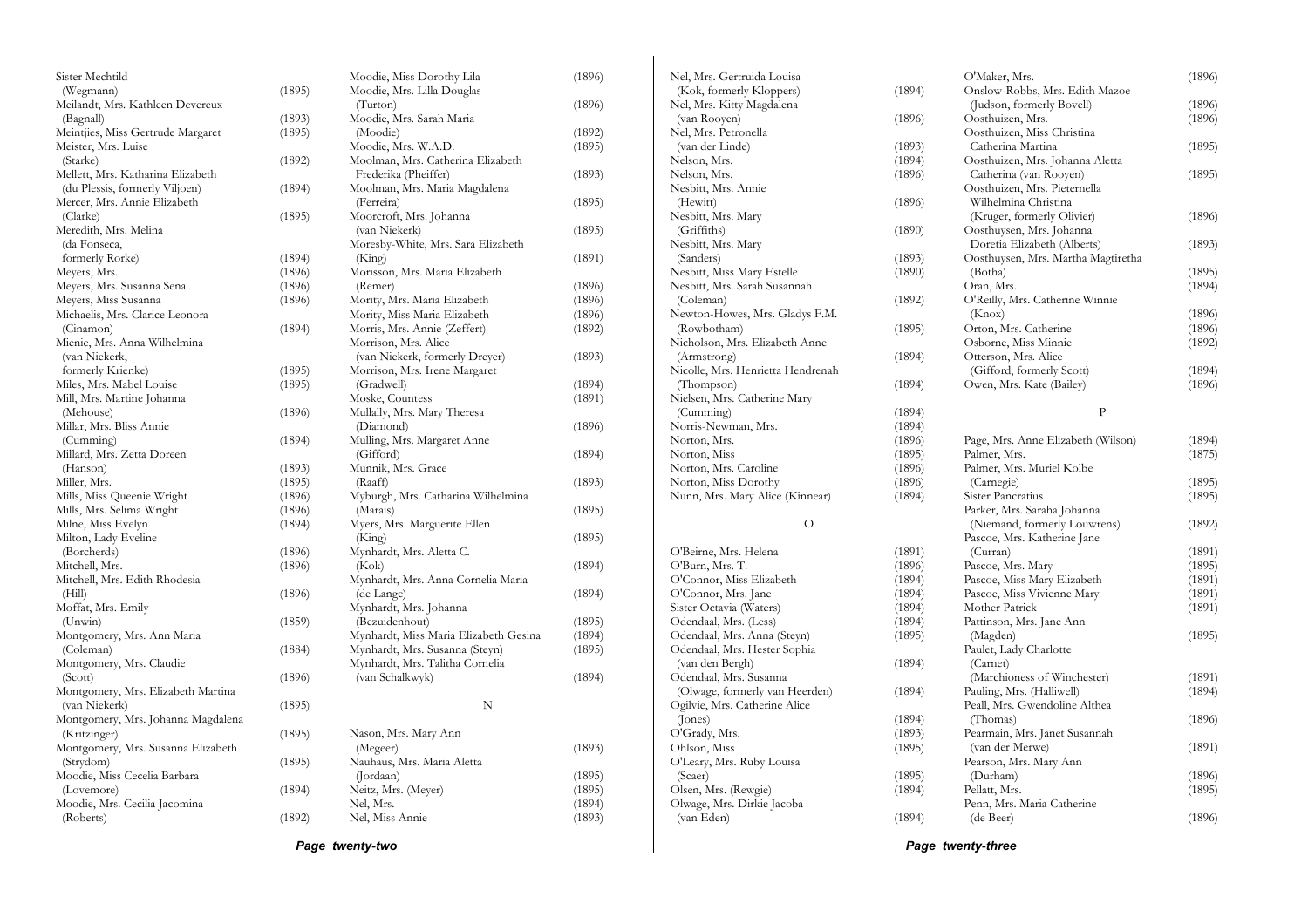Sister Mechtild (Wegmann) (1895)
Meilandt, Mrs. Kathleen Devereux (Bagnall) (1893)
Meintjies, Miss Gertrude Margaret (1895)
Meister, Mrs. Luise (Starke) (1892)
Mellett, Mrs. Katharina Elizabeth (du Plessis, formerly Viljoen) (1894)
Mercer, Mrs. Annie Elizabeth (Clarke) (1895)
Meredith, Mrs. Melina (da Fonseca, formerly Rorke) (1894)
Meyers, Mrs. (1896)
Meyers, Mrs. Susanna Sena (1896)
Meyers, Miss Susanna (1896)
Michaelis, Mrs. Clarice Leonora (Cinamon) (1894)
Mienie, Mrs. Anna Wilhelmina (van Niekerk, formerly Krienke) (1895)
Miles, Mrs. Mabel Louise (1895)
Mill, Mrs. Martine Johanna (Mehouse) (1896)
Millar, Mrs. Bliss Annie (Cumming) (1894)
Millard, Mrs. Zetta Doreen (Hanson) (1893)
Miller, Mrs. (1895)
Mills, Miss Queenie Wright (1896)
Mills, Mrs. Selima Wright (1896)
Milne, Miss Evelyn (1894)
Milton, Lady Eveline (Borcherds) (1896)
Mitchell, Mrs. (1896)
Mitchell, Mrs. Edith Rhodesia (Hill) (1896)
Moffat, Mrs. Emily (Unwin) (1859)
Montgomery, Mrs. Ann Maria (Coleman) (1884)
Montgomery, Mrs. Claudie (Scott) (1896)
Montgomery, Mrs. Elizabeth Martina (van Niekerk) (1895)
Montgomery, Mrs. Johanna Magdalena (Kritzinger) (1895)
Montgomery, Mrs. Susanna Elizabeth (Strydom) (1895)
Moodie, Miss Cecelia Barbara (Lovemore) (1894)
Moodie, Mrs. Cecilia Jacomina (Roberts) (1892)
Moodie, Miss Dorothy Lila (1896)
Moodie, Mrs. Lilla Douglas (Turton) (1896)
Moodie, Mrs. Sarah Maria (Moodie) (1892)
Moodie, Mrs. W.A.D. (1895)
Moolman, Mrs. Catherina Elizabeth Frederika (Pheiffer) (1893)
Moolman, Mrs. Maria Magdalena (Ferreira) (1895)
Moorcroft, Mrs. Johanna (van Niekerk) (1895)
Moresby-White, Mrs. Sara Elizabeth (King) (1891)
Morisson, Mrs. Maria Elizabeth (Remer) (1896)
Mority, Mrs. Maria Elizabeth (1896)
Mority, Miss Maria Elizabeth (1896)
Morris, Mrs. Annie (Zeffert) (1892)
Morrison, Mrs. Alice (van Niekerk, formerly Dreyer) (1893)
Morrison, Mrs. Irene Margaret (Gradwell) (1894)
Moske, Countess (1891)
Mullally, Mrs. Mary Theresa (Diamond) (1896)
Mulling, Mrs. Margaret Anne (Gifford) (1894)
Munnik, Mrs. Grace (Raaff) (1893)
Myburgh, Mrs. Catharina Wilhelmina (Marais) (1895)
Myers, Mrs. Marguerite Ellen (King) (1895)
Mynhardt, Mrs. Aletta C. (Kok) (1894)
Mynhardt, Mrs. Anna Cornelia Maria (de Lange) (1894)
Mynhardt, Mrs. Johanna (Bezuidenhout) (1895)
Mynhardt, Miss Maria Elizabeth Gesina (1894)
Mynhardt, Mrs. Susanna (Steyn) (1895)
Mynhardt, Mrs. Talitha Cornelia (van Schalkwyk) (1894)

## N

Nason, Mrs. Mary Ann (Megeer) (1893)
Nauhaus, Mrs. Maria Aletta (Jordaan) (1895)
Neitz, Mrs. (Meyer) (1895)
Nel, Mrs. (1894)
Nel, Miss Annie (1893)
Nel, Mrs. Gertruida Louisa (Kok, formerly Kloppers) (1894)
Nel, Mrs. Kitty Magdalena (van Rooyen) (1896)
Nel, Mrs. Petronella (van der Linde) (1893)
Nelson, Mrs. (1894)
Nelson, Mrs. (1896)
Nesbitt, Mrs. Annie (Hewitt) (1896)
Nesbitt, Mrs. Mary (Griffiths) (1890)
Nesbitt, Mrs. Mary (Sanders) (1893)
Nesbitt, Miss Mary Estelle (1890)
Nesbitt, Mrs. Sarah Susannah (Coleman) (1892)
Newton-Howes, Mrs. Gladys F.M. (Rowbotham) (1895)
Nicholson, Mrs. Elizabeth Anne (Armstrong) (1894)
Nicolle, Mrs. Henrietta Hendrenah (Thompson) (1894)
Nielsen, Mrs. Catherine Mary (Cumming) (1894)
Norris-Newman, Mrs. (1894)
Norton, Mrs. (1896)
Norton, Miss (1895)
Norton, Mrs. Caroline (1896)
Norton, Miss Dorothy (1896)
Nunn, Mrs. Mary Alice (Kinnear) (1894)

## O

O'Beirne, Mrs. Helena (1891)
O'Burn, Mrs. T. (1896)
O'Connor, Miss Elizabeth (1894)
O'Connor, Mrs. Jane (1894)
Sister Octavia (Waters) (1894)
Odendaal, Mrs. (Less) (1894)
Odendaal, Mrs. Anna (Steyn) (1895)
Odendaal, Mrs. Hester Sophia (van den Bergh) (1894)
Odendaal, Mrs. Susanna (Olwage, formerly van Heerden) (1894)
Ogilvie, Mrs. Catherine Alice (Jones) (1894)
O'Grady, Mrs. (1893)
Ohlson, Miss (1895)
O'Leary, Mrs. Ruby Louisa (Scaer) (1895)
Olsen, Mrs. (Rewgie) (1894)
Olwage, Mrs. Dirkie Jacoba (van Eden) (1894)
O'Maker, Mrs. (1896)
Onslow-Robbs, Mrs. Edith Mazoe (Judson, formerly Bovell) (1896)
Oosthuizen, Mrs. (1896)
Oosthuizen, Miss Christina Catherina Martina (1895)
Oosthuizen, Mrs. Johanna Aletta Catherina (van Rooyen) (1895)
Oosthuizen, Mrs. Pieternella Wilhelmina Christina (Kruger, formerly Olivier) (1896)
Oosthuysen, Mrs. Johanna Doretia Elizabeth (Alberts) (1893)
Oosthuysen, Mrs. Martha Magtiretha (Botha) (1895)
Oran, Mrs. (1894)
O'Reilly, Mrs. Catherine Winnie (Knox) (1896)
Orton, Mrs. Catherine (1896)
Osborne, Miss Minnie (1892)
Otterson, Mrs. Alice (Gifford, formerly Scott) (1894)
Owen, Mrs. Kate (Bailey) (1896)

## P

Page, Mrs. Anne Elizabeth (Wilson) (1894)
Palmer, Mrs. (1875)
Palmer, Mrs. Muriel Kolbe (Carnegie) (1895)
Sister Pancratius (1895)
Parker, Mrs. Saraha Johanna (Niemand, formerly Louwrens) (1892)
Pascoe, Mrs. Katherine Jane (Curran) (1891)
Pascoe, Mrs. Mary (1895)
Pascoe, Miss Mary Elizabeth (1891)
Pascoe, Miss Vivienne Mary (1891)
Mother Patrick (1891)
Pattinson, Mrs. Jane Ann (Magden) (1895)
Paulet, Lady Charlotte (Carnet) (Marchioness of Winchester) (1891)
Pauling, Mrs. (Halliwell) (1894)
Peall, Mrs. Gwendoline Althea (Thomas) (1896)
Pearmain, Mrs. Janet Susannah (van der Merwe) (1891)
Pearson, Mrs. Mary Ann (Durham) (1896)
Pellatt, Mrs. (1895)
Penn, Mrs. Maria Catherine (de Beer) (1896)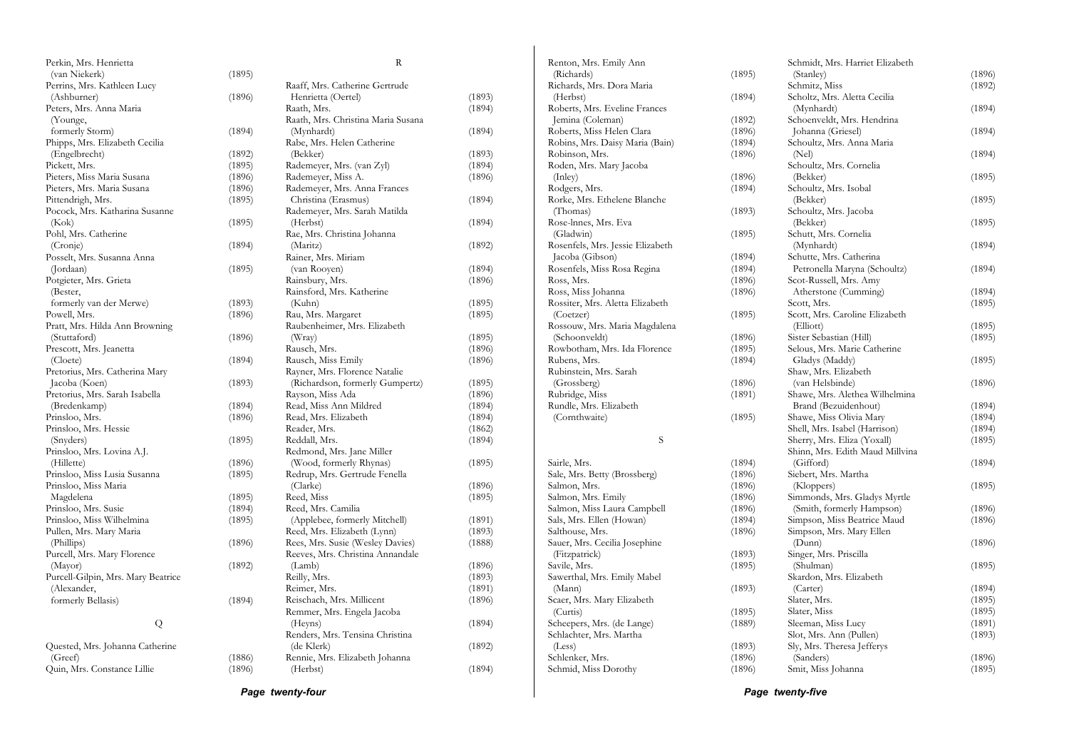Perkin, Mrs. Henrietta
(van Niekerk) (1895)
Perrins, Mrs. Kathleen Lucy
(Ashburner) (1896)
Peters, Mrs. Anna Maria
(Younge,
formerly Storm) (1894)
Phipps, Mrs. Elizabeth Cecilia
(Engelbrecht) (1892)
Pickett, Mrs. (1895)
Pieters, Miss Maria Susana (1896)
Pieters, Mrs. Maria Susana (1896)
Pittendrigh, Mrs. (1895)
Pocock, Mrs. Katharina Susanne
(Kok) (1895)
Pohl, Mrs. Catherine
(Cronje) (1894)
Posselt, Mrs. Susanna Anna
(Jordaan) (1895)
Potgieter, Mrs. Grieta
(Bester,
formerly van der Merwe) (1893)
Powell, Mrs. (1896)
Pratt, Mrs. Hilda Ann Browning
(Stuttaford) (1896)
Prescott, Mrs. Jeanetta
(Cloete) (1894)
Pretorius, Mrs. Catherina Mary
Jacoba (Koen) (1893)
Pretorius, Mrs. Sarah Isabella
(Bredenkamp) (1894)
Prinsloo, Mrs. (1896)
Prinsloo, Mrs. Hessie
(Snyders) (1895)
Prinsloo, Mrs. Lovina A.J.
(Hillette) (1896)
Prinsloo, Miss Lusia Susanna (1895)
Prinsloo, Miss Maria
Magdelena (1895)
Prinsloo, Mrs. Susie (1894)
Prinsloo, Miss Wilhelmina (1895)
Pullen, Mrs. Mary Maria
(Phillips) (1896)
Purcell, Mrs. Mary Florence
(Mayor) (1892)
Purcell-Gilpin, Mrs. Mary Beatrice
(Alexander,
formerly Bellasis) (1894)

## Q

Quested, Mrs. Johanna Catherine
(Greef) (1886)
Quin, Mrs. Constance Lillie (1896)

## R

Raaff, Mrs. Catherine Gertrude
Henrietta (Oertel) (1893)
Raath, Mrs. (1894)
Raath, Mrs. Christina Maria Susana
(Mynhardt) (1894)
Rabe, Mrs. Helen Catherine
(Bekker) (1893)
Rademeyer, Mrs. (van Zyl) (1894)
Rademeyer, Miss A. (1896)
Rademeyer, Mrs. Anna Frances
Christina (Erasmus) (1894)
Rademeyer, Mrs. Sarah Matilda
(Herbst) (1894)
Rae, Mrs. Christina Johanna
(Maritz) (1892)
Rainer, Mrs. Miriam
(van Rooyen) (1894)
Rainsbury, Mrs. (1896)
Rainsford, Mrs. Katherine
(Kuhn) (1895)
Rau, Mrs. Margaret (1895)
Raubenheimer, Mrs. Elizabeth
(Wray) (1895)
Rausch, Mrs. (1896)
Rausch, Miss Emily (1896)
Rayner, Mrs. Florence Natalie
(Richardson, formerly Gumpertz) (1895)
Rayson, Miss Ada (1896)
Read, Miss Ann Mildred (1896)
Read, Mrs. Elizabeth (1894)
Reader, Mrs. (1862)
Reddall, Mrs. (1894)
Redmond, Mrs. Jane Miller
(Wood, formerly Rhynas) (1895)
Redrup, Mrs. Gertrude Fenella
(Clarke) (1896)
Reed, Miss (1895)
Reed, Mrs. Camilia
(Applebee, formerly Mitchell) (1891)
Reed, Mrs. Elizabeth (Lynn) (1893)
Rees, Mrs. Susie (Wesley Davies) (1888)
Reeves, Mrs. Christina Annandale
(Lamb) (1896)
Reilly, Mrs. (1893)
Reimer, Mrs. (1891)
Reischach, Mrs. Millicent (1896)
Remmer, Mrs. Engela Jacoba
(Heyns) (1894)
Renders, Mrs. Tensina Christina
(de Klerk) (1892)
Rennie, Mrs. Elizabeth Johanna
(Herbst) (1894)

Renton, Mrs. Emily Ann
(Richards) (1895)
Richards, Mrs. Dora Maria
(Herbst) (1894)
Roberts, Mrs. Eveline Frances
Jemina (Coleman) (1892)
Roberts, Miss Helen Clara (1896)
Robins, Mrs. Daisy Maria (Bain) (1894)
Robinson, Mrs. (1896)
Roden, Mrs. Mary Jacoba
(Inley) (1896)
Rodgers, Mrs. (1894)
Rorke, Mrs. Ethelene Blanche
(Thomas) (1893)
Rose-lnnes, Mrs. Eva
(Gladwin) (1895)
Rosenfels, Mrs. Jessie Elizabeth
Jacoba (Gibson) (1894)
Rosenfels, Miss Rosa Regina (1894)
Ross, Mrs. (1896)
Ross, Miss Johanna (1896)
Rossiter, Mrs. Aletta Elizabeth
(Coetzer) (1895)
Rossouw, Mrs. Maria Magdalena
(Schoonveldt) (1896)
Rowbotham, Mrs. Ida Florence (1895)
Rubens, Mrs. (1894)
Rubinstein, Mrs. Sarah
(Grossberg) (1896)
Rubridge, Miss (1891)
Rundle, Mrs. Elizabeth
(Cornthwaite) (1895)

## S

Sairle, Mrs. (1894)
Sale, Mrs. Betty (Brossberg) (1896)
Salmon, Mrs. (1896)
Salmon, Mrs. Emily (1896)
Salmon, Miss Laura Campbell (1896)
Sals, Mrs. Ellen (Howan) (1894)
Salthouse, Mrs. (1896)
Sauer, Mrs. Cecilia Josephine
(Fitzpatrick) (1893)
Savile, Mrs. (1895)
Sawerthal, Mrs. Emily Mabel
(Mann) (1893)
Scaer, Mrs. Mary Elizabeth
(Curtis) (1895)
Scheepers, Mrs. (de Lange) (1889)
Schlachter, Mrs. Martha
(Less) (1893)
Schlenker, Mrs. (1896)
Schmid, Miss Dorothy (1896)

Schmidt, Mrs. Harriet Elizabeth
(Stanley) (1896)
Schmitz, Miss (1892)
Scholtz, Mrs. Aletta Cecilia
(Mynhardt) (1894)
Schoenveldt, Mrs. Hendrina
Johanna (Griesel) (1894)
Schoultz, Mrs. Anna Maria
(Nel) (1894)
Schoultz, Mrs. Cornelia
(Bekker) (1895)
Schoultz, Mrs. Isobal
(Bekker) (1895)
Schoultz, Mrs. Jacoba
(Bekker) (1895)
Schutt, Mrs. Cornelia
(Mynhardt) (1894)
Schutte, Mrs. Catherina
Petronella Maryna (Schoultz) (1894)
Scot-Russell, Mrs. Amy
Atherstone (Cumming) (1894)
Scott, Mrs. (1895)
Scott, Mrs. Caroline Elizabeth
(Elliott) (1895)
Sister Sebastian (Hill) (1895)
Selous, Mrs. Marie Catherine
Gladys (Maddy) (1895)
Shaw, Mrs. Elizabeth
(van Helsbinde) (1896)
Shawe, Mrs. Alethea Wilhelmina
Brand (Bezuidenhout) (1894)
Shawe, Miss Olivia Mary (1894)
Shell, Mrs. Isabel (Harrison) (1894)
Sherry, Mrs. Eliza (Yoxall) (1895)
Shinn, Mrs. Edith Maud Millvina
(Gifford) (1894)
Siebert, Mrs. Martha
(Kloppers) (1895)
Simmonds, Mrs. Gladys Myrtle
(Smith, formerly Hampson) (1896)
Simpson, Miss Beatrice Maud (1896)
Simpson, Mrs. Mary Ellen
(Dunn) (1896)
Singer, Mrs. Priscilla
(Shulman) (1895)
Skardon, Mrs. Elizabeth
(Carter) (1894)
Slater, Mrs. (1895)
Slater, Miss (1895)
Sleeman, Miss Lucy (1891)
Slot, Mrs. Ann (Pullen) (1893)
Sly, Mrs. Theresa Jefferys
(Sanders) (1896)
Smit, Miss Johanna (1895)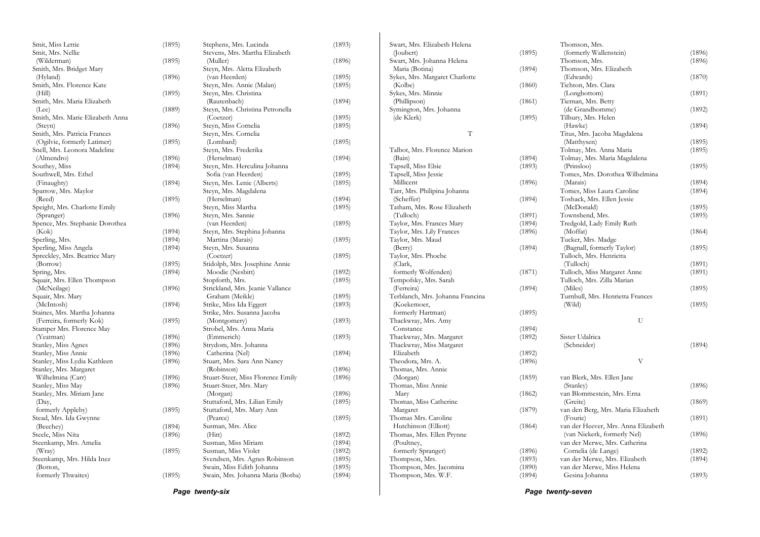Smit, Miss Lettie (1895)
Smit, Mrs. Nellie (Wilderman) (1895)
Smith, Mrs. Bridget Mary (Hyland) (1896)
Smith, Mrs. Florence Kate (Hill) (1895)
Smith, Mrs. Maria Elizabeth (Lee) (1889)
Smith, Mrs. Marie Elizabeth Anna (Steyn) (1896)
Smith, Mrs. Patricia Frances (Ogilvie, formerly Latimer) (1895)
Snell, Mrs. Leonora Madeline (Almendro) (1896)
Southey, Miss (1894)
Southwell, Mrs. Ethel (Finaughty) (1894)
Sparrow, Mrs. Maylor (Reed) (1895)
Speight, Mrs. Charlotte Emily (Spranger) (1896)
Spence, Mrs. Stephanie Dorothea (Kok) (1894)
Sperling, Mrs. (1894)
Sperling, Miss Angela (1894)
Spreckley, Mrs. Beatrice Mary (Borrow) (1895)
Spring, Mrs. (1894)
Squair, Mrs. Ellen Thompson (McNeilage) (1896)
Squair, Mrs. Mary (McIntosh) (1894)
Staines, Mrs. Martha Johanna (Ferreira, formerly Kok) (1895)
Stamper Mrs. Florence May (Yeatman) (1896)
Stanley, Miss Agnes (1896)
Stanley, Miss Annie (1896)
Stanley, Miss Lydia Kathleen (1896)
Stanley, Mrs. Margaret Wilhelmina (Carr) (1896)
Stanley, Miss May (1896)
Stanley, Mrs. Miriam Jane (Day, formerly Appleby) (1895)
Stead, Mrs. Ida Gwynne (Beechey) (1894)
Steele, Miss Nita (1896)
Steenkamp, Mrs. Amelia (Wray) (1895)
Steenkamp, Mrs. Hilda Inez (Botton, formerly Thwaites) (1895)

Stephens, Mrs. Lucinda (1893)
Stevens, Mrs. Martha Elizabeth (Muller) (1896)
Steyn, Mrs. Aletta Elizabeth (van Heerden) (1895)
Steyn, Mrs. Annie (Malan) (1895)
Steyn, Mrs. Christina (Rautenbach) (1894)
Steyn, Mrs. Christina Petronella (Coetzer) (1895)
Steyn, Miss Cornelia (1895)
Steyn, Mrs. Cornelia (Lombard) (1895)
Steyn, Mrs. Frederika (Herselman) (1894)
Steyn, Mrs. Herculina Johanna Sofia (van Heerden) (1895)
Steyn, Mrs. Lenie (Alberts) (1895)
Steyn, Mrs. Magdalena (Herselman) (1894)
Steyn, Miss Martha (1895)
Steyn, Mrs. Sannie (van Heerden) (1895)
Steyn, Mrs. Stephina Johanna Martina (Marais) (1895)
Steyn, Mrs. Susanna (Coetzer) (1895)
Stidolph, Mrs. Josephine Annie Moodie (Nesbitt) (1892)
Stopforth, Mrs. (1895)
Strickland, Mrs. Jeanie Vallance Graham (Meikle) (1895)
Strike, Miss Ida Eggert (1893)
Strike, Mrs. Susanna Jacoba (Montgomery) (1893)
Strobel, Mrs. Anna Maria (Emmerich) (1893)
Strydom, Mrs. Johanna Catherina (Nel) (1894)
Stuart, Mrs. Sara Ann Nancy (Robinson) (1896)
Stuart-Steer, Miss Florence Emily (1896)
Stuart-Steer, Mrs. Mary (Morgan) (1896)
Stuttaford, Mrs. Lilian Emily (1895)
Stuttaford, Mrs. Mary Ann (Pearce) (1895)
Susman, Mrs. Alice (Hitt) (1892)
Susman, Miss Miriam (1894)
Susman, Miss Violet (1892)
Svendsen, Mrs. Agnes Robinson (1895)
Swain, Miss Edith Johanna (1895)
Swain, Mrs. Johanna Maria (Botha) (1894)

Swart, Mrs. Elizabeth Helena (Joubert) (1895)
Swart, Mrs. Johanna Helena Maria (Botina) (1894)
Sykes, Mrs. Margaret Charlotte (Kolbe) (1860)
Sykes, Mrs. Minnie (Phillipson) (1861)
Symington, Mrs. Johanna (de Klerk) (1895)

## T

Talbot, Mrs. Florence Marion (Bain) (1894)
Tapsell, Miss Elsie (1893)
Tapsell, Miss Jessie Millicent (1896)
Tarr, Mrs. Philipina Johanna (Scheffer) (1894)
Tatham, Mrs. Rose Elizabeth (Tulloch) (1891)
Taylor, Mrs. Frances Mary (1894)
Taylor, Mrs. Lily Frances (1896)
Taylor, Mrs. Maud (Berry) (1894)
Taylor, Mrs. Phoebe (Clark, formerly Wolfenden) (1871)
Tempofsky, Mrs. Sarah (Ferreira) (1894)
Terblanch, Mrs. Johanna Francina (Koekemoer, formerly Hartman) (1895)
Thackwray, Mrs. Amy Constance (1894)
Thackwray, Mrs. Margaret (1892)
Thackwray, Miss Margaret Elizabeth (1892)
Theodora, Mrs. A. (1896)
Thomas, Mrs. Annie (Morgan) (1859)
Thomas, Miss Annie Mary (1862)
Thomas, Miss Catherine Margaret (1879)
Thomas Mrs. Caroline Hutchinson (Elliott) (1864)
Thomas, Mrs. Ellen Prynne (Poultney, formerly Spranger) (1896)
Thompson, Mrs. (1893)
Thompson, Mrs. Jacomina (1890)
Thompson, Mrs. W.F. (1894)

Thomson, Mrs. (formerly Wallenstein) (1896)
Thomson, Mrs. (1896)
Thomson, Mrs. Elizabeth (Edwards) (1870)
Tichton, Mrs. Clara (Longbottom) (1891)
Tiernan, Mrs. Betty (de Grandhomme) (1892)
Tilbury, Mrs. Helen (Hawke) (1894)
Titus, Mrs. Jacoba Magdalena (Matthysen) (1895)
Tolmay, Mrs. Anna Maria (1895)
Tolmay, Mrs. Maria Magdalena (Prinsloo) (1895)
Tomes, Mrs. Dorothea Wilhelmina (Marais) (1894)
Tomes, Miss Laura Caroline (1894)
Toshack, Mrs. Ellen Jessie (McDonald) (1895)
Townshend, Mrs. (1895)
Tredgold, Lady Emily Ruth (Moffat) (1864)
Tucker, Mrs. Madge (Bagnall, formerly Taylor) (1895)
Tulloch, Mrs. Henrietta (Tulloch) (1891)
Tulloch, Miss Margaret Anne (1891)
Tulloch, Mrs. Zilla Marian (Miles) (1895)
Turnbull, Mrs. Henrietta Frances (Wild) (1895)

## U

Sister Udalrica (Schneider) (1894)

## V

van Blerk, Mrs. Ellen Jane (Stanley) (1896)
van Blommestein, Mrs. Erna (Greite) (1869)
van den Berg, Mrs. Maria Elizabeth (Fourie) (1891)
van der Heever, Mrs. Anna Elizabeth (van Niekerk, formerly Nel) (1896)
van der Merwe, Mrs. Catherina Cornelia (de Lange) (1892)
van der Merwe, Mrs. Elizabeth (1894)
van der Merwe, Miss Helena Gesina Johanna (1893)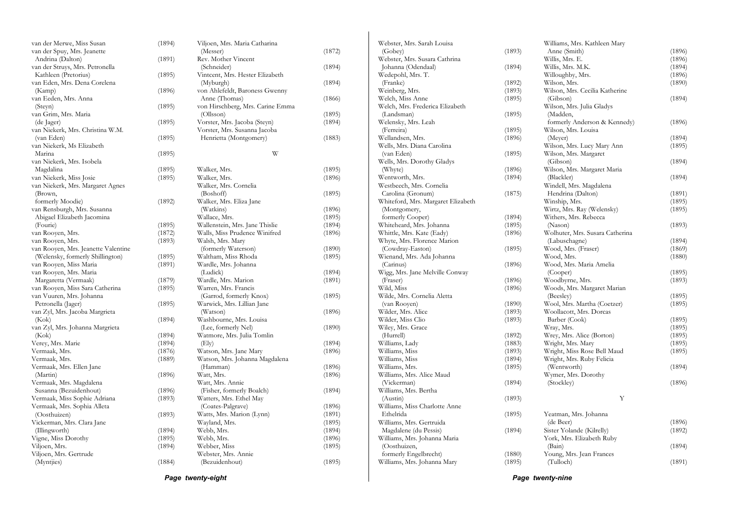van der Merwe, Miss Susan (1894)
van der Spuy, Mrs. Jeanette Andrina (Dalton) (1891)
van der Struys, Mrs. Petronella Kathleen (Pretorius) (1895)
van Eden, Mrs. Dena Corelena (Kamp) (1896)
van Eeden, Mrs. Anna (Steyn) (1895)
van Grim, Mrs. Maria (de Jager) (1895)
van Niekerk, Mrs. Christina W.M. (van Eden) (1895)
van Niekerk, Ms Elizabeth Marina (1895)
van Niekerk, Mrs. Isobela Magdalina (1895)
van Niekerk, Miss Josie (1895)
van Niekerk, Mrs. Margaret Agnes (Brown, formerly Moodie) (1892)
van Rensburgh, Mrs. Susanna Abigael Elizabeth Jacomina (Fourie) (1895)
van Rooyen, Mrs. (1872)
van Rooyen, Mrs. (1893)
van Rooyen, Mrs. Jeanette Valentine (Welensky, formerly Shillington) (1895)
van Rooyen, Miss Maria (1891)
van Rooyen, Mrs. Maria Margaretta (Vermaak) (1879)
van Rooyen, Miss Sara Catherina (1895)
van Vuuren, Mrs. Johanna Petronella (Jager) (1895)
van Zyl, Mrs. Jacoba Margrieta (Kok) (1894)
van Zyl, Mrs. Johanna Margrieta (Kok) (1894)
Verey, Mrs. Marie (1894)
Vermaak, Mrs. (1876)
Vermaak, Mrs. (1889)
Vermaak, Mrs. Ellen Jane (Martin) (1896)
Vermaak, Mrs. Magdalena Susanna (Bezuidenhout) (1896)
Vermaak, Miss Sophie Adriana (1893)
Vermaak, Mrs. Sophia Alleta (Oosthuizen) (1893)
Vickerman, Mrs. Clara Jane (Illingworth) (1894)
Vigne, Miss Dorothy (1895)
Viljoen, Mrs. (1894)
Viljoen, Mrs. Gertrude (Myntjies) (1884)
Viljoen, Mrs. Maria Catharina (Messer) (1872)
Rev. Mother Vincent (Schneider) (1894)
Vintcent, Mrs. Hester Elizabeth (Myburgh) (1894)
von Ahlefeldt, Baroness Gwenny Anne (Thomas) (1866)
von Hirschberg, Mrs. Carine Emma (Ollsson) (1895)
Vorster, Mrs. Jacoba (Steyn) (1894)
Vorster, Mrs. Susanna Jacoba Henrietta (Montgomery) (1883)

## W

Walker, Mrs. (1895)
Walker, Mrs. (1896)
Walker, Mrs. Cornelia (Boshoff) (1895)
Walker, Mrs. Eliza Jane (Watkins) (1896)
Wallace, Mrs. (1895)
Wallenstein, Mrs. Jane Thislie (1894)
Walls, Miss Prudence Winifred (1896)
Walsh, Mrs. Mary (formerly Waterson) (1890)
Waltham, Miss Rhoda (1895)
Wardle, Mrs. Johanna (Ludick) (1894)
Wardle, Mrs. Marion (1891)
Warren, Mrs. Francis (Garrod, formerly Knox) (1895)
Warwick, Mrs. Lillian Jane (Watson) (1896)
Washbourne, Mrs. Louisa (Lee, formerly Nel) (1890)
Watmore, Mrs. Julia Tomlin (Ely) (1894)
Watson, Mrs. Jane Mary (1896)
Watson, Mrs. Johanna Magdalena (Hamman) (1896)
Watt, Mrs. (1896)
Watt, Mrs. Annie (Fisher, formerly Boalch) (1894)
Watters, Mrs. Ethel May (Coates-Palgrave) (1896)
Watts, Mrs. Marion (Lynn) (1891)
Wayland, Mrs. (1895)
Webb, Mrs. (1894)
Webb, Mrs. (1896)
Webber, Miss (1895)
Webster, Mrs. Annie (Bezuidenhout) (1895)
Webster, Mrs. Sarah Louisa (Gobey) (1893)
Webster, Mrs. Susara Cathrina Johanna (Odendaal) (1894)
Wedepohl, Mrs. T. (Franke) (1892)
Weinberg, Mrs. (1893)
Welch, Miss Anne (1895)
Welch, Mrs. Frederica Elizabeth (Landsman) (1895)
Welensky, Mrs. Leah (Ferreira) (1895)
Wellandsen, Mrs. (1896)
Wells, Mrs. Diana Carolina (van Eden) (1895)
Wells, Mrs. Dorothy Gladys (Whyte) (1896)
Wentworth, Mrs. (1894)
Westbeech, Mrs. Cornelia Carolina (Gronum) (1875)
Whiteford, Mrs. Margaret Elizabeth (Montgomery, formerly Cooper) (1894)
Whiteheard, Mrs. Johanna (1895)
Whittle, Mrs. Kate (Eady) (1896)
Whyte, Mrs. Florence Marion (Cowdray-Easton) (1895)
Wienand, Mrs. Ada Johanna (Carinus) (1896)
Wigg, Mrs. Jane Melville Conway (Fraser) (1896)
Wild, Miss (1896)
Wilde, Mrs. Cornelia Aletta (van Rooyen) (1890)
Wilder, Mrs. Alice (1893)
Wilder, Miss Clio (1893)
Wiley, Mrs. Grace (Hurrell) (1892)
Williams, Lady (1883)
Williams, Miss (1893)
Williams, Miss (1894)
Williams, Mrs. (1895)
Williams, Mrs. Alice Maud (Vickerman) (1894)
Williams, Mrs. Bertha (Austin) (1893)
Williams, Miss Charlotte Anne Ethelrida (1895)
Williams, Mrs. Gertruida Magdalene (du Pessis) (1894)
Williams, Mrs. Johanna Maria (Oosthuizen, formerly Engelbrecht) (1880)
Williams, Mrs. Johanna Mary (1895)
Williams, Mrs. Kathleen Mary Anne (Smith) (1896)
Willis, Mrs. E. (1896)
Willis, Mrs. M.K. (1894)
Willoughby, Mrs. (1896)
Wilson, Mrs. (1890)
Wilson, Mrs. Cecilia Katherine (Gibson) (1894)
Wilson, Mrs. Julia Gladys (Madden, formerly Anderson & Kennedy) (1896)
Wilson, Mrs. Louisa (Meyer) (1894)
Wilson, Mrs. Lucy Mary Ann (1895)
Wilson, Mrs. Margaret (Gibson) (1894)
Wilson, Mrs. Margaret Maria (Blackler) (1894)
Windell, Mrs. Magdalena Hendrina (Dalton) (1891)
Winship, Mrs. (1895)
Wirtz, Mrs. Ray (Welensky) (1895)
Withers, Mrs. Rebecca (Nason) (1893)
Wolhuter, Mrs. Susara Catherina (Labuschagne) (1894)
Wood, Mrs. (Fraser) (1869)
Wood, Mrs. (1880)
Wood, Mrs. Maria Amelia (Cooper) (1895)
Woodbyrne, Mrs. (1893)
Woods, Mrs. Margaret Marian (Beesley) (1895)
Wool, Mrs. Martha (Coetzer) (1895)
Woollacott, Mrs. Dorcas Barber (Cook) (1895)
Wray, Mrs. (1895)
Wrey, Mrs. Alice (Borton) (1895)
Wright, Mrs. Mary (1895)
Wright, Miss Rose Bell Maud (1895)
Wright, Mrs. Ruby Felicia (Wentworth) (1894)
Wymer, Mrs. Dorothy (Stockley) (1896)

## Y

Yeatman, Mrs. Johanna (de Beer) (1896)
Sister Yolande (Kilrelly) (1892)
York, Mrs. Elizabeth Ruby (Bain) (1894)
Young, Mrs. Jean Frances (Tulloch) (1891)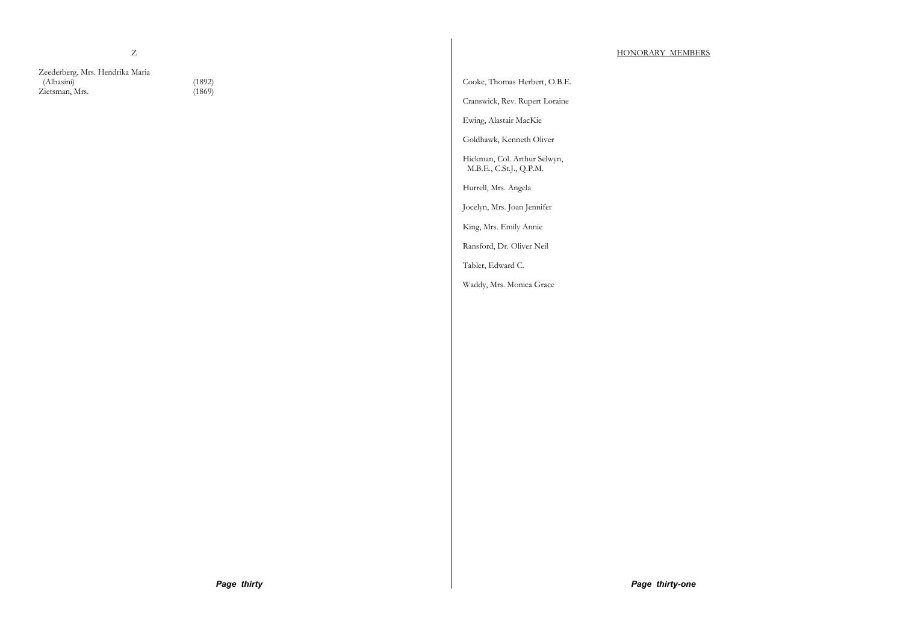## Z

| | |
|---|---|
| Zeederberg, Mrs. Hendrika Maria (Albasini) | (1892) |
| Zietsman, Mrs. | (1869) |

## HONORARY MEMBERS

Cooke, Thomas Herbert, O.B.E.

Cranswick, Rev. Rupert Loraine

Ewing, Alastair MacKie

Goldhawk, Kenneth Oliver

Hickman, Col. Arthur Selwyn, M.B.E., C.St.J., Q.P.M.

Hurrell, Mrs. Angela

Jocelyn, Mrs. Joan Jennifer

King, Mrs. Emily Annie

Ransford, Dr. Oliver Neil

Tabler, Edward C.

Waddy, Mrs. Monica Grace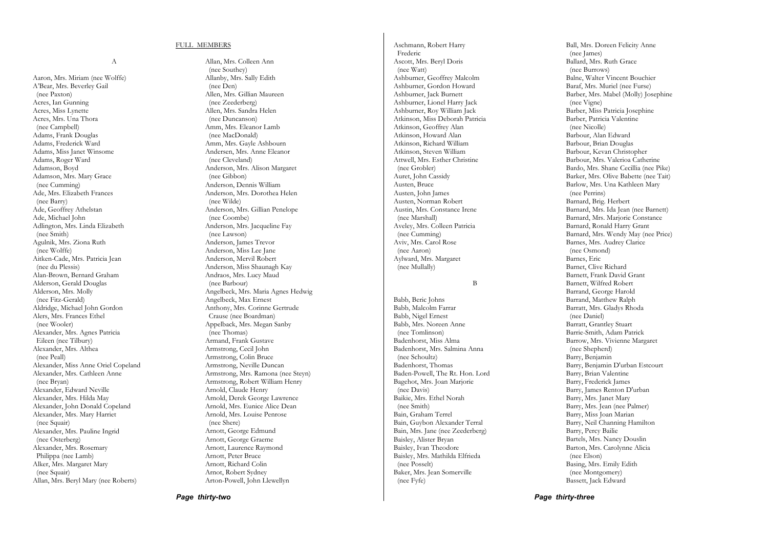## FULL MEMBERS

### A

Aaron, Mrs. Miriam (nee Wolffe)
A'Bear, Mrs. Beverley Gail (nee Paxton)
Acres, Ian Gunning
Acres, Miss Lynette
Acres, Mrs. Una Thora (nee Campbell)
Adams, Frank Douglas
Adams, Frederick Ward
Adams, Miss Janet Winsome
Adams, Roger Ward
Adamson, Boyd
Adamson, Mrs. Mary Grace (nee Cumming)
Ade, Mrs. Elizabeth Frances (nee Barry)
Ade, Geoffrey Athelstan
Ade, Michael John
Adlington, Mrs. Linda Elizabeth (nee Smith)
Agulnik, Mrs. Ziona Ruth (nee Wolffe)
Aitken-Cade, Mrs. Patricia Jean (nee du Plessis)
Alan-Brown, Bernard Graham
Alderson, Gerald Douglas
Alderson, Mrs. Molly (nee Fitz-Gerald)
Aldridge, Michael John Gordon
Alers, Mrs. Frances Ethel (nee Wooler)
Alexander, Mrs. Agnes Patricia Eileen (nee Tilbury)
Alexander, Mrs. Althea (nee Peall)
Alexander, Miss Anne Oriel Copeland
Alexander, Mrs. Cathleen Anne (nee Bryan)
Alexander, Edward Neville
Alexander, Mrs. Hilda May
Alexander, John Donald Copeland
Alexander, Mrs. Mary Harriet (nee Squair)
Alexander, Mrs. Pauline Ingrid (nee Osterberg)
Alexander, Mrs. Rosemary Philippa (nee Lamb)
Alker, Mrs. Margaret Mary (nee Squair)
Allan, Mrs. Beryl Mary (nee Roberts)
Allan, Mrs. Colleen Ann (nee Southey)
Allanby, Mrs. Sally Edith (nee Den)
Allen, Mrs. Gillian Maureen (nee Zeederberg)
Allen, Mrs. Sandra Helen (nee Duncanson)
Amm, Mrs. Eleanor Lamb (nee MacDonald)
Amm, Mrs. Gayle Ashbourn
Andersen, Mrs. Anne Eleanor (nee Cleveland)
Anderson, Mrs. Alison Margaret (nee Gibbon)
Anderson, Dennis William
Anderson, Mrs. Dorothea Helen (nee Wilde)
Anderson, Mrs. Gillian Penelope (nee Coombe)
Anderson, Mrs. Jacqueline Fay (nee Lawson)
Anderson, James Trevor
Anderson, Miss Lee Jane
Anderson, Mervil Robert
Anderson, Miss Shaunagh Kay
Andraos, Mrs. Lucy Maud (nee Barbour)
Angelbeck, Mrs. Maria Agnes Hedwig
Angelbeck, Max Ernest
Anthony, Mrs. Corinne Gertrude Crause (nee Boardman)
Appelback, Mrs. Megan Sanby (nee Thomas)
Armand, Frank Gustave
Armstrong, Cecil John
Armstrong, Colin Bruce
Armstrong, Neville Duncan
Armstrong, Mrs. Ramona (nee Steyn)
Armstrong, Robert William Henry
Arnold, Claude Henry
Arnold, Derek George Lawrence
Arnold, Mrs. Eunice Alice Dean
Arnold, Mrs. Louise Penrose (nee Shere)
Arnott, George Edmund
Arnott, George Graeme
Arnott, Laurence Raymond
Arnott, Peter Bruce
Arnott, Richard Colin
Arnot, Robert Sydney
Arton-Powell, John Llewellyn
Aschmann, Robert Harry Frederic
Ascott, Mrs. Beryl Doris (nee Watt)
Ashburner, Geoffrey Malcolm
Ashburner, Gordon Howard
Ashburner, Jack Burnett
Ashburner, Lionel Harry Jack
Ashburner, Roy William Jack
Atkinson, Miss Deborah Patricia
Atkinson, Geoffrey Alan
Atkinson, Howard Alan
Atkinson, Richard William
Atkinson, Steven William
Attwell, Mrs. Esther Christine (nee Grobler)
Auret, John Cassidy
Austen, Bruce
Austen, John James
Austen, Norman Robert
Austin, Mrs. Constance Irene (nee Marshall)
Aveley, Mrs. Colleen Patricia (nee Cumming)
Aviv, Mrs. Carol Rose (nee Aaron)
Aylward, Mrs. Margaret (nee Mullally)

### B

Babb, Beric Johns
Babb, Malcolm Farrar
Babb, Nigel Ernest
Babb, Mrs. Noreen Anne (nee Tomlinson)
Badenhorst, Miss Alma
Badenhorst, Mrs. Salmina Anna (nee Schoultz)
Badenhorst, Thomas
Baden-Powell, The Rt. Hon. Lord
Bagehot, Mrs. Joan Marjorie (nee Davis)
Baikie, Mrs. Ethel Norah (nee Smith)
Bain, Graham Terrel
Bain, Guybon Alexander Terral
Bain, Mrs. Jane (nee Zeederberg)
Baisley, Alister Bryan
Baisley, Ivan Theodore
Baisley, Mrs. Mathilda Elfrieda (nee Posselt)
Baker, Mrs. Jean Somerville (nee Fyfe)
Ball, Mrs. Doreen Felicity Anne (nee James)
Ballard, Mrs. Ruth Grace (nee Burrows)
Balne, Walter Vincent Bouchier
Baraf, Mrs. Muriel (nee Furse)
Barber, Mrs. Mabel (Molly) Josephine (nee Vigne)
Barber, Miss Patricia Josephine
Barber, Patricia Valentine (nee Nicolle)
Barbour, Alan Edward
Barbour, Brian Douglas
Barbour, Kevan Christopher
Barbour, Mrs. Valerioa Catherine
Bardo, Mrs. Shane Cecillia (nee Pike)
Barker, Mrs. Olive Babette (nee Tait)
Barlow, Mrs. Una Kathleen Mary (nee Perrins)
Barnard, Brig. Herbert
Barnard, Mrs. Ida Jean (nee Barnett)
Barnard, Mrs. Marjorie Constance
Barnard, Ronald Harry Grant
Barnard, Mrs. Wendy May (nee Price)
Barnes, Mrs. Audrey Clarice (nee Osmond)
Barnes, Eric
Barnet, Clive Richard
Barnett, Frank David Grant
Barnett, Wilfred Robert
Barrand, George Harold
Barrand, Matthew Ralph
Barratt, Mrs. Gladys Rhoda (nee Daniel)
Barratt, Grantley Stuart
Barrie-Smith, Adam Patrick
Barrow, Mrs. Vivienne Margaret (nee Shepherd)
Barry, Benjamin
Barry, Benjamin D'urban Estcourt
Barry, Brian Valentine
Barry, Frederick James
Barry, James Renton D'urban
Barry, Mrs. Janet Mary
Barry, Mrs. Jean (nee Palmer)
Barry, Miss Joan Marian
Barry, Neil Channing Hamilton
Barry, Percy Bailie
Bartels, Mrs. Nancy Douslin
Barton, Mrs. Carolynne Alicia (nee Elson)
Basing, Mrs. Emily Edith (nee Montgomery)
Bassett, Jack Edward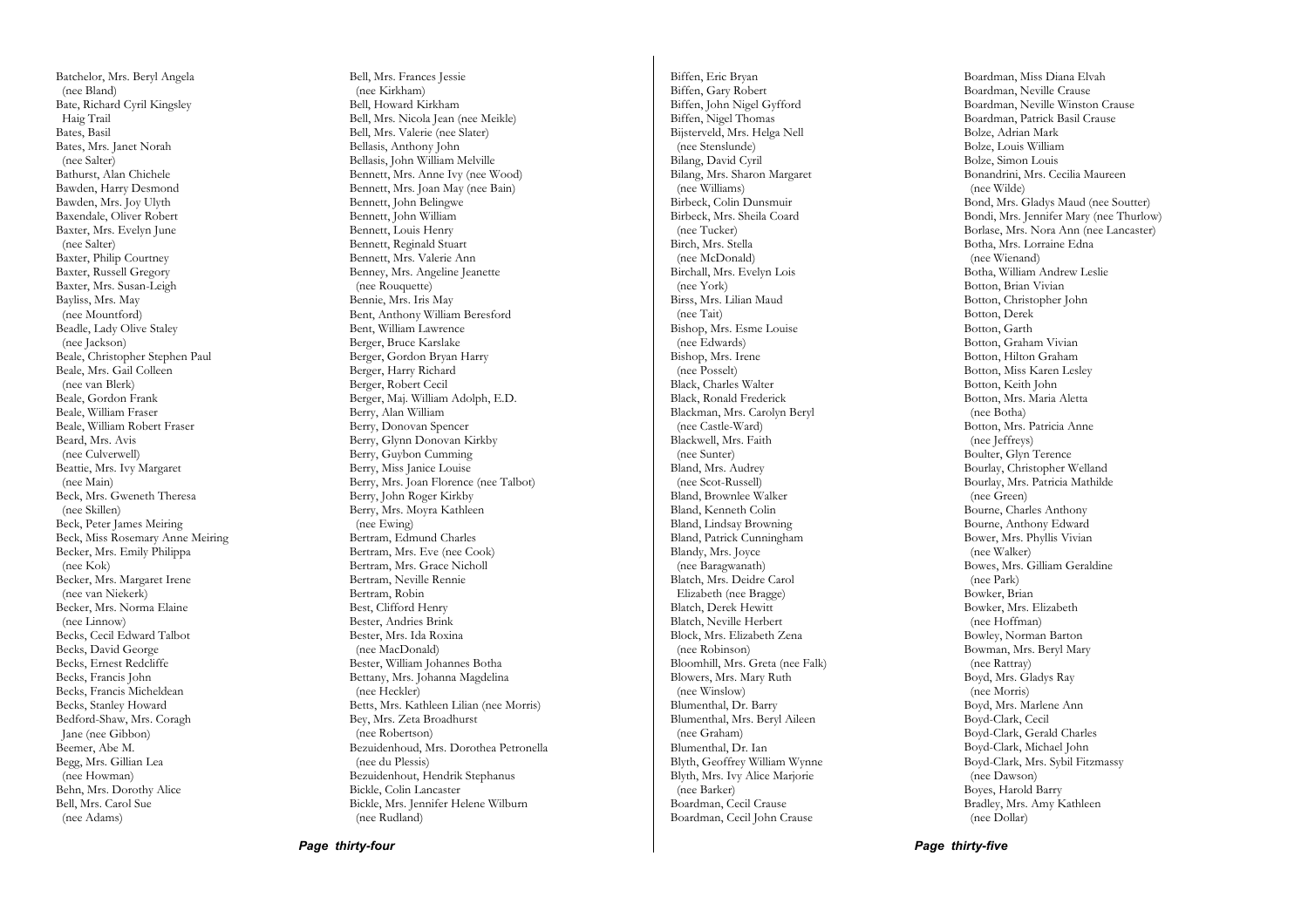Batchelor, Mrs. Beryl Angela
(nee Bland)
Bate, Richard Cyril Kingsley
Haig Trail
Bates, Basil
Bates, Mrs. Janet Norah
(nee Salter)
Bathurst, Alan Chichele
Bawden, Harry Desmond
Bawden, Mrs. Joy Ulyth
Baxendale, Oliver Robert
Baxter, Mrs. Evelyn June
(nee Salter)
Baxter, Philip Courtney
Baxter, Russell Gregory
Baxter, Mrs. Susan-Leigh
Bayliss, Mrs. May
(nee Mountford)
Beadle, Lady Olive Staley
(nee Jackson)
Beale, Christopher Stephen Paul
Beale, Mrs. Gail Colleen
(nee van Blerk)
Beale, Gordon Frank
Beale, William Fraser
Beale, William Robert Fraser
Beard, Mrs. Avis
(nee Culverwell)
Beattie, Mrs. Ivy Margaret
(nee Main)
Beck, Mrs. Gweneth Theresa
(nee Skillen)
Beck, Peter James Meiring
Beck, Miss Rosemary Anne Meiring
Becker, Mrs. Emily Philippa
(nee Kok)
Becker, Mrs. Margaret Irene
(nee van Niekerk)
Becker, Mrs. Norma Elaine
(nee Linnow)
Becks, Cecil Edward Talbot
Becks, David George
Becks, Ernest Redcliffe
Becks, Francis John
Becks, Francis Micheldean
Becks, Stanley Howard
Bedford-Shaw, Mrs. Coragh
Jane (nee Gibbon)
Beemer, Abe M.
Begg, Mrs. Gillian Lea
(nee Howman)
Behn, Mrs. Dorothy Alice
Bell, Mrs. Carol Sue
(nee Adams)

Bell, Mrs. Frances Jessie
(nee Kirkham)
Bell, Howard Kirkham
Bell, Mrs. Nicola Jean (nee Meikle)
Bell, Mrs. Valerie (nee Slater)
Bellasis, Anthony John
Bellasis, John William Melville
Bennett, Mrs. Anne Ivy (nee Wood)
Bennett, Mrs. Joan May (nee Bain)
Bennett, John Belingwe
Bennett, John William
Bennett, Louis Henry
Bennett, Reginald Stuart
Bennett, Mrs. Valerie Ann
Benney, Mrs. Angeline Jeanette
(nee Rouquette)
Bennie, Mrs. Iris May
Bent, Anthony William Beresford
Bent, William Lawrence
Berger, Bruce Karslake
Berger, Gordon Bryan Harry
Berger, Harry Richard
Berger, Robert Cecil
Berger, Maj. William Adolph, E.D.
Berry, Alan William
Berry, Donovan Spencer
Berry, Glynn Donovan Kirkby
Berry, Guybon Cumming
Berry, Miss Janice Louise
Berry, Mrs. Joan Florence (nee Talbot)
Berry, John Roger Kirkby
Berry, Mrs. Moyra Kathleen
(nee Ewing)
Bertram, Edmund Charles
Bertram, Mrs. Eve (nee Cook)
Bertram, Mrs. Grace Nicholl
Bertram, Neville Rennie
Bertram, Robin
Best, Clifford Henry
Bester, Andries Brink
Bester, Mrs. Ida Roxina
(nee MacDonald)
Bester, William Johannes Botha
Bettany, Mrs. Johanna Magdelina
(nee Heckler)
Betts, Mrs. Kathleen Lilian (nee Morris)
Bey, Mrs. Zeta Broadhurst
(nee Robertson)
Bezuidenhoud, Mrs. Dorothea Petronella
(nee du Plessis)
Bezuidenhout, Hendrik Stephanus
Bickle, Colin Lancaster
Bickle, Mrs. Jennifer Helene Wilburn
(nee Rudland)

Biffen, Eric Bryan
Biffen, Gary Robert
Biffen, John Nigel Gyfford
Biffen, Nigel Thomas
Bijsterveld, Mrs. Helga Nell
(nee Stenslunde)
Bilang, David Cyril
Bilang, Mrs. Sharon Margaret
(nee Williams)
Birbeck, Colin Dunsmuir
Birbeck, Mrs. Sheila Coard
(nee Tucker)
Birch, Mrs. Stella
(nee McDonald)
Birchall, Mrs. Evelyn Lois
(nee York)
Birss, Mrs. Lilian Maud
(nee Tait)
Bishop, Mrs. Esme Louise
(nee Edwards)
Bishop, Mrs. Irene
(nee Posselt)
Black, Charles Walter
Black, Ronald Frederick
Blackman, Mrs. Carolyn Beryl
(nee Castle-Ward)
Blackwell, Mrs. Faith
(nee Sunter)
Bland, Mrs. Audrey
(nee Scot-Russell)
Bland, Brownlee Walker
Bland, Kenneth Colin
Bland, Lindsay Browning
Bland, Patrick Cunningham
Blandy, Mrs. Joyce
(nee Baragwanath)
Blatch, Mrs. Deidre Carol
Elizabeth (nee Bragge)
Blatch, Derek Hewitt
Blatch, Neville Herbert
Block, Mrs. Elizabeth Zena
(nee Robinson)
Bloomhill, Mrs. Greta (nee Falk)
Blowers, Mrs. Mary Ruth
(nee Winslow)
Blumenthal, Dr. Barry
Blumenthal, Mrs. Beryl Aileen
(nee Graham)
Blumenthal, Dr. Ian
Blyth, Geoffrey William Wynne
Blyth, Mrs. Ivy Alice Marjorie
(nee Barker)
Boardman, Cecil Crause
Boardman, Cecil John Crause

Boardman, Miss Diana Elvah
Boardman, Neville Crause
Boardman, Neville Winston Crause
Boardman, Patrick Basil Crause
Bolze, Adrian Mark
Bolze, Louis William
Bolze, Simon Louis
Bonandrini, Mrs. Cecilia Maureen
(nee Wilde)
Bond, Mrs. Gladys Maud (nee Soutter)
Bondi, Mrs. Jennifer Mary (nee Thurlow)
Borlase, Mrs. Nora Ann (nee Lancaster)
Botha, Mrs. Lorraine Edna
(nee Wienand)
Botha, William Andrew Leslie
Botton, Brian Vivian
Botton, Christopher John
Botton, Derek
Botton, Garth
Botton, Graham Vivian
Botton, Hilton Graham
Botton, Miss Karen Lesley
Botton, Keith John
Botton, Mrs. Maria Aletta
(nee Botha)
Botton, Mrs. Patricia Anne
(nee Jeffreys)
Boulter, Glyn Terence
Bourlay, Christopher Welland
Bourlay, Mrs. Patricia Mathilde
(nee Green)
Bourne, Charles Anthony
Bourne, Anthony Edward
Bower, Mrs. Phyllis Vivian
(nee Walker)
Bowes, Mrs. Gilliam Geraldine
(nee Park)
Bowker, Brian
Bowker, Mrs. Elizabeth
(nee Hoffman)
Bowley, Norman Barton
Bowman, Mrs. Beryl Mary
(nee Rattray)
Boyd, Mrs. Gladys Ray
(nee Morris)
Boyd, Mrs. Marlene Ann
Boyd-Clark, Cecil
Boyd-Clark, Gerald Charles
Boyd-Clark, Michael John
Boyd-Clark, Mrs. Sybil Fitzmassy
(nee Dawson)
Boyes, Harold Barry
Bradley, Mrs. Amy Kathleen
(nee Dollar)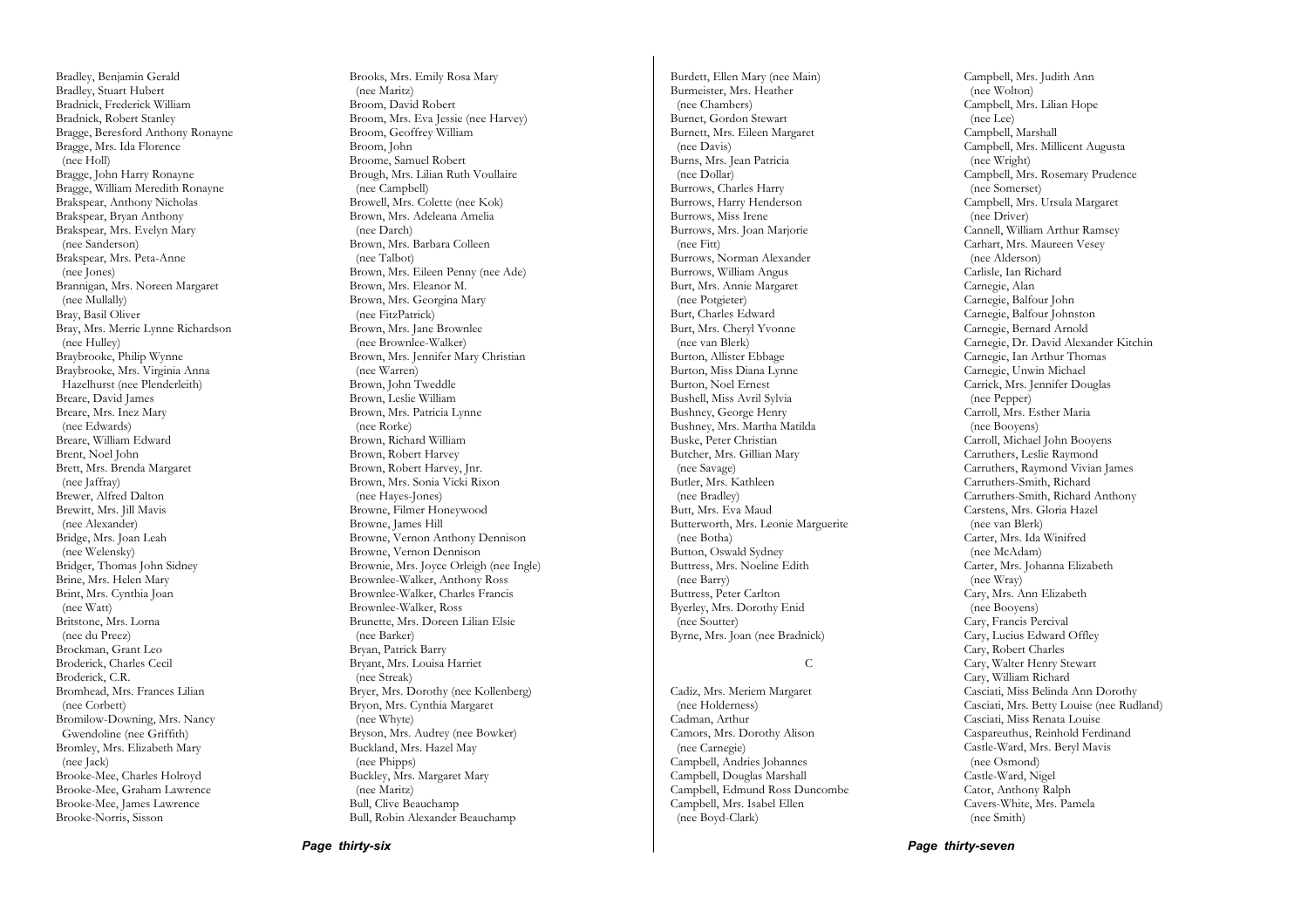Bradley, Benjamin Gerald
Bradley, Stuart Hubert
Bradnick, Frederick William
Bradnick, Robert Stanley
Bragge, Beresford Anthony Ronayne
Bragge, Mrs. Ida Florence
(nee Holl)
Bragge, John Harry Ronayne
Bragge, William Meredith Ronayne
Brakspear, Anthony Nicholas
Brakspear, Bryan Anthony
Brakspear, Mrs. Evelyn Mary
(nee Sanderson)
Brakspear, Mrs. Peta-Anne
(nee Jones)
Brannigan, Mrs. Noreen Margaret
(nee Mullally)
Bray, Basil Oliver
Bray, Mrs. Merrie Lynne Richardson
(nee Hulley)
Braybrooke, Philip Wynne
Braybrooke, Mrs. Virginia Anna
Hazelhurst (nee Plenderleith)
Breare, David James
Breare, Mrs. Inez Mary
(nee Edwards)
Breare, William Edward
Brent, Noel John
Brett, Mrs. Brenda Margaret
(nee Jaffray)
Brewer, Alfred Dalton
Brewitt, Mrs. Jill Mavis
(nee Alexander)
Bridge, Mrs. Joan Leah
(nee Welensky)
Bridger, Thomas John Sidney
Brine, Mrs. Helen Mary
Brint, Mrs. Cynthia Joan
(nee Watt)
Britstone, Mrs. Lorna
(nee du Preez)
Brockman, Grant Leo
Broderick, Charles Cecil
Broderick, C.R.
Bromhead, Mrs. Frances Lilian
(nee Corbett)
Bromilow-Downing, Mrs. Nancy
Gwendoline (nee Griffith)
Bromley, Mrs. Elizabeth Mary
(nee Jack)
Brooke-Mee, Charles Holroyd
Brooke-Mee, Graham Lawrence
Brooke-Mee, James Lawrence
Brooke-Norris, Sisson

Brooks, Mrs. Emily Rosa Mary
(nee Maritz)
Broom, David Robert
Broom, Mrs. Eva Jessie (nee Harvey)
Broom, Geoffrey William
Broom, John
Broome, Samuel Robert
Brough, Mrs. Lilian Ruth Voullaire
(nee Campbell)
Browell, Mrs. Colette (nee Kok)
Brown, Mrs. Adeleana Amelia
(nee Darch)
Brown, Mrs. Barbara Colleen
(nee Talbot)
Brown, Mrs. Eileen Penny (nee Ade)
Brown, Mrs. Eleanor M.
Brown, Mrs. Georgina Mary
(nee FitzPatrick)
Brown, Mrs. Jane Brownlee
(nee Brownlee-Walker)
Brown, Mrs. Jennifer Mary Christian
(nee Warren)
Brown, John Tweddle
Brown, Leslie William
Brown, Mrs. Patricia Lynne
(nee Rorke)
Brown, Richard William
Brown, Robert Harvey
Brown, Robert Harvey, Jnr.
Brown, Mrs. Sonia Vicki Rixon
(nee Hayes-Jones)
Browne, Filmer Honeywood
Browne, James Hill
Browne, Vernon Anthony Dennison
Browne, Vernon Dennison
Brownie, Mrs. Joyce Orleigh (nee Ingle)
Brownlee-Walker, Anthony Ross
Brownlee-Walker, Charles Francis
Brownlee-Walker, Ross
Brunette, Mrs. Doreen Lilian Elsie
(nee Barker)
Bryan, Patrick Barry
Bryant, Mrs. Louisa Harriet
(nee Streak)
Bryer, Mrs. Dorothy (nee Kollenberg)
Bryon, Mrs. Cynthia Margaret
(nee Whyte)
Bryson, Mrs. Audrey (nee Bowker)
Buckland, Mrs. Hazel May
(nee Phipps)
Buckley, Mrs. Margaret Mary
(nee Maritz)
Bull, Clive Beauchamp
Bull, Robin Alexander Beauchamp

Burdett, Ellen Mary (nee Main)
Burmeister, Mrs. Heather
(nee Chambers)
Burnet, Gordon Stewart
Burnett, Mrs. Eileen Margaret
(nee Davis)
Burns, Mrs. Jean Patricia
(nee Dollar)
Burrows, Charles Harry
Burrows, Harry Henderson
Burrows, Miss Irene
Burrows, Mrs. Joan Marjorie
(nee Fitt)
Burrows, Norman Alexander
Burrows, William Angus
Burt, Mrs. Annie Margaret
(nee Potgieter)
Burt, Charles Edward
Burt, Mrs. Cheryl Yvonne
(nee van Blerk)
Burton, Allister Ebbage
Burton, Miss Diana Lynne
Burton, Noel Ernest
Bushell, Miss Avril Sylvia
Bushney, George Henry
Bushney, Mrs. Martha Matilda
Buske, Peter Christian
Butcher, Mrs. Gillian Mary
(nee Savage)
Butler, Mrs. Kathleen
(nee Bradley)
Butt, Mrs. Eva Maud
Butterworth, Mrs. Leonie Marguerite
(nee Botha)
Button, Oswald Sydney
Buttress, Mrs. Noeline Edith
(nee Barry)
Buttress, Peter Carlton
Byerley, Mrs. Dorothy Enid
(nee Soutter)
Byrne, Mrs. Joan (nee Bradnick)

## C

Cadiz, Mrs. Meriem Margaret
(nee Holderness)
Cadman, Arthur
Camors, Mrs. Dorothy Alison
(nee Carnegie)
Campbell, Andries Johannes
Campbell, Douglas Marshall
Campbell, Edmund Ross Duncombe
Campbell, Mrs. Isabel Ellen
(nee Boyd-Clark)

Campbell, Mrs. Judith Ann
(nee Wolton)
Campbell, Mrs. Lilian Hope
(nee Lee)
Campbell, Marshall
Campbell, Mrs. Millicent Augusta
(nee Wright)
Campbell, Mrs. Rosemary Prudence
(nee Somerset)
Campbell, Mrs. Ursula Margaret
(nee Driver)
Cannell, William Arthur Ramsey
Carhart, Mrs. Maureen Vesey
(nee Alderson)
Carlisle, Ian Richard
Carnegie, Alan
Carnegie, Balfour John
Carnegie, Balfour Johnston
Carnegie, Bernard Arnold
Carnegie, Dr. David Alexander Kitchin
Carnegie, Ian Arthur Thomas
Carnegie, Unwin Michael
Carrick, Mrs. Jennifer Douglas
(nee Pepper)
Carroll, Mrs. Esther Maria
(nee Booyens)
Carroll, Michael John Booyens
Carruthers, Leslie Raymond
Carruthers, Raymond Vivian James
Carruthers-Smith, Richard
Carruthers-Smith, Richard Anthony
Carstens, Mrs. Gloria Hazel
(nee van Blerk)
Carter, Mrs. Ida Winifred
(nee McAdam)
Carter, Mrs. Johanna Elizabeth
(nee Wray)
Cary, Mrs. Ann Elizabeth
(nee Booyens)
Cary, Francis Percival
Cary, Lucius Edward Offley
Cary, Robert Charles
Cary, Walter Henry Stewart
Cary, William Richard
Casciati, Miss Belinda Ann Dorothy
Casciati, Mrs. Betty Louise (nee Rudland)
Casciati, Miss Renata Louise
Caspareuthus, Reinhold Ferdinand
Castle-Ward, Mrs. Beryl Mavis
(nee Osmond)
Castle-Ward, Nigel
Cator, Anthony Ralph
Cavers-White, Mrs. Pamela
(nee Smith)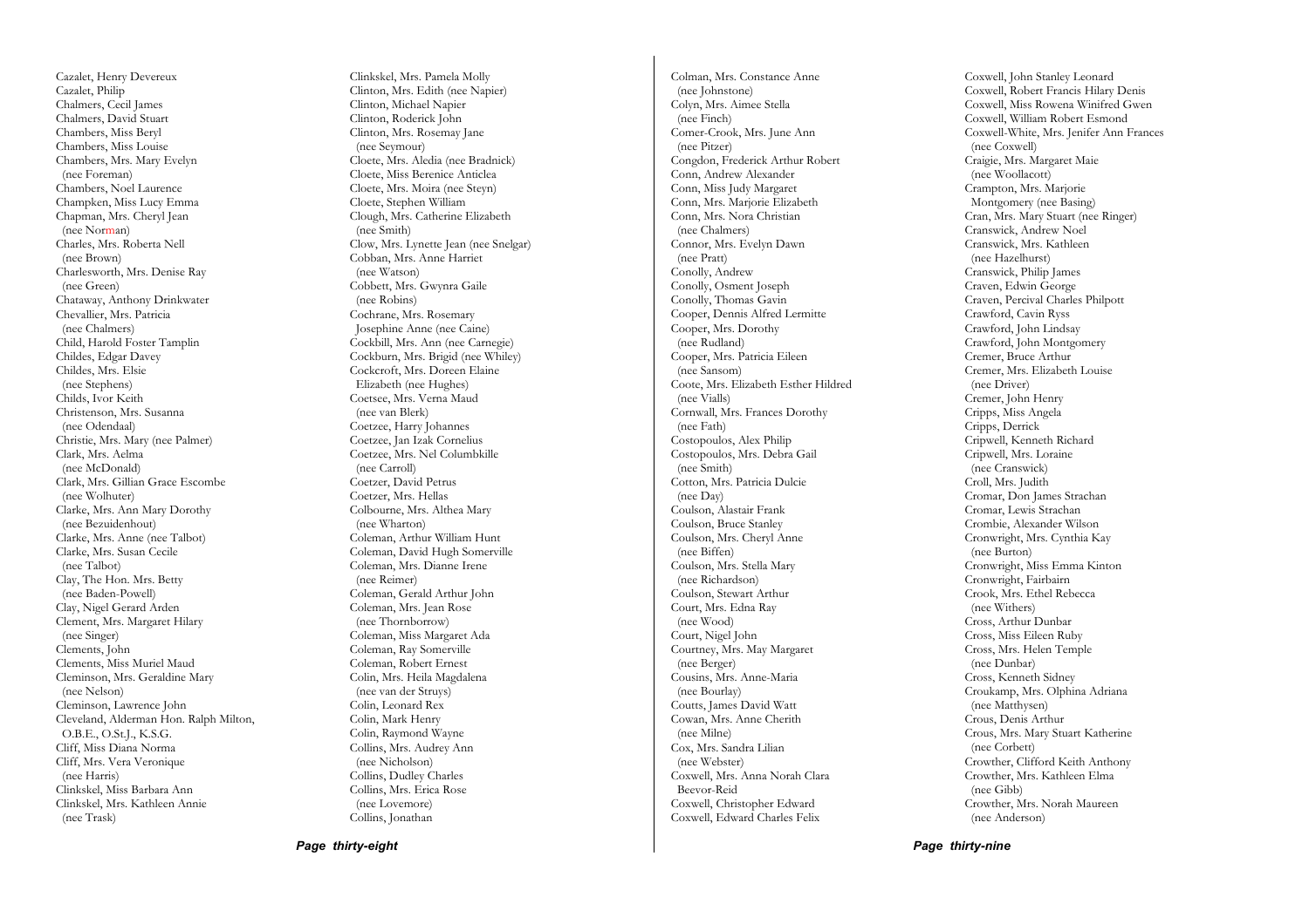Cazalet, Henry Devereux
Cazalet, Philip
Chalmers, Cecil James
Chalmers, David Stuart
Chambers, Miss Beryl
Chambers, Miss Louise
Chambers, Mrs. Mary Evelyn
 (nee Foreman)
Chambers, Noel Laurence
Champken, Miss Lucy Emma
Chapman, Mrs. Cheryl Jean
 (nee Norman)
Charles, Mrs. Roberta Nell
 (nee Brown)
Charlesworth, Mrs. Denise Ray
 (nee Green)
Chataway, Anthony Drinkwater
Chevallier, Mrs. Patricia
 (nee Chalmers)
Child, Harold Foster Tamplin
Childes, Edgar Davey
Childes, Mrs. Elsie
 (nee Stephens)
Childs, Ivor Keith
Christenson, Mrs. Susanna
 (nee Odendaal)
Christie, Mrs. Mary (nee Palmer)
Clark, Mrs. Aelma
 (nee McDonald)
Clark, Mrs. Gillian Grace Escombe
 (nee Wolhuter)
Clarke, Mrs. Ann Mary Dorothy
 (nee Bezuidenhout)
Clarke, Mrs. Anne (nee Talbot)
Clarke, Mrs. Susan Cecile
 (nee Talbot)
Clay, The Hon. Mrs. Betty
 (nee Baden-Powell)
Clay, Nigel Gerard Arden
Clement, Mrs. Margaret Hilary
 (nee Singer)
Clements, John
Clements, Miss Muriel Maud
Cleminson, Mrs. Geraldine Mary
 (nee Nelson)
Cleminson, Lawrence John
Cleveland, Alderman Hon. Ralph Milton,
 O.B.E., O.St.J., K.S.G.
Cliff, Miss Diana Norma
Cliff, Mrs. Vera Veronique
 (nee Harris)
Clinkskel, Miss Barbara Ann
Clinkskel, Mrs. Kathleen Annie
 (nee Trask)

Clinkskel, Mrs. Pamela Molly
Clinton, Mrs. Edith (nee Napier)
Clinton, Michael Napier
Clinton, Roderick John
Clinton, Mrs. Rosemay Jane
 (nee Seymour)
Cloete, Mrs. Aledia (nee Bradnick)
Cloete, Miss Berenice Anticlea
Cloete, Mrs. Moira (nee Steyn)
Cloete, Stephen William
Clough, Mrs. Catherine Elizabeth
 (nee Smith)
Clow, Mrs. Lynette Jean (nee Snelgar)
Cobban, Mrs. Anne Harriet
 (nee Watson)
Cobbett, Mrs. Gwynra Gaile
 (nee Robins)
Cochrane, Mrs. Rosemary
 Josephine Anne (nee Caine)
Cockbill, Mrs. Ann (nee Carnegie)
Cockburn, Mrs. Brigid (nee Whiley)
Cockcroft, Mrs. Doreen Elaine
 Elizabeth (nee Hughes)
Coetsee, Mrs. Verna Maud
 (nee van Blerk)
Coetzee, Harry Johannes
Coetzee, Jan Izak Cornelius
Coetzee, Mrs. Nel Columbkille
 (nee Carroll)
Coetzer, David Petrus
Coetzer, Mrs. Hellas
Colbourne, Mrs. Althea Mary
 (nee Wharton)
Coleman, Arthur William Hunt
Coleman, David Hugh Somerville
Coleman, Mrs. Dianne Irene
 (nee Reimer)
Coleman, Gerald Arthur John
Coleman, Mrs. Jean Rose
 (nee Thornborrow)
Coleman, Miss Margaret Ada
Coleman, Ray Somerville
Coleman, Robert Ernest
Colin, Mrs. Heila Magdalena
 (nee van der Struys)
Colin, Leonard Rex
Colin, Mark Henry
Colin, Raymond Wayne
Collins, Mrs. Audrey Ann
 (nee Nicholson)
Collins, Dudley Charles
Collins, Mrs. Erica Rose
 (nee Lovemore)
Collins, Jonathan

Colman, Mrs. Constance Anne
 (nee Johnstone)
Colyn, Mrs. Aimee Stella
 (nee Finch)
Comer-Crook, Mrs. June Ann
 (nee Pitzer)
Congdon, Frederick Arthur Robert
Conn, Andrew Alexander
Conn, Miss Judy Margaret
Conn, Mrs. Marjorie Elizabeth
Conn, Mrs. Nora Christian
 (nee Chalmers)
Connor, Mrs. Evelyn Dawn
 (nee Pratt)
Conolly, Andrew
Conolly, Osment Joseph
Conolly, Thomas Gavin
Cooper, Dennis Alfred Lermitte
Cooper, Mrs. Dorothy
 (nee Rudland)
Cooper, Mrs. Patricia Eileen
 (nee Sansom)
Coote, Mrs. Elizabeth Esther Hildred
 (nee Vialls)
Cornwall, Mrs. Frances Dorothy
 (nee Fath)
Costopoulos, Alex Philip
Costopoulos, Mrs. Debra Gail
 (nee Smith)
Cotton, Mrs. Patricia Dulcie
 (nee Day)
Coulson, Alastair Frank
Coulson, Bruce Stanley
Coulson, Mrs. Cheryl Anne
 (nee Biffen)
Coulson, Mrs. Stella Mary
 (nee Richardson)
Coulson, Stewart Arthur
Court, Mrs. Edna Ray
 (nee Wood)
Court, Nigel John
Courtney, Mrs. May Margaret
 (nee Berger)
Cousins, Mrs. Anne-Maria
 (nee Bourlay)
Coutts, James David Watt
Cowan, Mrs. Anne Cherith
 (nee Milne)
Cox, Mrs. Sandra Lilian
 (nee Webster)
Coxwell, Mrs. Anna Norah Clara
 Beevor-Reid
Coxwell, Christopher Edward
Coxwell, Edward Charles Felix

Coxwell, John Stanley Leonard
Coxwell, Robert Francis Hilary Denis
Coxwell, Miss Rowena Winifred Gwen
Coxwell, William Robert Esmond
Coxwell-White, Mrs. Jenifer Ann Frances
 (nee Coxwell)
Craigie, Mrs. Margaret Maie
 (nee Woollacott)
Crampton, Mrs. Marjorie
 Montgomery (nee Basing)
Cran, Mrs. Mary Stuart (nee Ringer)
Cranswick, Andrew Noel
Cranswick, Mrs. Kathleen
 (nee Hazelhurst)
Cranswick, Philip James
Craven, Edwin George
Craven, Percival Charles Philpott
Crawford, Cavin Ryss
Crawford, John Lindsay
Crawford, John Montgomery
Cremer, Bruce Arthur
Cremer, Mrs. Elizabeth Louise
 (nee Driver)
Cremer, John Henry
Cripps, Miss Angela
Cripps, Derrick
Cripwell, Kenneth Richard
Cripwell, Mrs. Loraine
 (nee Cranswick)
Croll, Mrs. Judith
Cromar, Don James Strachan
Cromar, Lewis Strachan
Crombie, Alexander Wilson
Cronwright, Mrs. Cynthia Kay
 (nee Burton)
Cronwright, Miss Emma Kinton
Cronwright, Fairbairn
Crook, Mrs. Ethel Rebecca
 (nee Withers)
Cross, Arthur Dunbar
Cross, Miss Eileen Ruby
Cross, Mrs. Helen Temple
 (nee Dunbar)
Cross, Kenneth Sidney
Croukamp, Mrs. Olphina Adriana
 (nee Matthysen)
Crous, Denis Arthur
Crous, Mrs. Mary Stuart Katherine
 (nee Corbett)
Crowther, Clifford Keith Anthony
Crowther, Mrs. Kathleen Elma
 (nee Gibb)
Crowther, Mrs. Norah Maureen
 (nee Anderson)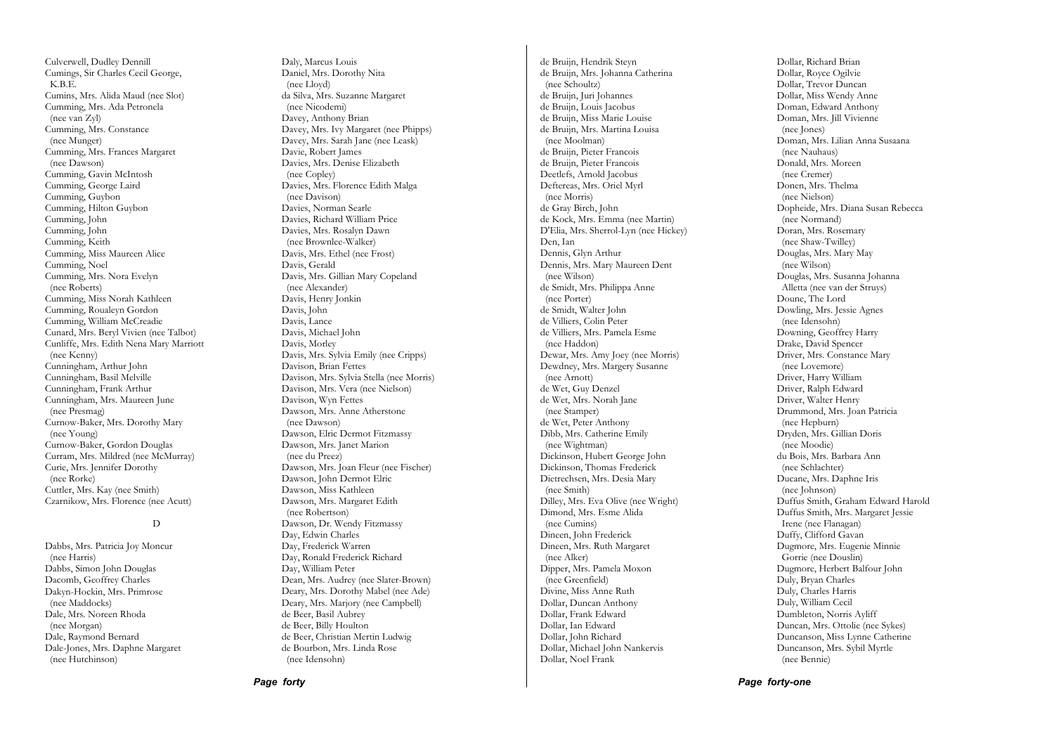Culverwell, Dudley Dennill
Cumings, Sir Charles Cecil George, K.B.E.
Cumins, Mrs. Alida Maud (nee Slot)
Cumming, Mrs. Ada Petronela (nee van Zyl)
Cumming, Mrs. Constance (nee Munger)
Cumming, Mrs. Frances Margaret (nee Dawson)
Cumming, Gavin McIntosh
Cumming, George Laird
Cumming, Guybon
Cumming, Hilton Guybon
Cumming, John
Cumming, John
Cumming, Keith
Cumming, Miss Maureen Alice
Cumming, Noel
Cumming, Mrs. Nora Evelyn (nee Roberts)
Cumming, Miss Norah Kathleen
Cumming, Roualeyn Gordon
Cumming, William McCreadie
Cunard, Mrs. Beryl Vivien (nee Talbot)
Cunliffe, Mrs. Edith Nena Mary Marriott (nee Kenny)
Cunningham, Arthur John
Cunningham, Basil Melville
Cunningham, Frank Arthur
Cunningham, Mrs. Maureen June (nee Presmag)
Curnow-Baker, Mrs. Dorothy Mary (nee Young)
Curnow-Baker, Gordon Douglas
Curram, Mrs. Mildred (nee McMurray)
Curie, Mrs. Jennifer Dorothy (nee Rorke)
Cuttler, Mrs. Kay (nee Smith)
Czarnikow, Mrs. Florence (nee Acutt)

## D

Dabbs, Mrs. Patricia Joy Moncur (nee Harris)
Dabbs, Simon John Douglas
Dacomb, Geoffrey Charles
Dakyn-Hockin, Mrs. Primrose (nee Maddocks)
Dale, Mrs. Noreen Rhoda (nee Morgan)
Dale, Raymond Bernard
Dale-Jones, Mrs. Daphne Margaret (nee Hutchinson)
Daly, Marcus Louis
Daniel, Mrs. Dorothy Nita (nee Lloyd)
da Silva, Mrs. Suzanne Margaret (nee Nicodemi)
Davey, Anthony Brian
Davey, Mrs. Ivy Margaret (nee Phipps)
Davey, Mrs. Sarah Jane (nee Leask)
Davie, Robert James
Davies, Mrs. Denise Elizabeth (nee Copley)
Davies, Mrs. Florence Edith Malga (nee Davison)
Davies, Norman Searle
Davies, Richard William Price
Davies, Mrs. Rosalyn Dawn (nee Brownlee-Walker)
Davis, Mrs. Ethel (nee Frost)
Davis, Gerald
Davis, Mrs. Gillian Mary Copeland (nee Alexander)
Davis, Henry Jonkin
Davis, John
Davis, Lance
Davis, Michael John
Davis, Morley
Davis, Mrs. Sylvia Emily (nee Cripps)
Davison, Brian Fettes
Davison, Mrs. Sylvia Stella (nee Morris)
Davison, Mrs. Vera (nee Nielson)
Davison, Wyn Fettes
Dawson, Mrs. Anne Atherstone (nee Dawson)
Dawson, Elric Dermot Fitzmassy
Dawson, Mrs. Janet Marion (nee du Preez)
Dawson, Mrs. Joan Fleur (nee Fischer)
Dawson, John Dermot Elric
Dawson, Miss Kathleen
Dawson, Mrs. Margaret Edith (nee Robertson)
Dawson, Dr. Wendy Fitzmassy
Day, Edwin Charles
Day, Frederick Warren
Day, Ronald Frederick Richard
Day, William Peter
Dean, Mrs. Audrey (nee Slater-Brown)
Deary, Mrs. Dorothy Mabel (nee Ade)
Deary, Mrs. Marjory (nee Campbell)
de Beer, Basil Aubrey
de Beer, Billy Houlton
de Beer, Christian Mertin Ludwig
de Bourbon, Mrs. Linda Rose (nee Idensohn)
de Bruijn, Hendrik Steyn
de Bruijn, Mrs. Johanna Catherina (nee Schoultz)
de Bruijn, Juri Johannes
de Bruijn, Louis Jacobus
de Bruijn, Miss Marie Louise
de Bruijn, Mrs. Martina Louisa (nee Moolman)
de Bruijn, Pieter Francois
de Bruijn, Pieter Francois
Deetlefs, Arnold Jacobus
Deftereas, Mrs. Oriel Myrl (nee Morris)
de Gray Birch, John
de Kock, Mrs. Emma (nee Martin)
D'Elia, Mrs. Sherrol-Lyn (nee Hickey)
Den, Ian
Dennis, Glyn Arthur
Dennis, Mrs. Mary Maureen Dent (nee Wilson)
de Smidt, Mrs. Philippa Anne (nee Porter)
de Smidt, Walter John
de Villiers, Colin Peter
de Villiers, Mrs. Pamela Esme (nee Haddon)
Dewar, Mrs. Amy Joey (nee Morris)
Dewdney, Mrs. Margery Susanne (nee Arnott)
de Wet, Guy Denzel
de Wet, Mrs. Norah Jane (nee Stamper)
de Wet, Peter Anthony
Dibb, Mrs. Catherine Emily (nee Wightman)
Dickinson, Hubert George John
Dickinson, Thomas Frederick
Dietrechsen, Mrs. Desia Mary (nee Smith)
Dilley, Mrs. Eva Olive (nee Wright)
Dimond, Mrs. Esme Alida (nee Cumins)
Dineen, John Frederick
Dineen, Mrs. Ruth Margaret (nee Alker)
Dipper, Mrs. Pamela Moxon (nee Greenfield)
Divine, Miss Anne Ruth
Dollar, Duncan Anthony
Dollar, Frank Edward
Dollar, Ian Edward
Dollar, John Richard
Dollar, Michael John Nankervis
Dollar, Noel Frank
Dollar, Richard Brian
Dollar, Royce Ogilvie
Dollar, Trevor Duncan
Dollar, Miss Wendy Anne
Doman, Edward Anthony
Doman, Mrs. Jill Vivienne (nee Jones)
Doman, Mrs. Lilian Anna Susaana (nee Nauhaus)
Donald, Mrs. Moreen (nee Cremer)
Donen, Mrs. Thelma (nee Nielson)
Dopheide, Mrs. Diana Susan Rebecca (nee Normand)
Doran, Mrs. Rosemary (nee Shaw-Twilley)
Douglas, Mrs. Mary May (nee Wilson)
Douglas, Mrs. Susanna Johanna Alletta (nee van der Struys)
Doune, The Lord
Dowling, Mrs. Jessie Agnes (nee Idensohn)
Downing, Geoffrey Harry
Drake, David Spencer
Driver, Mrs. Constance Mary (nee Lovemore)
Driver, Harry William
Driver, Ralph Edward
Driver, Walter Henry
Drummond, Mrs. Joan Patricia (nee Hepburn)
Dryden, Mrs. Gillian Doris (nee Moodie)
du Bois, Mrs. Barbara Ann (nee Schlachter)
Ducane, Mrs. Daphne Iris (nee Johnson)
Duffus Smith, Graham Edward Harold
Duffus Smith, Mrs. Margaret Jessie Irene (nee Flanagan)
Duffy, Clifford Gavan
Dugmore, Mrs. Eugenie Minnie Gorrie (nee Douslin)
Dugmore, Herbert Balfour John
Duly, Bryan Charles
Duly, Charles Harris
Duly, William Cecil
Dumbleton, Norris Ayliff
Duncan, Mrs. Ottolie (nee Sykes)
Duncanson, Miss Lynne Catherine
Duncanson, Mrs. Sybil Myrtle (nee Bennie)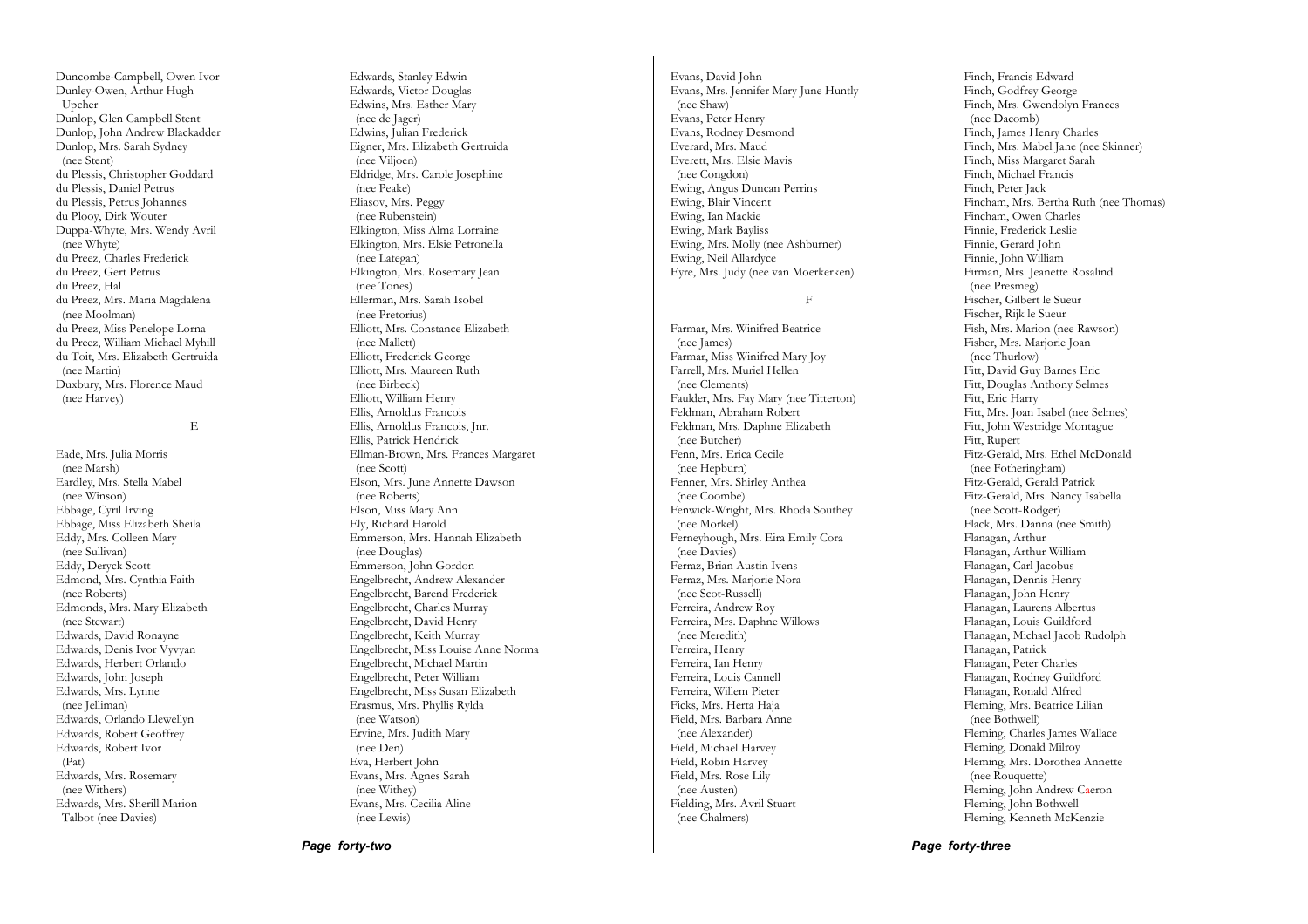Duncombe-Campbell, Owen Ivor
Dunley-Owen, Arthur Hugh
  Upcher
Dunlop, Glen Campbell Stent
Dunlop, John Andrew Blackadder
Dunlop, Mrs. Sarah Sydney
  (nee Stent)
du Plessis, Christopher Goddard
du Plessis, Daniel Petrus
du Plessis, Petrus Johannes
du Plooy, Dirk Wouter
Duppa-Whyte, Mrs. Wendy Avril
  (nee Whyte)
du Preez, Charles Frederick
du Preez, Gert Petrus
du Preez, Hal
du Preez, Mrs. Maria Magdalena
  (nee Moolman)
du Preez, Miss Penelope Lorna
du Preez, William Michael Myhill
du Toit, Mrs. Elizabeth Gertruida
  (nee Martin)
Duxbury, Mrs. Florence Maud
  (nee Harvey)

## E

Eade, Mrs. Julia Morris
  (nee Marsh)
Eardley, Mrs. Stella Mabel
  (nee Winson)
Ebbage, Cyril Irving
Ebbage, Miss Elizabeth Sheila
Eddy, Mrs. Colleen Mary
  (nee Sullivan)
Eddy, Deryck Scott
Edmond, Mrs. Cynthia Faith
  (nee Roberts)
Edmonds, Mrs. Mary Elizabeth
  (nee Stewart)
Edwards, David Ronayne
Edwards, Denis Ivor Vyvyan
Edwards, Herbert Orlando
Edwards, John Joseph
Edwards, Mrs. Lynne
  (nee Jelliman)
Edwards, Orlando Llewellyn
Edwards, Robert Geoffrey
Edwards, Robert Ivor
  (Pat)
Edwards, Mrs. Rosemary
  (nee Withers)
Edwards, Mrs. Sherill Marion
  Talbot (nee Davies)
Edwards, Stanley Edwin
Edwards, Victor Douglas
Edwins, Mrs. Esther Mary
  (nee de Jager)
Edwins, Julian Frederick
Eigner, Mrs. Elizabeth Gertruida
  (nee Viljoen)
Eldridge, Mrs. Carole Josephine
  (nee Peake)
Eliasov, Mrs. Peggy
  (nee Rubenstein)
Elkington, Miss Alma Lorraine
Elkington, Mrs. Elsie Petronella
  (nee Lategan)
Elkington, Mrs. Rosemary Jean
  (nee Tones)
Ellerman, Mrs. Sarah Isobel
  (nee Pretorius)
Elliott, Mrs. Constance Elizabeth
  (nee Mallett)
Elliott, Frederick George
Elliott, Mrs. Maureen Ruth
  (nee Birbeck)
Elliott, William Henry
Ellis, Arnoldus Francois
Ellis, Arnoldus Francois, Jnr.
Ellis, Patrick Hendrick
Ellman-Brown, Mrs. Frances Margaret
  (nee Scott)
Elson, Mrs. June Annette Dawson
  (nee Roberts)
Elson, Miss Mary Ann
Ely, Richard Harold
Emmerson, Mrs. Hannah Elizabeth
  (nee Douglas)
Emmerson, John Gordon
Engelbrecht, Andrew Alexander
Engelbrecht, Barend Frederick
Engelbrecht, Charles Murray
Engelbrecht, David Henry
Engelbrecht, Keith Murray
Engelbrecht, Miss Louise Anne Norma
Engelbrecht, Michael Martin
Engelbrecht, Peter William
Engelbrecht, Miss Susan Elizabeth
Erasmus, Mrs. Phyllis Rylda
  (nee Watson)
Ervine, Mrs. Judith Mary
  (nee Den)
Eva, Herbert John
Evans, Mrs. Agnes Sarah
  (nee Withey)
Evans, Mrs. Cecilia Aline
  (nee Lewis)
Evans, David John
Evans, Mrs. Jennifer Mary June Huntly
  (nee Shaw)
Evans, Peter Henry
Evans, Rodney Desmond
Everard, Mrs. Maud
Everett, Mrs. Elsie Mavis
  (nee Congdon)
Ewing, Angus Duncan Perrins
Ewing, Blair Vincent
Ewing, Ian Mackie
Ewing, Mark Bayliss
Ewing, Mrs. Molly (nee Ashburner)
Ewing, Neil Allardyce
Eyre, Mrs. Judy (nee van Moerkerken)

## F

Farmar, Mrs. Winifred Beatrice
  (nee James)
Farmar, Miss Winifred Mary Joy
Farrell, Mrs. Muriel Hellen
  (nee Clements)
Faulder, Mrs. Fay Mary (nee Titterton)
Feldman, Abraham Robert
Feldman, Mrs. Daphne Elizabeth
  (nee Butcher)
Fenn, Mrs. Erica Cecile
  (nee Hepburn)
Fenner, Mrs. Shirley Anthea
  (nee Coombe)
Fenwick-Wright, Mrs. Rhoda Southey
  (nee Morkel)
Ferneyhough, Mrs. Eira Emily Cora
  (nee Davies)
Ferraz, Brian Austin Ivens
Ferraz, Mrs. Marjorie Nora
  (nee Scot-Russell)
Ferreira, Andrew Roy
Ferreira, Mrs. Daphne Willows
  (nee Meredith)
Ferreira, Henry
Ferreira, Ian Henry
Ferreira, Louis Cannell
Ferreira, Willem Pieter
Ficks, Mrs. Herta Haja
Field, Mrs. Barbara Anne
  (nee Alexander)
Field, Michael Harvey
Field, Robin Harvey
Field, Mrs. Rose Lily
  (nee Austen)
Fielding, Mrs. Avril Stuart
  (nee Chalmers)
Finch, Francis Edward
Finch, Godfrey George
Finch, Mrs. Gwendolyn Frances
  (nee Dacomb)
Finch, James Henry Charles
Finch, Mrs. Mabel Jane (nee Skinner)
Finch, Miss Margaret Sarah
Finch, Michael Francis
Finch, Peter Jack
Fincham, Mrs. Bertha Ruth (nee Thomas)
Fincham, Owen Charles
Finnie, Frederick Leslie
Finnie, Gerard John
Finnie, John William
Firman, Mrs. Jeanette Rosalind
  (nee Presmeg)
Fischer, Gilbert le Sueur
Fischer, Rijk le Sueur
Fish, Mrs. Marion (nee Rawson)
Fisher, Mrs. Marjorie Joan
  (nee Thurlow)
Fitt, David Guy Barnes Eric
Fitt, Douglas Anthony Selmes
Fitt, Eric Harry
Fitt, Mrs. Joan Isabel (nee Selmes)
Fitt, John Westridge Montague
Fitt, Rupert
Fitz-Gerald, Mrs. Ethel McDonald
  (nee Fotheringham)
Fitz-Gerald, Gerald Patrick
Fitz-Gerald, Mrs. Nancy Isabella
  (nee Scott-Rodger)
Flack, Mrs. Danna (nee Smith)
Flanagan, Arthur
Flanagan, Arthur William
Flanagan, Carl Jacobus
Flanagan, Dennis Henry
Flanagan, John Henry
Flanagan, Laurens Albertus
Flanagan, Louis Guildford
Flanagan, Michael Jacob Rudolph
Flanagan, Patrick
Flanagan, Peter Charles
Flanagan, Rodney Guildford
Flanagan, Ronald Alfred
Fleming, Mrs. Beatrice Lilian
  (nee Bothwell)
Fleming, Charles James Wallace
Fleming, Donald Milroy
Fleming, Mrs. Dorothea Annette
  (nee Rouquette)
Fleming, John Andrew Caeron
Fleming, John Bothwell
Fleming, Kenneth McKenzie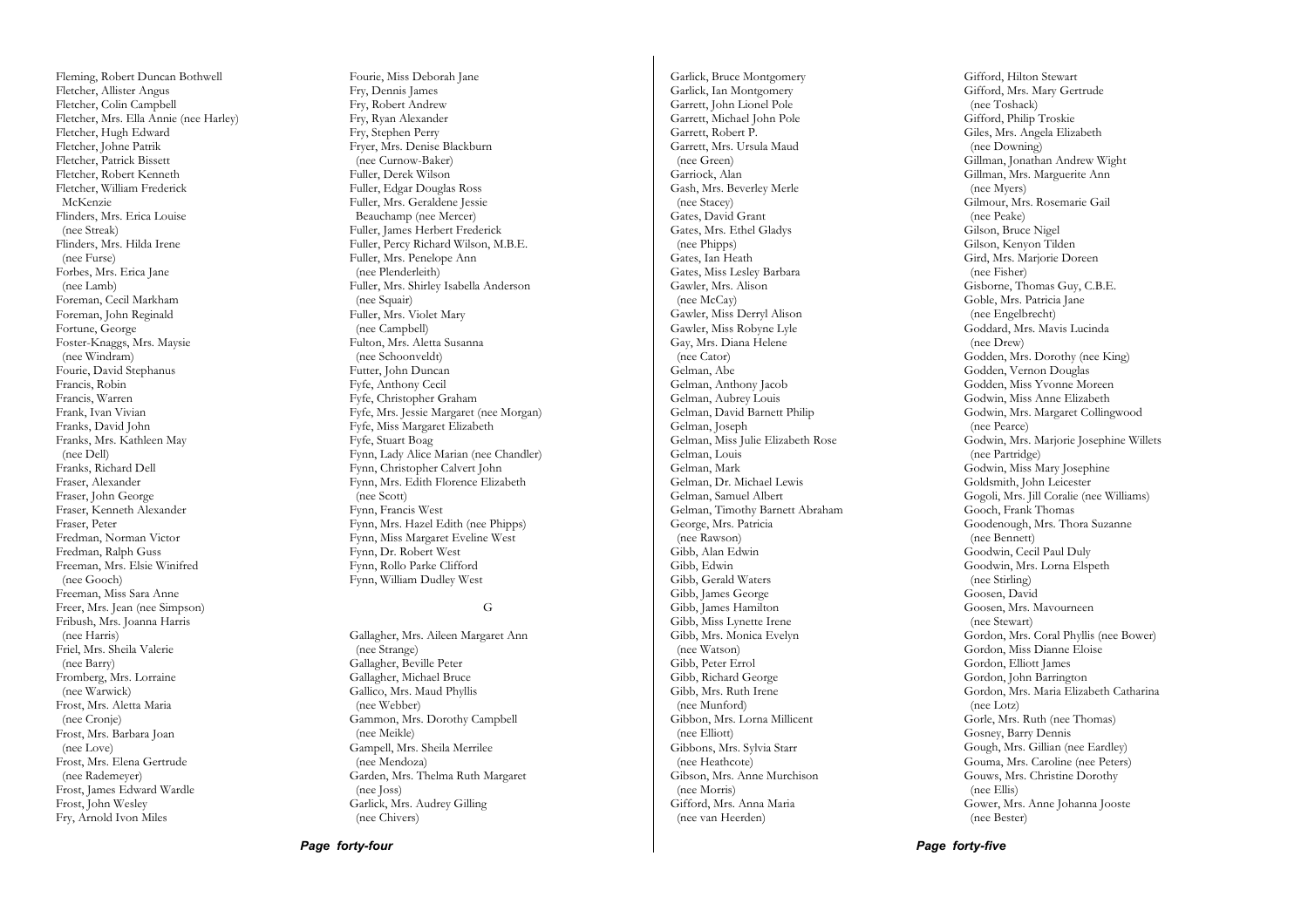Fleming, Robert Duncan Bothwell
Fletcher, Allister Angus
Fletcher, Colin Campbell
Fletcher, Mrs. Ella Annie (nee Harley)
Fletcher, Hugh Edward
Fletcher, Johne Patrik
Fletcher, Patrick Bissett
Fletcher, Robert Kenneth
Fletcher, William Frederick McKenzie
Flinders, Mrs. Erica Louise (nee Streak)
Flinders, Mrs. Hilda Irene (nee Furse)
Forbes, Mrs. Erica Jane (nee Lamb)
Foreman, Cecil Markham
Foreman, John Reginald
Fortune, George
Foster-Knaggs, Mrs. Maysie (nee Windram)
Fourie, David Stephanus
Francis, Robin
Francis, Warren
Frank, Ivan Vivian
Franks, David John
Franks, Mrs. Kathleen May (nee Dell)
Franks, Richard Dell
Fraser, Alexander
Fraser, John George
Fraser, Kenneth Alexander
Fraser, Peter
Fredman, Norman Victor
Fredman, Ralph Guss
Freeman, Mrs. Elsie Winifred (nee Gooch)
Freeman, Miss Sara Anne
Freer, Mrs. Jean (nee Simpson)
Fribush, Mrs. Joanna Harris (nee Harris)
Friel, Mrs. Sheila Valerie (nee Barry)
Fromberg, Mrs. Lorraine (nee Warwick)
Frost, Mrs. Aletta Maria (nee Cronje)
Frost, Mrs. Barbara Joan (nee Love)
Frost, Mrs. Elena Gertrude (nee Rademeyer)
Frost, James Edward Wardle
Frost, John Wesley
Fry, Arnold Ivon Miles

Fourie, Miss Deborah Jane
Fry, Dennis James
Fry, Robert Andrew
Fry, Ryan Alexander
Fry, Stephen Perry
Fryer, Mrs. Denise Blackburn (nee Curnow-Baker)
Fuller, Derek Wilson
Fuller, Edgar Douglas Ross
Fuller, Mrs. Geraldene Jessie Beauchamp (nee Mercer)
Fuller, James Herbert Frederick
Fuller, Percy Richard Wilson, M.B.E.
Fuller, Mrs. Penelope Ann (nee Plenderleith)
Fuller, Mrs. Shirley Isabella Anderson (nee Squair)
Fuller, Mrs. Violet Mary (nee Campbell)
Fulton, Mrs. Aletta Susanna (nee Schoonveldt)
Futter, John Duncan
Fyfe, Anthony Cecil
Fyfe, Christopher Graham
Fyfe, Mrs. Jessie Margaret (nee Morgan)
Fyfe, Miss Margaret Elizabeth
Fyfe, Stuart Boag
Fynn, Lady Alice Marian (nee Chandler)
Fynn, Christopher Calvert John
Fynn, Mrs. Edith Florence Elizabeth (nee Scott)
Fynn, Francis West
Fynn, Mrs. Hazel Edith (nee Phipps)
Fynn, Miss Margaret Eveline West
Fynn, Dr. Robert West
Fynn, Rollo Parke Clifford
Fynn, William Dudley West

## G

Gallagher, Mrs. Aileen Margaret Ann (nee Strange)
Gallagher, Beville Peter
Gallagher, Michael Bruce
Gallico, Mrs. Maud Phyllis (nee Webber)
Gammon, Mrs. Dorothy Campbell (nee Meikle)
Gampell, Mrs. Sheila Merrilee (nee Mendoza)
Garden, Mrs. Thelma Ruth Margaret (nee Joss)
Garlick, Mrs. Audrey Gilling (nee Chivers)

Garlick, Bruce Montgomery
Garlick, Ian Montgomery
Garrett, John Lionel Pole
Garrett, Michael John Pole
Garrett, Robert P.
Garrett, Mrs. Ursula Maud (nee Green)
Garriock, Alan
Gash, Mrs. Beverley Merle (nee Stacey)
Gates, David Grant
Gates, Mrs. Ethel Gladys (nee Phipps)
Gates, Ian Heath
Gates, Miss Lesley Barbara
Gawler, Mrs. Alison (nee McCay)
Gawler, Miss Derryl Alison
Gawler, Miss Robyne Lyle
Gay, Mrs. Diana Helene (nee Cator)
Gelman, Abe
Gelman, Anthony Jacob
Gelman, Aubrey Louis
Gelman, David Barnett Philip
Gelman, Joseph
Gelman, Miss Julie Elizabeth Rose
Gelman, Louis
Gelman, Mark
Gelman, Dr. Michael Lewis
Gelman, Samuel Albert
Gelman, Timothy Barnett Abraham
George, Mrs. Patricia (nee Rawson)
Gibb, Alan Edwin
Gibb, Edwin
Gibb, Gerald Waters
Gibb, James George
Gibb, James Hamilton
Gibb, Miss Lynette Irene
Gibb, Mrs. Monica Evelyn (nee Watson)
Gibb, Peter Errol
Gibb, Richard George
Gibb, Mrs. Ruth Irene (nee Munford)
Gibbon, Mrs. Lorna Millicent (nee Elliott)
Gibbons, Mrs. Sylvia Starr (nee Heathcote)
Gibson, Mrs. Anne Murchison (nee Morris)
Gifford, Mrs. Anna Maria (nee van Heerden)

Gifford, Hilton Stewart
Gifford, Mrs. Mary Gertrude (nee Toshack)
Gifford, Philip Troskie
Giles, Mrs. Angela Elizabeth (nee Downing)
Gillman, Jonathan Andrew Wight
Gillman, Mrs. Marguerite Ann (nee Myers)
Gilmour, Mrs. Rosemarie Gail (nee Peake)
Gilson, Bruce Nigel
Gilson, Kenyon Tilden
Gird, Mrs. Marjorie Doreen (nee Fisher)
Gisborne, Thomas Guy, C.B.E.
Goble, Mrs. Patricia Jane (nee Engelbrecht)
Goddard, Mrs. Mavis Lucinda (nee Drew)
Godden, Mrs. Dorothy (nee King)
Godden, Vernon Douglas
Godden, Miss Yvonne Moreen
Godwin, Miss Anne Elizabeth
Godwin, Mrs. Margaret Collingwood (nee Pearce)
Godwin, Mrs. Marjorie Josephine Willets (nee Partridge)
Godwin, Miss Mary Josephine
Goldsmith, John Leicester
Gogoli, Mrs. Jill Coralie (nee Williams)
Gooch, Frank Thomas
Goodenough, Mrs. Thora Suzanne (nee Bennett)
Goodwin, Cecil Paul Duly
Goodwin, Mrs. Lorna Elspeth (nee Stirling)
Goosen, David
Goosen, Mrs. Mavourneen (nee Stewart)
Gordon, Mrs. Coral Phyllis (nee Bower)
Gordon, Miss Dianne Eloise
Gordon, Elliott James
Gordon, John Barrington
Gordon, Mrs. Maria Elizabeth Catharina (nee Lotz)
Gorle, Mrs. Ruth (nee Thomas)
Gosney, Barry Dennis
Gough, Mrs. Gillian (nee Eardley)
Gouma, Mrs. Caroline (nee Peters)
Gouws, Mrs. Christine Dorothy (nee Ellis)
Gower, Mrs. Anne Johanna Jooste (nee Bester)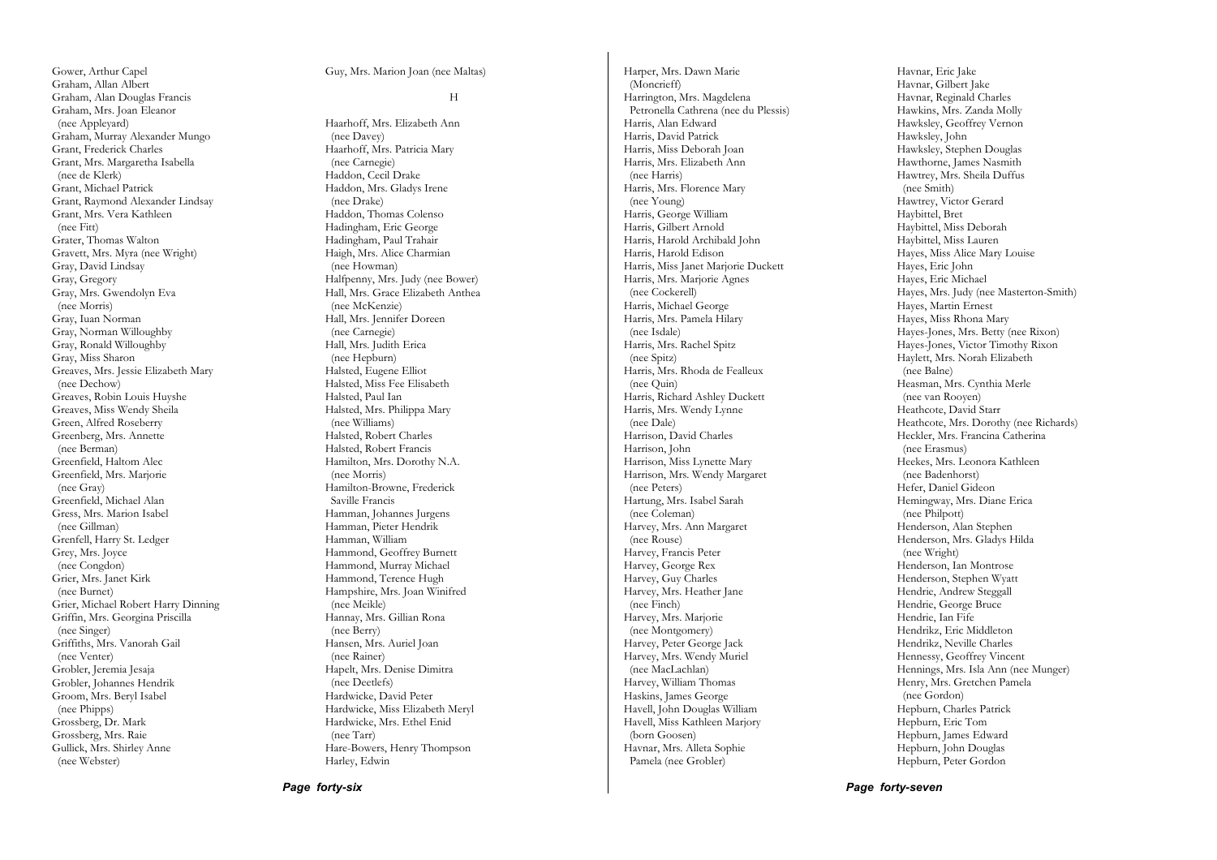Gower, Arthur Capel
Graham, Allan Albert
Graham, Alan Douglas Francis
Graham, Mrs. Joan Eleanor
(nee Appleyard)
Graham, Murray Alexander Mungo
Grant, Frederick Charles
Grant, Mrs. Margaretha Isabella
(nee de Klerk)
Grant, Michael Patrick
Grant, Raymond Alexander Lindsay
Grant, Mrs. Vera Kathleen
(nee Fitt)
Grater, Thomas Walton
Gravett, Mrs. Myra (nee Wright)
Gray, David Lindsay
Gray, Gregory
Gray, Mrs. Gwendolyn Eva
(nee Morris)
Gray, Iuan Norman
Gray, Norman Willoughby
Gray, Ronald Willoughby
Gray, Miss Sharon
Greaves, Mrs. Jessie Elizabeth Mary
(nee Dechow)
Greaves, Robin Louis Huyshe
Greaves, Miss Wendy Sheila
Green, Alfred Roseberry
Greenberg, Mrs. Annette
(nee Berman)
Greenfield, Haltom Alec
Greenfield, Mrs. Marjorie
(nee Gray)
Greenfield, Michael Alan
Gress, Mrs. Marion Isabel
(nee Gillman)
Grenfell, Harry St. Ledger
Grey, Mrs. Joyce
(nee Congdon)
Grier, Mrs. Janet Kirk
(nee Burnet)
Grier, Michael Robert Harry Dinning
Griffin, Mrs. Georgina Priscilla
(nee Singer)
Griffiths, Mrs. Vanorah Gail
(nee Venter)
Grobler, Jeremia Jesaja
Grobler, Johannes Hendrik
Groom, Mrs. Beryl Isabel
(nee Phipps)
Grossberg, Dr. Mark
Grossberg, Mrs. Raie
Gullick, Mrs. Shirley Anne
(nee Webster)

Guy, Mrs. Marion Joan (nee Maltas)

## H

Haarhoff, Mrs. Elizabeth Ann
(nee Davey)
Haarhoff, Mrs. Patricia Mary
(nee Carnegie)
Haddon, Cecil Drake
Haddon, Mrs. Gladys Irene
(nee Drake)
Haddon, Thomas Colenso
Hadingham, Eric George
Hadingham, Paul Trahair
Haigh, Mrs. Alice Charmian
(nee Howman)
Halfpenny, Mrs. Judy (nee Bower)
Hall, Mrs. Grace Elizabeth Anthea
(nee McKenzie)
Hall, Mrs. Jennifer Doreen
(nee Carnegie)
Hall, Mrs. Judith Erica
(nee Hepburn)
Halsted, Eugene Elliot
Halsted, Miss Fee Elisabeth
Halsted, Paul Ian
Halsted, Mrs. Philippa Mary
(nee Williams)
Halsted, Robert Charles
Halsted, Robert Francis
Hamilton, Mrs. Dorothy N.A.
(nee Morris)
Hamilton-Browne, Frederick
Saville Francis
Hamman, Johannes Jurgens
Hamman, Pieter Hendrik
Hamman, William
Hammond, Geoffrey Burnett
Hammond, Murray Michael
Hammond, Terence Hugh
Hampshire, Mrs. Joan Winifred
(nee Meikle)
Hannay, Mrs. Gillian Rona
(nee Berry)
Hansen, Mrs. Auriel Joan
(nee Rainer)
Hapelt, Mrs. Denise Dimitra
(nee Deetlefs)
Hardwicke, David Peter
Hardwicke, Miss Elizabeth Meryl
Hardwicke, Mrs. Ethel Enid
(nee Tarr)
Hare-Bowers, Henry Thompson
Harley, Edwin

Harper, Mrs. Dawn Marie
(Moncrieff)
Harrington, Mrs. Magdelena
Petronella Cathrena (nee du Plessis)
Harris, Alan Edward
Harris, David Patrick
Harris, Miss Deborah Joan
Harris, Mrs. Elizabeth Ann
(nee Harris)
Harris, Mrs. Florence Mary
(nee Young)
Harris, George William
Harris, Gilbert Arnold
Harris, Harold Archibald John
Harris, Harold Edison
Harris, Miss Janet Marjorie Duckett
Harris, Mrs. Marjorie Agnes
(nee Cockerell)
Harris, Michael George
Harris, Mrs. Pamela Hilary
(nee Isdale)
Harris, Mrs. Rachel Spitz
(nee Spitz)
Harris, Mrs. Rhoda de Fealleux
(nee Quin)
Harris, Richard Ashley Duckett
Harris, Mrs. Wendy Lynne
(nee Dale)
Harrison, David Charles
Harrison, John
Harrison, Miss Lynette Mary
Harrison, Mrs. Wendy Margaret
(nee Peters)
Hartung, Mrs. Isabel Sarah
(nee Coleman)
Harvey, Mrs. Ann Margaret
(nee Rouse)
Harvey, Francis Peter
Harvey, George Rex
Harvey, Guy Charles
Harvey, Mrs. Heather Jane
(nee Finch)
Harvey, Mrs. Marjorie
(nee Montgomery)
Harvey, Peter George Jack
Harvey, Mrs. Wendy Muriel
(nee MacLachlan)
Harvey, William Thomas
Haskins, James George
Havell, John Douglas William
Havell, Miss Kathleen Marjory
(born Goosen)
Havnar, Mrs. Alleta Sophie
Pamela (nee Grobler)

Havnar, Eric Jake
Havnar, Gilbert Jake
Havnar, Reginald Charles
Hawkins, Mrs. Zanda Molly
Hawksley, Geoffrey Vernon
Hawksley, John
Hawksley, Stephen Douglas
Hawthorne, James Nasmith
Hawtrey, Mrs. Sheila Duffus
(nee Smith)
Hawtrey, Victor Gerard
Haybittel, Bret
Haybittel, Miss Deborah
Haybittel, Miss Lauren
Hayes, Miss Alice Mary Louise
Hayes, Eric John
Hayes, Eric Michael
Hayes, Mrs. Judy (nee Masterton-Smith)
Hayes, Martin Ernest
Hayes, Miss Rhona Mary
Hayes-Jones, Mrs. Betty (nee Rixon)
Hayes-Jones, Victor Timothy Rixon
Haylett, Mrs. Norah Elizabeth
(nee Balne)
Heasman, Mrs. Cynthia Merle
(nee van Rooyen)
Heathcote, David Starr
Heathcote, Mrs. Dorothy (nee Richards)
Heckler, Mrs. Francina Catherina
(nee Erasmus)
Heekes, Mrs. Leonora Kathleen
(nee Badenhorst)
Hefer, Daniel Gideon
Hemingway, Mrs. Diane Erica
(nee Philpott)
Henderson, Alan Stephen
Henderson, Mrs. Gladys Hilda
(nee Wright)
Henderson, Ian Montrose
Henderson, Stephen Wyatt
Hendrie, Andrew Steggall
Hendrie, George Bruce
Hendrie, Ian Fife
Hendrikz, Eric Middleton
Hendrikz, Neville Charles
Hennessy, Geoffrey Vincent
Hennings, Mrs. Isla Ann (nee Munger)
Henry, Mrs. Gretchen Pamela
(nee Gordon)
Hepburn, Charles Patrick
Hepburn, Eric Tom
Hepburn, James Edward
Hepburn, John Douglas
Hepburn, Peter Gordon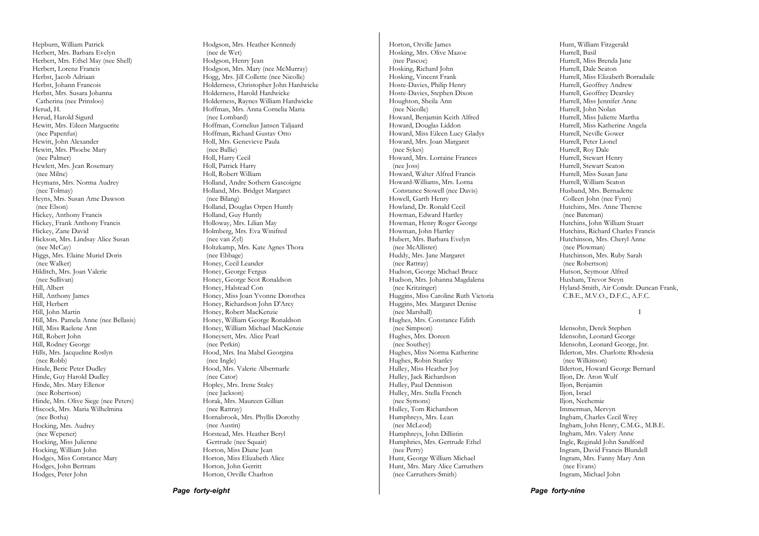Hepburn, William Patrick
Herbert, Mrs. Barbara Evelyn
Herbert, Mrs. Ethel May (nee Shell)
Herbert, Lorenz Francis
Herbst, Jacob Adriaan
Herbst, Johann Francois
Herbst, Mrs. Susara Johanna
  Catherina (nee Prinsloo)
Herud, H.
Herud, Harold Sigurd
Hewitt, Mrs. Eileen Marguerite
  (nee Papenfus)
Hewitt, John Alexander
Hewitt, Mrs. Phoebe Mary
  (nee Palmer)
Hewlett, Mrs. Jean Rosemary
  (nee Milne)
Heymans, Mrs. Norma Audrey
  (nee Tolmay)
Heyns, Mrs. Susan Ame Dawson
  (nee Elson)
Hickey, Anthony Francis
Hickey, Frank Anthony Francis
Hickey, Zane David
Hickson, Mrs. Lindsay Alice Susan
  (nee McCay)
Higgs, Mrs. Elaine Muriel Doris
  (nee Walker)
Hilditch, Mrs. Joan Valerie
  (nee Sullivan)
Hill, Albert
Hill, Anthony James
Hill, Herbert
Hill, John Martin
Hill, Mrs. Pamela Anne (nee Bellasis)
Hill, Miss Raelene Ann
Hill, Robert John
Hill, Rodney George
Hills, Mrs. Jacqueline Roslyn
  (nee Robb)
Hinde, Beric Peter Dudley
Hinde, Guy Harold Dudley
Hinde, Mrs. Mary Ellenor
  (nee Robertson)
Hinde, Mrs. Olive Siege (nee Peters)
Hiscock, Mrs. Maria Wilhelmina
  (nee Botha)
Hocking, Mrs. Audrey
  (nee Wepener)
Hocking, Miss Julienne
Hocking, William John
Hodges, Miss Constance Mary
Hodges, John Bertram
Hodges, Peter John

Hodgson, Mrs. Heather Kennedy
  (nee de Wet)
Hodgson, Henry Jean
Hodgson, Mrs. Mary (nee McMurray)
Hogg, Mrs. Jill Collette (nee Nicolle)
Holderness, Christopher John Hardwicke
Holderness, Harold Hardwicke
Holderness, Raynes William Hardwicke
Hoffman, Mrs. Anna Cornelia Maria
  (nee Lombard)
Hoffman, Cornelius Jansen Taljaard
Hoffman, Richard Gustav Otto
Holl, Mrs. Genevieve Paula
  (nee Ballie)
Holl, Harry Cecil
Holl, Patrick Harry
Holl, Robert William
Holland, Andre Sothern Gascoigne
Holland, Mrs. Bridget Margaret
  (nee Bilang)
Holland, Douglas Orpen Huntly
Holland, Guy Huntly
Holloway, Mrs. Lilian May
Holmberg, Mrs. Eva Winifred
  (nee van Zyl)
Holtzkamp, Mrs. Kate Agnes Thora
  (nee Ebbage)
Honey, Cecil Leander
Honey, George Fergus
Honey, George Scot Ronaldson
Honey, Halstead Con
Honey, Miss Joan Yvonne Dorothea
Honey, Richardson John D'Arcy
Honey, Robert MacKenzie
Honey, William George Ronaldson
Honey, William Michael MacKenzie
Honeysett, Mrs. Alice Pearl
  (nee Perkin)
Hood, Mrs. Ina Mabel Georgina
  (nee Ingle)
Hood, Mrs. Valerie Albermarle
  (nee Cator)
Hopley, Mrs. Irene Staley
  (nee Jackson)
Horak, Mrs. Maureen Gillian
  (nee Rattray)
Hornabrook, Mrs. Phyllis Dorothy
  (nee Austin)
Horstead, Mrs. Heather Beryl
  Gertrude (nee Squair)
Horton, Miss Diane Jean
Horton, Miss Elizabeth Alice
Horton, John Gerritt
Horton, Orville Charlton

Horton, Orville James
Hosking, Mrs. Olive Mazoe
  (nee Pascoe)
Hosking, Richard John
Hosking, Vincent Frank
Hoste-Davies, Philip Henry
Hoste-Davies, Stephen Dixon
Houghton, Sheila Ann
  (nee Nicolle)
Howard, Benjamin Keith Alfred
Howard, Douglas Liddon
Howard, Miss Eileen Lucy Gladys
Howard, Mrs. Joan Margaret
  (nee Sykes)
Howard, Mrs. Lorraine Frances
  (nee Joss)
Howard, Walter Alfred Francis
Howard-Williams, Mrs. Lorna
  Constance Stowell (nee Davis)
Howell, Garth Henry
Howland, Dr. Ronald Cecil
Howman, Edward Hartley
Howman, Henry Roger George
Howman, John Hartley
Hubert, Mrs. Barbara Evelyn
  (nee McAllister)
Huddy, Mrs. Jane Margaret
  (nee Rattray)
Hudson, George Michael Bruce
Hudson, Mrs. Johanna Magdalena
  (nee Kritzinger)
Huggins, Miss Caroline Ruth Victoria
Huggins, Mrs. Margaret Denise
  (nee Marshall)
Hughes, Mrs. Constance Edith
  (nee Simpson)
Hughes, Mrs. Doreen
  (nee Southey)
Hughes, Miss Norma Katherine
Hughes, Robin Stanley
Hulley, Miss Heather Joy
Hulley, Jack Richardson
Hulley, Paul Dennison
Hulley, Mrs. Stella French
  (nee Symons)
Hulley, Tom Richardson
Humphreys, Mrs. Lean
  (nee McLeod)
Humphreys, John Dillistin
Humphries, Mrs. Gertrude Ethel
  (nee Perry)
Hunt, George William Michael
Hunt, Mrs. Mary Alice Carruthers
  (nee Carruthers-Smith)

Hunt, William Fitzgerald
Hurrell, Basil
Hurrell, Miss Brenda Jane
Hurrell, Dale Seaton
Hurrell, Miss Elizabeth Borradaile
Hurrell, Geoffrey Andrew
Hurrell, Geoffrey Dearsley
Hurrell, Miss Jennifer Anne
Hurrell, John Nolan
Hurrell, Miss Juliette Martha
Hurrell, Miss Katherine Angela
Hurrell, Neville Gower
Hurrell, Peter Lionel
Hurrell, Roy Dale
Hurrell, Stewart Henry
Hurrell, Stewart Seaton
Hurrell, Miss Susan Jane
Hurrell, William Seaton
Husband, Mrs. Bernadette
  Colleen John (nee Fynn)
Hutchins, Mrs. Anne Therese
  (nee Bateman)
Hutchins, John William Stuart
Hutchins, Richard Charles Francis
Hutchinson, Mrs. Cheryl Anne
  (nee Plowman)
Hutchinson, Mrs. Ruby Sarah
  (nee Robertson)
Hutson, Seymour Alfred
Huxham, Trevor Steyn
Hyland-Smith, Air Comdr. Duncan Frank,
  C.B.E., M.V.O., D.F.C., A.F.C.

## I

Idensohn, Derek Stephen
Idensohn, Leonard George
Idensohn, Leonard George, Jnr.
Ilderton, Mrs. Charlotte Rhodesia
  (nee Wilkinson)
Ilderton, Howard George Bernard
Iljon, Dr. Aron Wulf
Iljon, Benjamin
Iljon, Israel
Iljon, Nechemie
Immerman, Mervyn
Ingham, Charles Cecil Wrey
Ingham, John Henry, C.M.G., M.B.E.
Ingham, Mrs. Valery Anne
Ingle, Reginald John Sandford
Ingram, David Francis Blundell
Ingram, Mrs. Fanny Mary Ann
  (nee Evans)
Ingram, Michael John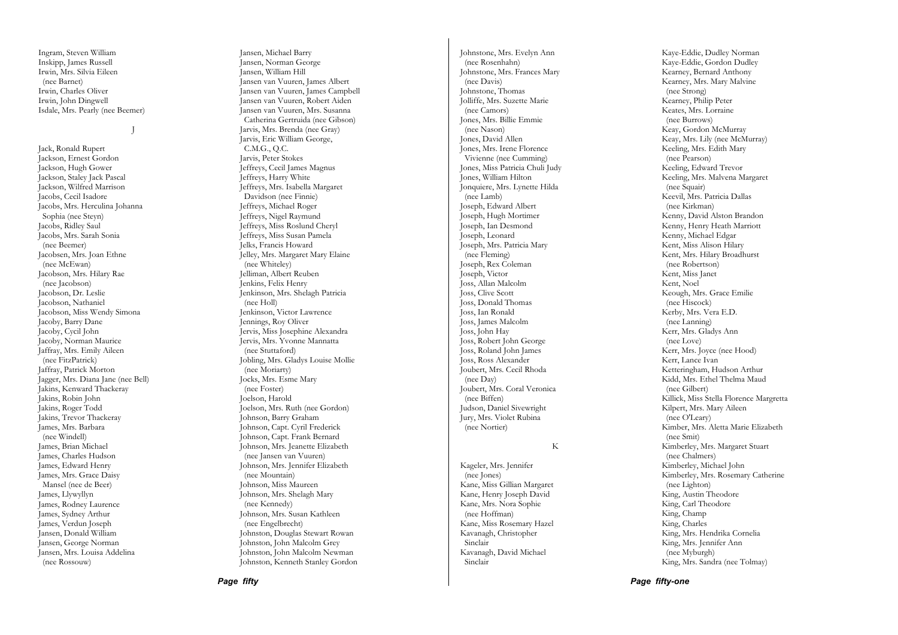Ingram, Steven William
Inskipp, James Russell
Irwin, Mrs. Silvia Eileen
(nee Barnet)
Irwin, Charles Oliver
Irwin, John Dingwell
Isdale, Mrs. Pearly (nee Beemer)

## J

Jack, Ronald Rupert
Jackson, Ernest Gordon
Jackson, Hugh Gower
Jackson, Staley Jack Pascal
Jackson, Wilfred Marrison
Jacobs, Cecil Isadore
Jacobs, Mrs. Herculina Johanna
Sophia (nee Steyn)
Jacobs, Ridley Saul
Jacobs, Mrs. Sarah Sonia
(nee Beemer)
Jacobsen, Mrs. Joan Ethne
(nee McEwan)
Jacobson, Mrs. Hilary Rae
(nee Jacobson)
Jacobson, Dr. Leslie
Jacobson, Nathaniel
Jacobson, Miss Wendy Simona
Jacoby, Barry Dane
Jacoby, Cycil John
Jacoby, Norman Maurice
Jaffray, Mrs. Emily Aileen
(nee FitzPatrick)
Jaffray, Patrick Morton
Jagger, Mrs. Diana Jane (nee Bell)
Jakins, Kenward Thackeray
Jakins, Robin John
Jakins, Roger Todd
Jakins, Trevor Thackeray
James, Mrs. Barbara
(nee Windell)
James, Brian Michael
James, Charles Hudson
James, Edward Henry
James, Mrs. Grace Daisy
Mansel (nee de Beer)
James, Llywyllyn
James, Rodney Laurence
James, Sydney Arthur
James, Verdun Joseph
Jansen, Donald William
Jansen, George Norman
Jansen, Mrs. Louisa Addelina
(nee Rossouw)
Jansen, Michael Barry
Jansen, Norman George
Jansen, William Hill
Jansen van Vuuren, James Albert
Jansen van Vuuren, James Campbell
Jansen van Vuuren, Robert Aiden
Jansen van Vuuren, Mrs. Susanna
Catherina Gertruida (nee Gibson)
Jarvis, Mrs. Brenda (nee Gray)
Jarvis, Eric William George,
C.M.G., Q.C.
Jarvis, Peter Stokes
Jeffreys, Cecil James Magnus
Jeffreys, Harry White
Jeffreys, Mrs. Isabella Margaret
Davidson (nee Finnie)
Jeffreys, Michael Roger
Jeffreys, Nigel Raymund
Jeffreys, Miss Roslund Cheryl
Jeffreys, Miss Susan Pamela
Jelks, Francis Howard
Jelley, Mrs. Margaret Mary Elaine
(nee Whiteley)
Jelliman, Albert Reuben
Jenkins, Felix Henry
Jenkinson, Mrs. Shelagh Patricia
(nee Holl)
Jenkinson, Victor Lawrence
Jennings, Roy Oliver
Jervis, Miss Josephine Alexandra
Jervis, Mrs. Yvonne Mannatta
(nee Stuttaford)
Jobling, Mrs. Gladys Louise Mollie
(nee Moriarty)
Jocks, Mrs. Esme Mary
(nee Foster)
Joelson, Harold
Joelson, Mrs. Ruth (nee Gordon)
Johnson, Barry Graham
Johnson, Capt. Cyril Frederick
Johnson, Capt. Frank Bernard
Johnson, Mrs. Jeanette Elizabeth
(nee Jansen van Vuuren)
Johnson, Mrs. Jennifer Elizabeth
(nee Mountain)
Johnson, Miss Maureen
Johnson, Mrs. Shelagh Mary
(nee Kennedy)
Johnson, Mrs. Susan Kathleen
(nee Engelbrecht)
Johnston, Douglas Stewart Rowan
Johnston, John Malcolm Grey
Johnston, John Malcolm Newman
Johnston, Kenneth Stanley Gordon
Johnstone, Mrs. Evelyn Ann
(nee Rosenhahn)
Johnstone, Mrs. Frances Mary
(nee Davis)
Johnstone, Thomas
Jolliffe, Mrs. Suzette Marie
(nee Camors)
Jones, Mrs. Billie Emmie
(nee Nason)
Jones, David Allen
Jones, Mrs. Irene Florence
Vivienne (nee Cumming)
Jones, Miss Patricia Chuli Judy
Jones, William Hilton
Jonquiere, Mrs. Lynette Hilda
(nee Lamb)
Joseph, Edward Albert
Joseph, Hugh Mortimer
Joseph, Ian Desmond
Joseph, Leonard
Joseph, Mrs. Patricia Mary
(nee Fleming)
Joseph, Rex Coleman
Joseph, Victor
Joss, Allan Malcolm
Joss, Clive Scott
Joss, Donald Thomas
Joss, Ian Ronald
Joss, James Malcolm
Joss, John Hay
Joss, Robert John George
Joss, Roland John James
Joss, Ross Alexander
Joubert, Mrs. Cecil Rhoda
(nee Day)
Joubert, Mrs. Coral Veronica
(nee Biffen)
Judson, Daniel Sivewright
Jury, Mrs. Violet Rubina
(nee Nortier)

## K

Kageler, Mrs. Jennifer
(nee Jones)
Kane, Miss Gillian Margaret
Kane, Henry Joseph David
Kane, Mrs. Nora Sophie
(nee Hoffman)
Kane, Miss Rosemary Hazel
Kavanagh, Christopher
Sinclair
Kavanagh, David Michael
Sinclair
Kaye-Eddie, Dudley Norman
Kaye-Eddie, Gordon Dudley
Kearney, Bernard Anthony
Kearney, Mrs. Mary Malvine
(nee Strong)
Kearney, Philip Peter
Keates, Mrs. Lorraine
(nee Burrows)
Keay, Gordon McMurray
Keay, Mrs. Lily (nee McMurray)
Keeling, Mrs. Edith Mary
(nee Pearson)
Keeling, Edward Trevor
Keeling, Mrs. Malvena Margaret
(nee Squair)
Keevil, Mrs. Patricia Dallas
(nee Kirkman)
Kenny, David Alston Brandon
Kenny, Henry Heath Marriott
Kenny, Michael Edgar
Kent, Miss Alison Hilary
Kent, Mrs. Hilary Broadhurst
(nee Robertson)
Kent, Miss Janet
Kent, Noel
Keough, Mrs. Grace Emilie
(nee Hiscock)
Kerby, Mrs. Vera E.D.
(nee Lanning)
Kerr, Mrs. Gladys Ann
(nee Love)
Kerr, Mrs. Joyce (nee Hood)
Kerr, Lance Ivan
Ketteringham, Hudson Arthur
Kidd, Mrs. Ethel Thelma Maud
(nee Gilbert)
Killick, Miss Stella Florence Margretta
Kilpert, Mrs. Mary Aileen
(nee O'Leary)
Kimber, Mrs. Aletta Marie Elizabeth
(nee Smit)
Kimberley, Mrs. Margaret Stuart
(nee Chalmers)
Kimberley, Michael John
Kimberley, Mrs. Rosemary Catherine
(nee Lighton)
King, Austin Theodore
King, Carl Theodore
King, Champ
King, Charles
King, Mrs. Hendrika Cornelia
King, Mrs. Jennifer Ann
(nee Myburgh)
King, Mrs. Sandra (nee Tolmay)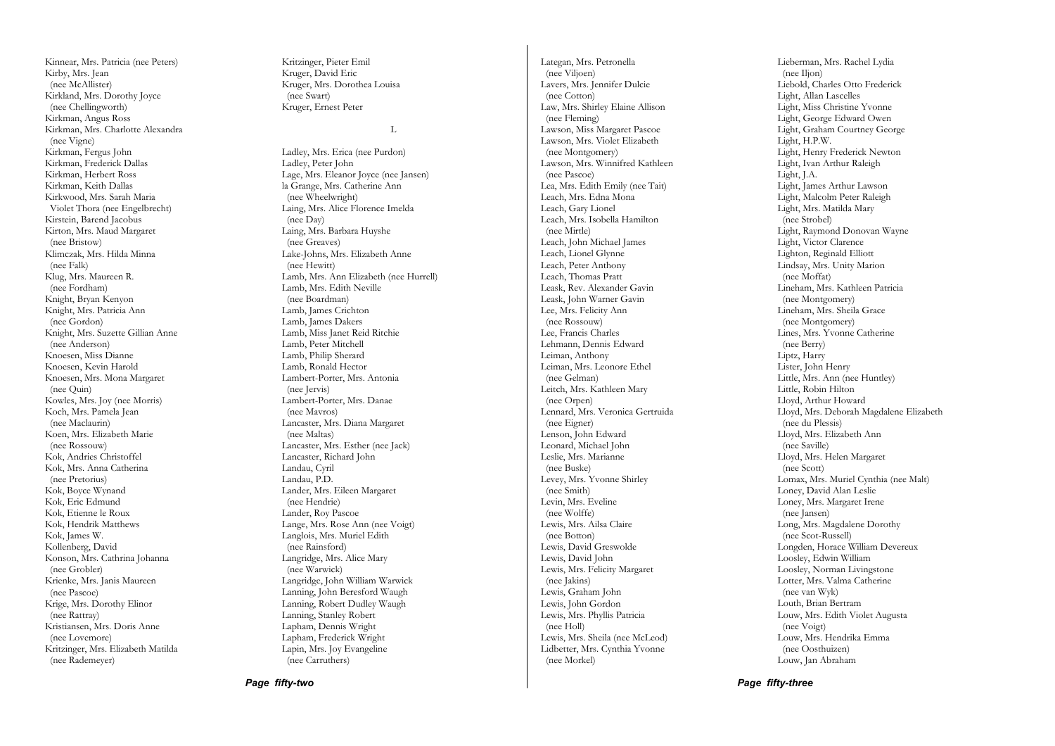Kinnear, Mrs. Patricia (nee Peters)
Kirby, Mrs. Jean
(nee McAllister)
Kirkland, Mrs. Dorothy Joyce
(nee Chellingworth)
Kirkman, Angus Ross
Kirkman, Mrs. Charlotte Alexandra
(nee Vigne)
Kirkman, Fergus John
Kirkman, Frederick Dallas
Kirkman, Herbert Ross
Kirkman, Keith Dallas
Kirkwood, Mrs. Sarah Maria
Violet Thora (nee Engelbrecht)
Kirstein, Barend Jacobus
Kirton, Mrs. Maud Margaret
(nee Bristow)
Klimczak, Mrs. Hilda Minna
(nee Falk)
Klug, Mrs. Maureen R.
(nee Fordham)
Knight, Bryan Kenyon
Knight, Mrs. Patricia Ann
(nee Gordon)
Knight, Mrs. Suzette Gillian Anne
(nee Anderson)
Knoesen, Miss Dianne
Knoesen, Kevin Harold
Knoesen, Mrs. Mona Margaret
(nee Quin)
Kowles, Mrs. Joy (nee Morris)
Koch, Mrs. Pamela Jean
(nee Maclaurin)
Koen, Mrs. Elizabeth Marie
(nee Rossouw)
Kok, Andries Christoffel
Kok, Mrs. Anna Catherina
(nee Pretorius)
Kok, Boyce Wynand
Kok, Eric Edmund
Kok, Etienne le Roux
Kok, Hendrik Matthews
Kok, James W.
Kollenberg, David
Konson, Mrs. Cathrina Johanna
(nee Grobler)
Krienke, Mrs. Janis Maureen
(nee Pascoe)
Krige, Mrs. Dorothy Elinor
(nee Rattray)
Kristiansen, Mrs. Doris Anne
(nee Lovemore)
Kritzinger, Mrs. Elizabeth Matilda
(nee Rademeyer)
Kritzinger, Pieter Emil
Kruger, David Eric
Kruger, Mrs. Dorothea Louisa
(nee Swart)
Kruger, Ernest Peter

## L

Ladley, Mrs. Erica (nee Purdon)
Ladley, Peter John
Lage, Mrs. Eleanor Joyce (nee Jansen)
la Grange, Mrs. Catherine Ann
(nee Wheelwright)
Laing, Mrs. Alice Florence Imelda
(nee Day)
Laing, Mrs. Barbara Huyshe
(nee Greaves)
Lake-Johns, Mrs. Elizabeth Anne
(nee Hewitt)
Lamb, Mrs. Ann Elizabeth (nee Hurrell)
Lamb, Mrs. Edith Neville
(nee Boardman)
Lamb, James Crichton
Lamb, James Dakers
Lamb, Miss Janet Reid Ritchie
Lamb, Peter Mitchell
Lamb, Philip Sherard
Lamb, Ronald Hector
Lambert-Porter, Mrs. Antonia
(nee Jervis)
Lambert-Porter, Mrs. Danae
(nee Mavros)
Lancaster, Mrs. Diana Margaret
(nee Maltas)
Lancaster, Mrs. Esther (nee Jack)
Lancaster, Richard John
Landau, Cyril
Landau, P.D.
Lander, Mrs. Eileen Margaret
(nee Hendrie)
Lander, Roy Pascoe
Lange, Mrs. Rose Ann (nee Voigt)
Langlois, Mrs. Muriel Edith
(nee Rainsford)
Langridge, Mrs. Alice Mary
(nee Warwick)
Langridge, John William Warwick
Lanning, John Beresford Waugh
Lanning, Robert Dudley Waugh
Lanning, Stanley Robert
Lapham, Dennis Wright
Lapham, Frederick Wright
Lapin, Mrs. Joy Evangeline
(nee Carruthers)

Lategan, Mrs. Petronella
(nee Viljoen)
Lavers, Mrs. Jennifer Dulcie
(nee Cotton)
Law, Mrs. Shirley Elaine Allison
(nee Fleming)
Lawson, Miss Margaret Pascoe
Lawson, Mrs. Violet Elizabeth
(nee Montgomery)
Lawson, Mrs. Winnifred Kathleen
(nee Pascoe)
Lea, Mrs. Edith Emily (nee Tait)
Leach, Mrs. Edna Mona
Leach, Gary Lionel
Leach, Mrs. Isobella Hamilton
(nee Mirtle)
Leach, John Michael James
Leach, Lionel Glynne
Leach, Peter Anthony
Leach, Thomas Pratt
Leask, Rev. Alexander Gavin
Leask, John Warner Gavin
Lee, Mrs. Felicity Ann
(nee Rossouw)
Lee, Francis Charles
Lehmann, Dennis Edward
Leiman, Anthony
Leiman, Mrs. Leonore Ethel
(nee Gelman)
Leitch, Mrs. Kathleen Mary
(nee Orpen)
Lennard, Mrs. Veronica Gertruida
(nee Eigner)
Lenson, John Edward
Leonard, Michael John
Leslie, Mrs. Marianne
(nee Buske)
Levey, Mrs. Yvonne Shirley
(nee Smith)
Levin, Mrs. Eveline
(nee Wolffe)
Lewis, Mrs. Ailsa Claire
(nee Botton)
Lewis, David Greswolde
Lewis, David John
Lewis, Mrs. Felicity Margaret
(nee Jakins)
Lewis, Graham John
Lewis, John Gordon
Lewis, Mrs. Phyllis Patricia
(nee Holl)
Lewis, Mrs. Sheila (nee McLeod)
Lidbetter, Mrs. Cynthia Yvonne
(nee Morkel)

Lieberman, Mrs. Rachel Lydia
(nee Iljon)
Liebold, Charles Otto Frederick
Light, Allan Lascelles
Light, Miss Christine Yvonne
Light, George Edward Owen
Light, Graham Courtney George
Light, H.P.W.
Light, Henry Frederick Newton
Light, Ivan Arthur Raleigh
Light, J.A.
Light, James Arthur Lawson
Light, Malcolm Peter Raleigh
Light, Mrs. Matilda Mary
(nee Strobel)
Light, Raymond Donovan Wayne
Light, Victor Clarence
Lighton, Reginald Elliott
Lindsay, Mrs. Unity Marion
(nee Moffat)
Lineham, Mrs. Kathleen Patricia
(nee Montgomery)
Lineham, Mrs. Sheila Grace
(nee Montgomery)
Lines, Mrs. Yvonne Catherine
(nee Berry)
Liptz, Harry
Lister, John Henry
Little, Mrs. Ann (nee Huntley)
Little, Robin Hilton
Lloyd, Arthur Howard
Lloyd, Mrs. Deborah Magdalene Elizabeth
(nee du Plessis)
Lloyd, Mrs. Elizabeth Ann
(nee Saville)
Lloyd, Mrs. Helen Margaret
(nee Scott)
Lomax, Mrs. Muriel Cynthia (nee Malt)
Loney, David Alan Leslie
Loney, Mrs. Margaret Irene
(nee Jansen)
Long, Mrs. Magdalene Dorothy
(nee Scot-Russell)
Longden, Horace William Devereux
Loosley, Edwin William
Loosley, Norman Livingstone
Lotter, Mrs. Valma Catherine
(nee van Wyk)
Louth, Brian Bertram
Louw, Mrs. Edith Violet Augusta
(nee Voigt)
Louw, Mrs. Hendrika Emma
(nee Oosthuizen)
Louw, Jan Abraham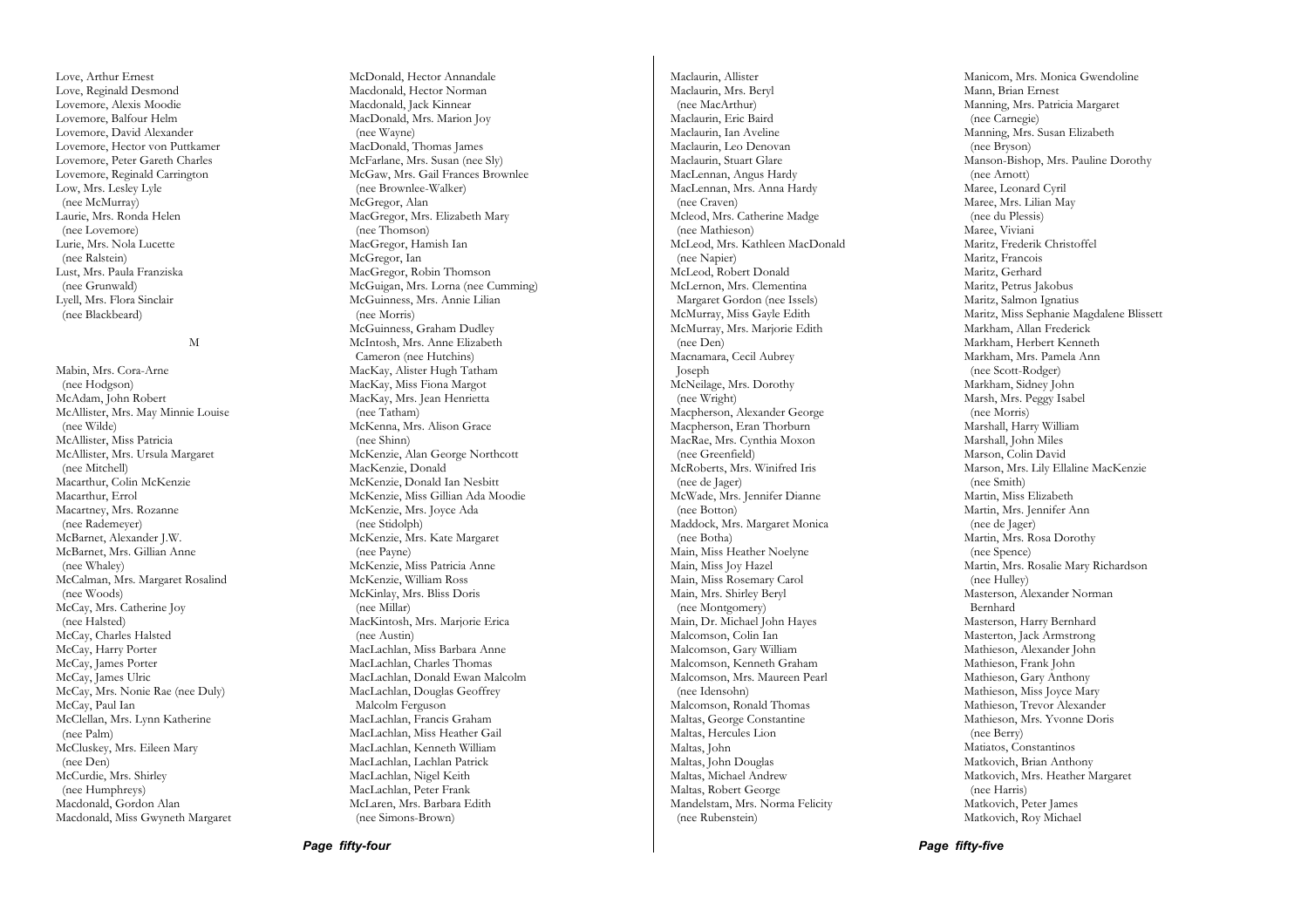Love, Arthur Ernest
Love, Reginald Desmond
Lovemore, Alexis Moodie
Lovemore, Balfour Helm
Lovemore, David Alexander
Lovemore, Hector von Puttkamer
Lovemore, Peter Gareth Charles
Lovemore, Reginald Carrington
Low, Mrs. Lesley Lyle
 (nee McMurray)
Laurie, Mrs. Ronda Helen
 (nee Lovemore)
Lurie, Mrs. Nola Lucette
 (nee Ralstein)
Lust, Mrs. Paula Franziska
 (nee Grunwald)
Lyell, Mrs. Flora Sinclair
 (nee Blackbeard)

M

Mabin, Mrs. Cora-Arne
 (nee Hodgson)
McAdam, John Robert
McAllister, Mrs. May Minnie Louise
 (nee Wilde)
McAllister, Miss Patricia
McAllister, Mrs. Ursula Margaret
 (nee Mitchell)
Macarthur, Colin McKenzie
Macarthur, Errol
Macartney, Mrs. Rozanne
 (nee Rademeyer)
McBarnet, Alexander J.W.
McBarnet, Mrs. Gillian Anne
 (nee Whaley)
McCalman, Mrs. Margaret Rosalind
 (nee Woods)
McCay, Mrs. Catherine Joy
 (nee Halsted)
McCay, Charles Halsted
McCay, Harry Porter
McCay, James Porter
McCay, James Ulric
McCay, Mrs. Nonie Rae (nee Duly)
McCay, Paul Ian
McClellan, Mrs. Lynn Katherine
 (nee Palm)
McCluskey, Mrs. Eileen Mary
 (nee Den)
McCurdie, Mrs. Shirley
 (nee Humphreys)
Macdonald, Gordon Alan
Macdonald, Miss Gwyneth Margaret
McDonald, Hector Annandale
Macdonald, Hector Norman
Macdonald, Jack Kinnear
MacDonald, Mrs. Marion Joy
 (nee Wayne)
MacDonald, Thomas James
McFarlane, Mrs. Susan (nee Sly)
McGaw, Mrs. Gail Frances Brownlee
 (nee Brownlee-Walker)
McGregor, Alan
MacGregor, Mrs. Elizabeth Mary
 (nee Thomson)
MacGregor, Hamish Ian
McGregor, Ian
MacGregor, Robin Thomson
McGuigan, Mrs. Lorna (nee Cumming)
McGuinness, Mrs. Annie Lilian
 (nee Morris)
McGuinness, Graham Dudley
McIntosh, Mrs. Anne Elizabeth
 Cameron (nee Hutchins)
MacKay, Alister Hugh Tatham
MacKay, Miss Fiona Margot
MacKay, Mrs. Jean Henrietta
 (nee Tatham)
McKenna, Mrs. Alison Grace
 (nee Shinn)
McKenzie, Alan George Northcott
MacKenzie, Donald
McKenzie, Donald Ian Nesbitt
McKenzie, Miss Gillian Ada Moodie
McKenzie, Mrs. Joyce Ada
 (nee Stidolph)
McKenzie, Mrs. Kate Margaret
 (nee Payne)
McKenzie, Miss Patricia Anne
McKenzie, William Ross
McKinlay, Mrs. Bliss Doris
 (nee Millar)
MacKintosh, Mrs. Marjorie Erica
 (nee Austin)
MacLachlan, Miss Barbara Anne
MacLachlan, Charles Thomas
MacLachlan, Donald Ewan Malcolm
MacLachlan, Douglas Geoffrey
 Malcolm Ferguson
MacLachlan, Francis Graham
MacLachlan, Miss Heather Gail
MacLachlan, Kenneth William
MacLachlan, Lachlan Patrick
MacLachlan, Nigel Keith
MacLachlan, Peter Frank
McLaren, Mrs. Barbara Edith
 (nee Simons-Brown)

Maclaurin, Allister
Maclaurin, Mrs. Beryl
 (nee MacArthur)
Maclaurin, Eric Baird
Maclaurin, Ian Aveline
Maclaurin, Leo Denovan
Maclaurin, Stuart Glare
MacLennan, Angus Hardy
MacLennan, Mrs. Anna Hardy
 (nee Craven)
Mcleod, Mrs. Catherine Madge
 (nee Mathieson)
McLeod, Mrs. Kathleen MacDonald
 (nee Napier)
McLeod, Robert Donald
McLernon, Mrs. Clementina
 Margaret Gordon (nee Issels)
McMurray, Miss Gayle Edith
McMurray, Mrs. Marjorie Edith
 (nee Den)
Macnamara, Cecil Aubrey
 Joseph
McNeilage, Mrs. Dorothy
 (nee Wright)
Macpherson, Alexander George
Macpherson, Eran Thorburn
MacRae, Mrs. Cynthia Moxon
 (nee Greenfield)
McRoberts, Mrs. Winifred Iris
 (nee de Jager)
McWade, Mrs. Jennifer Dianne
 (nee Botton)
Maddock, Mrs. Margaret Monica
 (nee Botha)
Main, Miss Heather Noelyne
Main, Miss Joy Hazel
Main, Miss Rosemary Carol
Main, Mrs. Shirley Beryl
 (nee Montgomery)
Main, Dr. Michael John Hayes
Malcomson, Colin Ian
Malcomson, Gary William
Malcomson, Kenneth Graham
Malcomson, Mrs. Maureen Pearl
 (nee Idensohn)
Malcomson, Ronald Thomas
Maltas, George Constantine
Maltas, Hercules Lion
Maltas, John
Maltas, John Douglas
Maltas, Michael Andrew
Maltas, Robert George
Mandelstam, Mrs. Norma Felicity
 (nee Rubenstein)
Manicom, Mrs. Monica Gwendoline
Mann, Brian Ernest
Manning, Mrs. Patricia Margaret
 (nee Carnegie)
Manning, Mrs. Susan Elizabeth
 (nee Bryson)
Manson-Bishop, Mrs. Pauline Dorothy
 (nee Arnott)
Maree, Leonard Cyril
Maree, Mrs. Lilian May
 (nee du Plessis)
Maree, Viviani
Maritz, Frederik Christoffel
Maritz, Francois
Maritz, Gerhard
Maritz, Petrus Jakobus
Maritz, Salmon Ignatius
Maritz, Miss Sephanie Magdalene Blissett
Markham, Allan Frederick
Markham, Herbert Kenneth
Markham, Mrs. Pamela Ann
 (nee Scott-Rodger)
Markham, Sidney John
Marsh, Mrs. Peggy Isabel
 (nee Morris)
Marshall, Harry William
Marshall, John Miles
Marson, Colin David
Marson, Mrs. Lily Ellaline MacKenzie
 (nee Smith)
Martin, Miss Elizabeth
Martin, Mrs. Jennifer Ann
 (nee de Jager)
Martin, Mrs. Rosa Dorothy
 (nee Spence)
Martin, Mrs. Rosalie Mary Richardson
 (nee Hulley)
Masterson, Alexander Norman
 Bernhard
Masterson, Harry Bernhard
Masterton, Jack Armstrong
Mathieson, Alexander John
Mathieson, Frank John
Mathieson, Gary Anthony
Mathieson, Miss Joyce Mary
Mathieson, Trevor Alexander
Mathieson, Mrs. Yvonne Doris
 (nee Berry)
Matiatos, Constantinos
Matkovich, Brian Anthony
Matkovich, Mrs. Heather Margaret
 (nee Harris)
Matkovich, Peter James
Matkovich, Roy Michael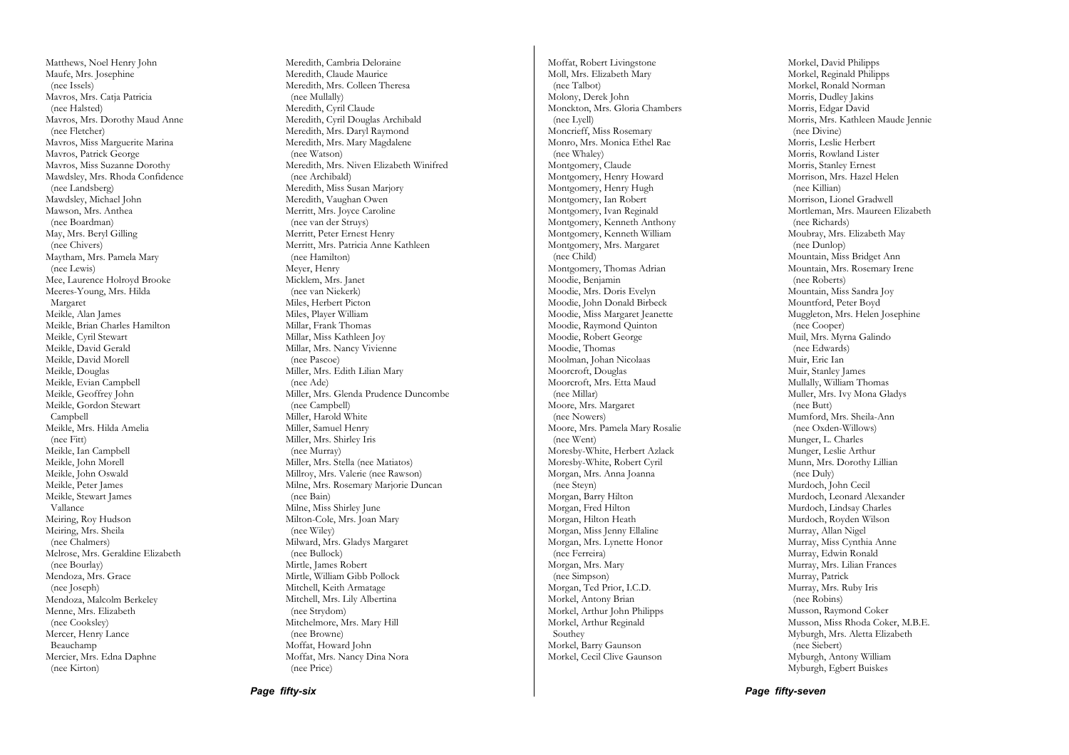Matthews, Noel Henry John
Maufe, Mrs. Josephine
 (nee Issels)
Mavros, Mrs. Catja Patricia
 (nee Halsted)
Mavros, Mrs. Dorothy Maud Anne
 (nee Fletcher)
Mavros, Miss Marguerite Marina
Mavros, Patrick George
Mavros, Miss Suzanne Dorothy
Mawdsley, Mrs. Rhoda Confidence
 (nee Landsberg)
Mawdsley, Michael John
Mawson, Mrs. Anthea
 (nee Boardman)
May, Mrs. Beryl Gilling
 (nee Chivers)
Maytham, Mrs. Pamela Mary
 (nee Lewis)
Mee, Laurence Holroyd Brooke
Meeres-Young, Mrs. Hilda
 Margaret
Meikle, Alan James
Meikle, Brian Charles Hamilton
Meikle, Cyril Stewart
Meikle, David Gerald
Meikle, David Morell
Meikle, Douglas
Meikle, Evian Campbell
Meikle, Geoffrey John
Meikle, Gordon Stewart
 Campbell
Meikle, Mrs. Hilda Amelia
 (nee Fitt)
Meikle, Ian Campbell
Meikle, John Morell
Meikle, John Oswald
Meikle, Peter James
Meikle, Stewart James
 Vallance
Meiring, Roy Hudson
Meiring, Mrs. Sheila
 (nee Chalmers)
Melrose, Mrs. Geraldine Elizabeth
 (nee Bourlay)
Mendoza, Mrs. Grace
 (nee Joseph)
Mendoza, Malcolm Berkeley
Menne, Mrs. Elizabeth
 (nee Cooksley)
Mercer, Henry Lance
 Beauchamp
Mercier, Mrs. Edna Daphne
 (nee Kirton)

Meredith, Cambria Deloraine
Meredith, Claude Maurice
Meredith, Mrs. Colleen Theresa
 (nee Mullally)
Meredith, Cyril Claude
Meredith, Cyril Douglas Archibald
Meredith, Mrs. Daryl Raymond
Meredith, Mrs. Mary Magdalene
 (nee Watson)
Meredith, Mrs. Niven Elizabeth Winifred
 (nee Archibald)
Meredith, Miss Susan Marjory
Meredith, Vaughan Owen
Merritt, Mrs. Joyce Caroline
 (nee van der Struys)
Merritt, Peter Ernest Henry
Merritt, Mrs. Patricia Anne Kathleen
 (nee Hamilton)
Meyer, Henry
Micklem, Mrs. Janet
 (nee van Niekerk)
Miles, Herbert Picton
Miles, Player William
Millar, Frank Thomas
Millar, Miss Kathleen Joy
Millar, Mrs. Nancy Vivienne
 (nee Pascoe)
Miller, Mrs. Edith Lilian Mary
 (nee Ade)
Miller, Mrs. Glenda Prudence Duncombe
 (nee Campbell)
Miller, Harold White
Miller, Samuel Henry
Miller, Mrs. Shirley Iris
 (nee Murray)
Miller, Mrs. Stella (nee Matiatos)
Millroy, Mrs. Valerie (nee Rawson)
Milne, Mrs. Rosemary Marjorie Duncan
 (nee Bain)
Milne, Miss Shirley June
Milton-Cole, Mrs. Joan Mary
 (nee Wiley)
Milward, Mrs. Gladys Margaret
 (nee Bullock)
Mirtle, James Robert
Mirtle, William Gibb Pollock
Mitchell, Keith Armatage
Mitchell, Mrs. Lily Albertina
 (nee Strydom)
Mitchelmore, Mrs. Mary Hill
 (nee Browne)
Moffat, Howard John
Moffat, Mrs. Nancy Dina Nora
 (nee Price)

Moffat, Robert Livingstone
Moll, Mrs. Elizabeth Mary
 (nee Talbot)
Molony, Derek John
Monckton, Mrs. Gloria Chambers
 (nee Lyell)
Moncrieff, Miss Rosemary
Monro, Mrs. Monica Ethel Rae
 (nee Whaley)
Montgomery, Claude
Montgomery, Henry Howard
Montgomery, Henry Hugh
Montgomery, Ian Robert
Montgomery, Ivan Reginald
Montgomery, Kenneth Anthony
Montgomery, Kenneth William
Montgomery, Mrs. Margaret
 (nee Child)
Montgomery, Thomas Adrian
Moodie, Benjamin
Moodie, Mrs. Doris Evelyn
Moodie, John Donald Birbeck
Moodie, Miss Margaret Jeanette
Moodie, Raymond Quinton
Moodie, Robert George
Moodie, Thomas
Moolman, Johan Nicolaas
Moorcroft, Douglas
Moorcroft, Mrs. Etta Maud
 (nee Millar)
Moore, Mrs. Margaret
 (nee Nowers)
Moore, Mrs. Pamela Mary Rosalie
 (nee Went)
Moresby-White, Herbert Azlack
Moresby-White, Robert Cyril
Morgan, Mrs. Anna Joanna
 (nee Steyn)
Morgan, Barry Hilton
Morgan, Fred Hilton
Morgan, Hilton Heath
Morgan, Miss Jenny Ellaline
Morgan, Mrs. Lynette Honor
 (nee Ferreira)
Morgan, Mrs. Mary
 (nee Simpson)
Morgan, Ted Prior, I.C.D.
Morkel, Antony Brian
Morkel, Arthur John Philipps
Morkel, Arthur Reginald
 Southey
Morkel, Barry Gaunson
Morkel, Cecil Clive Gaunson

Morkel, David Philipps
Morkel, Reginald Philipps
Morkel, Ronald Norman
Morris, Dudley Jakins
Morris, Edgar David
Morris, Mrs. Kathleen Maude Jennie
 (nee Divine)
Morris, Leslie Herbert
Morris, Rowland Lister
Morris, Stanley Ernest
Morrison, Mrs. Hazel Helen
 (nee Killian)
Morrison, Lionel Gradwell
Mortleman, Mrs. Maureen Elizabeth
 (nee Richards)
Moubray, Mrs. Elizabeth May
 (nee Dunlop)
Mountain, Miss Bridget Ann
Mountain, Mrs. Rosemary Irene
 (nee Roberts)
Mountain, Miss Sandra Joy
Mountford, Peter Boyd
Muggleton, Mrs. Helen Josephine
 (nee Cooper)
Muil, Mrs. Myrna Galindo
 (nee Edwards)
Muir, Eric Ian
Muir, Stanley James
Mullally, William Thomas
Muller, Mrs. Ivy Mona Gladys
 (nee Butt)
Mumford, Mrs. Sheila-Ann
 (nee Oxden-Willows)
Munger, L. Charles
Munger, Leslie Arthur
Munn, Mrs. Dorothy Lillian
 (nee Duly)
Murdoch, John Cecil
Murdoch, Leonard Alexander
Murdoch, Lindsay Charles
Murdoch, Royden Wilson
Murray, Allan Nigel
Murray, Miss Cynthia Anne
Murray, Edwin Ronald
Murray, Mrs. Lilian Frances
Murray, Patrick
Murray, Mrs. Ruby Iris
 (nee Robins)
Musson, Raymond Coker
Musson, Miss Rhoda Coker, M.B.E.
Myburgh, Mrs. Aletta Elizabeth
 (nee Siebert)
Myburgh, Antony William
Myburgh, Egbert Buiskes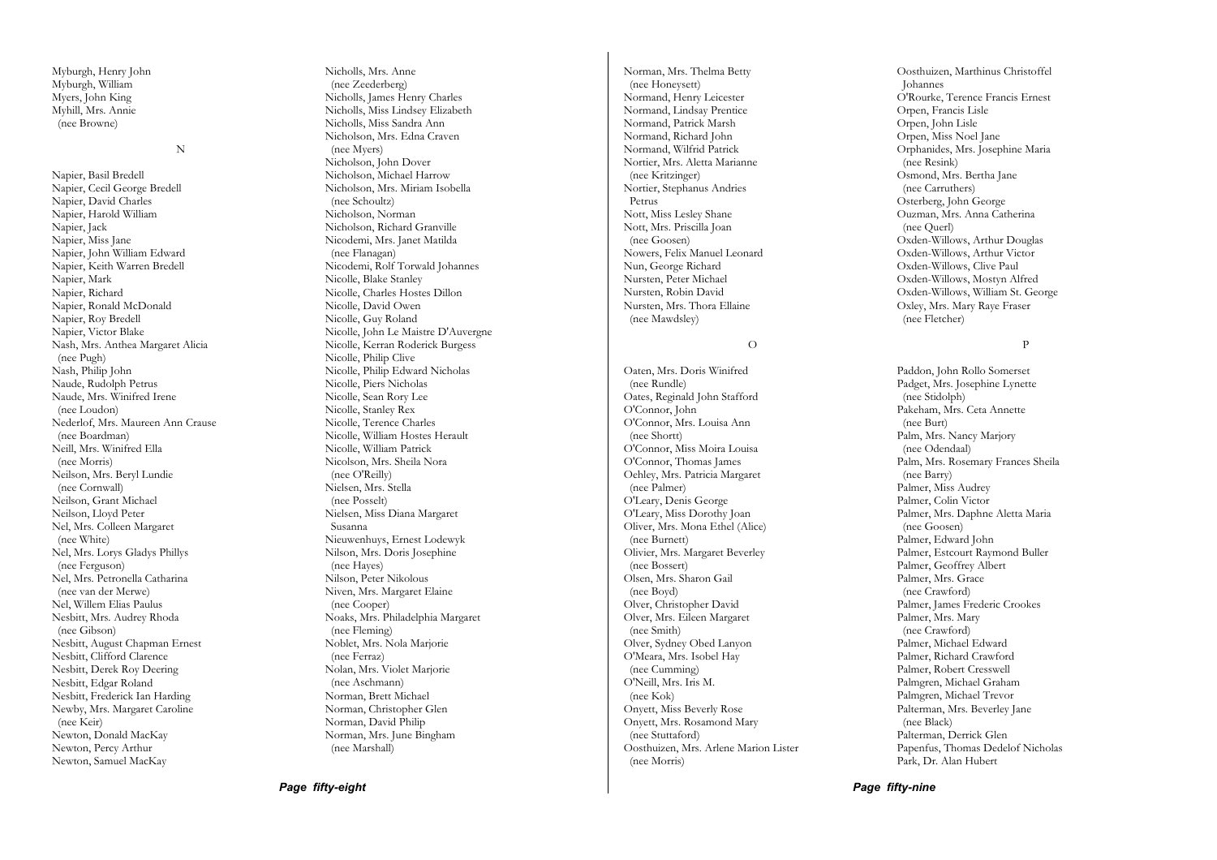Myburgh, Henry John
Myburgh, William
Myers, John King
Myhill, Mrs. Annie
 (nee Browne)

## N

Napier, Basil Bredell
Napier, Cecil George Bredell
Napier, David Charles
Napier, Harold William
Napier, Jack
Napier, Miss Jane
Napier, John William Edward
Napier, Keith Warren Bredell
Napier, Mark
Napier, Richard
Napier, Ronald McDonald
Napier, Roy Bredell
Napier, Victor Blake
Nash, Mrs. Anthea Margaret Alicia
 (nee Pugh)
Nash, Philip John
Naude, Rudolph Petrus
Naude, Mrs. Winifred Irene
 (nee Loudon)
Nederlof, Mrs. Maureen Ann Crause
 (nee Boardman)
Neill, Mrs. Winifred Ella
 (nee Morris)
Neilson, Mrs. Beryl Lundie
 (nee Cornwall)
Neilson, Grant Michael
Neilson, Lloyd Peter
Nel, Mrs. Colleen Margaret
 (nee White)
Nel, Mrs. Lorys Gladys Phillys
 (nee Ferguson)
Nel, Mrs. Petronella Catharina
 (nee van der Merwe)
Nel, Willem Elias Paulus
Nesbitt, Mrs. Audrey Rhoda
 (nee Gibson)
Nesbitt, August Chapman Ernest
Nesbitt, Clifford Clarence
Nesbitt, Derek Roy Deering
Nesbitt, Edgar Roland
Nesbitt, Frederick Ian Harding
Newby, Mrs. Margaret Caroline
 (nee Keir)
Newton, Donald MacKay
Newton, Percy Arthur
Newton, Samuel MacKay

Nicholls, Mrs. Anne
 (nee Zeederberg)
Nicholls, James Henry Charles
Nicholls, Miss Lindsey Elizabeth
Nicholls, Miss Sandra Ann
Nicholson, Mrs. Edna Craven
 (nee Myers)
Nicholson, John Dover
Nicholson, Michael Harrow
Nicholson, Mrs. Miriam Isobella
 (nee Schoultz)
Nicholson, Norman
Nicholson, Richard Granville
Nicodemi, Mrs. Janet Matilda
 (nee Flanagan)
Nicodemi, Rolf Torwald Johannes
Nicolle, Blake Stanley
Nicolle, Charles Hostes Dillon
Nicolle, David Owen
Nicolle, Guy Roland
Nicolle, John Le Maistre D'Auvergne
Nicolle, Kerran Roderick Burgess
Nicolle, Philip Clive
Nicolle, Philip Edward Nicholas
Nicolle, Piers Nicholas
Nicolle, Sean Rory Lee
Nicolle, Stanley Rex
Nicolle, Terence Charles
Nicolle, William Hostes Herault
Nicolle, William Patrick
Nicolson, Mrs. Sheila Nora
 (nee O'Reilly)
Nielsen, Mrs. Stella
 (nee Posselt)
Nielsen, Miss Diana Margaret
 Susanna
Nieuwenhuys, Ernest Lodewyk
Nilson, Mrs. Doris Josephine
 (nee Hayes)
Nilson, Peter Nikolous
Niven, Mrs. Margaret Elaine
 (nee Cooper)
Noaks, Mrs. Philadelphia Margaret
 (nee Fleming)
Noblet, Mrs. Nola Marjorie
 (nee Ferraz)
Nolan, Mrs. Violet Marjorie
 (nee Aschmann)
Norman, Brett Michael
Norman, Christopher Glen
Norman, David Philip
Norman, Mrs. June Bingham
 (nee Marshall)

Norman, Mrs. Thelma Betty
 (nee Honeysett)
Normand, Henry Leicester
Normand, Lindsay Prentice
Normand, Patrick Marsh
Normand, Richard John
Normand, Wilfrid Patrick
Nortier, Mrs. Aletta Marianne
 (nee Kritzinger)
Nortier, Stephanus Andries
 Petrus
Nott, Miss Lesley Shane
Nott, Mrs. Priscilla Joan
 (nee Goosen)
Nowers, Felix Manuel Leonard
Nun, George Richard
Nursten, Peter Michael
Nursten, Robin David
Nursten, Mrs. Thora Ellaine
 (nee Mawdsley)

## O

Oaten, Mrs. Doris Winifred
 (nee Rundle)
Oates, Reginald John Stafford
O'Connor, John
O'Connor, Mrs. Louisa Ann
 (nee Shortt)
O'Connor, Miss Moira Louisa
O'Connor, Thomas James
Oehley, Mrs. Patricia Margaret
 (nee Palmer)
O'Leary, Denis George
O'Leary, Miss Dorothy Joan
Oliver, Mrs. Mona Ethel (Alice)
 (nee Burnett)
Olivier, Mrs. Margaret Beverley
 (nee Bossert)
Olsen, Mrs. Sharon Gail
 (nee Boyd)
Olver, Christopher David
Olver, Mrs. Eileen Margaret
 (nee Smith)
Olver, Sydney Obed Lanyon
O'Meara, Mrs. Isobel Hay
 (nee Cumming)
O'Neill, Mrs. Iris M.
 (nee Kok)
Onyett, Miss Beverly Rose
Onyett, Mrs. Rosamond Mary
 (nee Stuttaford)
Oosthuizen, Mrs. Arlene Marion Lister
 (nee Morris)

Oosthuizen, Marthinus Christoffel
 Johannes
O'Rourke, Terence Francis Ernest
Orpen, Francis Lisle
Orpen, John Lisle
Orpen, Miss Noel Jane
Orphanides, Mrs. Josephine Maria
 (nee Resink)
Osmond, Mrs. Bertha Jane
 (nee Carruthers)
Osterberg, John George
Ouzman, Mrs. Anna Catherina
 (nee Querl)
Oxden-Willows, Arthur Douglas
Oxden-Willows, Arthur Victor
Oxden-Willows, Clive Paul
Oxden-Willows, Mostyn Alfred
Oxden-Willows, William St. George
Oxley, Mrs. Mary Raye Fraser
 (nee Fletcher)

## P

Paddon, John Rollo Somerset
Padget, Mrs. Josephine Lynette
 (nee Stidolph)
Pakeham, Mrs. Ceta Annette
 (nee Burt)
Palm, Mrs. Nancy Marjory
 (nee Odendaal)
Palm, Mrs. Rosemary Frances Sheila
 (nee Barry)
Palmer, Miss Audrey
Palmer, Colin Victor
Palmer, Mrs. Daphne Aletta Maria
 (nee Goosen)
Palmer, Edward John
Palmer, Estcourt Raymond Buller
Palmer, Geoffrey Albert
Palmer, Mrs. Grace
 (nee Crawford)
Palmer, James Frederic Crookes
Palmer, Mrs. Mary
 (nee Crawford)
Palmer, Michael Edward
Palmer, Richard Crawford
Palmer, Robert Cresswell
Palmgren, Michael Graham
Palmgren, Michael Trevor
Palterman, Mrs. Beverley Jane
 (nee Black)
Palterman, Derrick Glen
Papenfus, Thomas Dedelof Nicholas
Park, Dr. Alan Hubert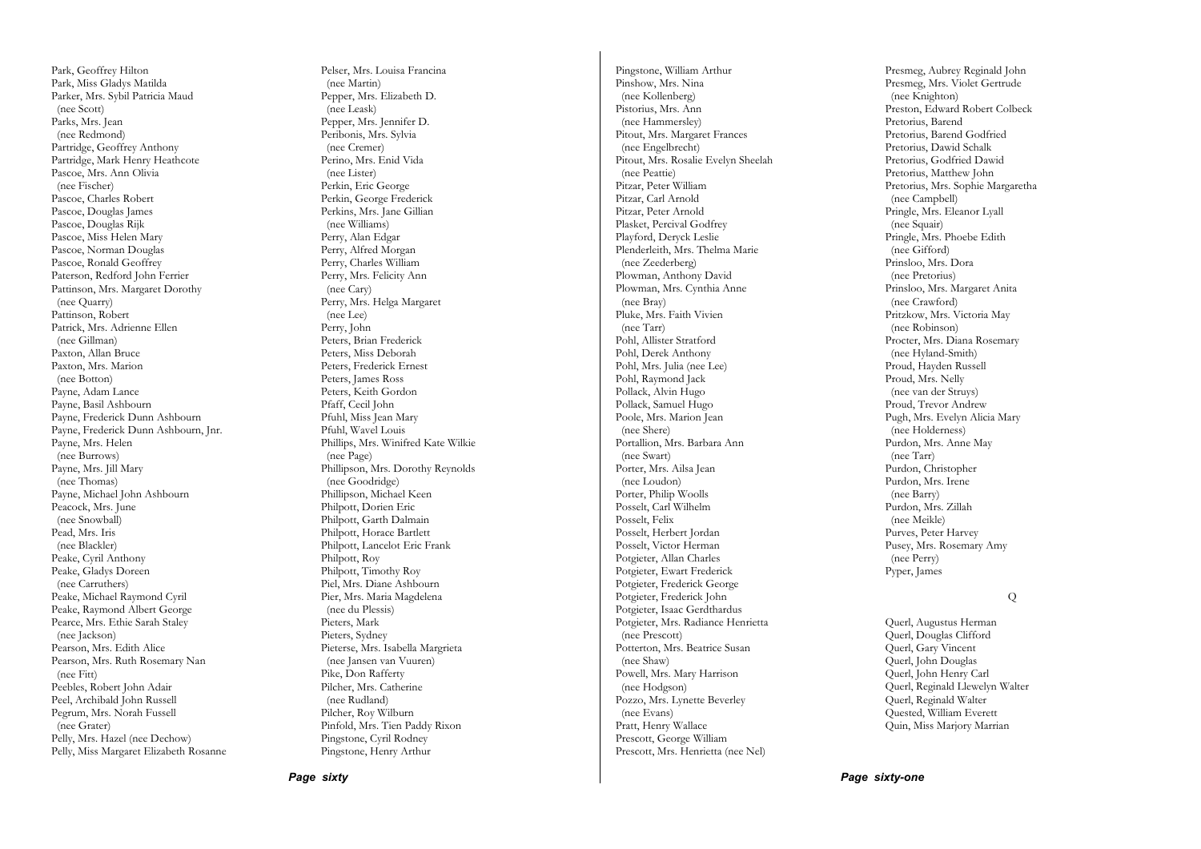Park, Geoffrey Hilton
Park, Miss Gladys Matilda
Parker, Mrs. Sybil Patricia Maud
(nee Scott)
Parks, Mrs. Jean
(nee Redmond)
Partridge, Geoffrey Anthony
Partridge, Mark Henry Heathcote
Pascoe, Mrs. Ann Olivia
(nee Fischer)
Pascoe, Charles Robert
Pascoe, Douglas James
Pascoe, Douglas Rijk
Pascoe, Miss Helen Mary
Pascoe, Norman Douglas
Pascoe, Ronald Geoffrey
Paterson, Redford John Ferrier
Pattinson, Mrs. Margaret Dorothy
(nee Quarry)
Pattinson, Robert
Patrick, Mrs. Adrienne Ellen
(nee Gillman)
Paxton, Allan Bruce
Paxton, Mrs. Marion
(nee Botton)
Payne, Adam Lance
Payne, Basil Ashbourn
Payne, Frederick Dunn Ashbourn
Payne, Frederick Dunn Ashbourn, Jnr.
Payne, Mrs. Helen
(nee Burrows)
Payne, Mrs. Jill Mary
(nee Thomas)
Payne, Michael John Ashbourn
Peacock, Mrs. June
(nee Snowball)
Pead, Mrs. Iris
(nee Blackler)
Peake, Cyril Anthony
Peake, Gladys Doreen
(nee Carruthers)
Peake, Michael Raymond Cyril
Peake, Raymond Albert George
Pearce, Mrs. Ethie Sarah Staley
(nee Jackson)
Pearson, Mrs. Edith Alice
Pearson, Mrs. Ruth Rosemary Nan
(nee Fitt)
Peebles, Robert John Adair
Peel, Archibald John Russell
Pegrum, Mrs. Norah Fussell
(nee Grater)
Pelly, Mrs. Hazel (nee Dechow)
Pelly, Miss Margaret Elizabeth Rosanne

Pelser, Mrs. Louisa Francina
(nee Martin)
Pepper, Mrs. Elizabeth D.
(nee Leask)
Pepper, Mrs. Jennifer D.
Peribonis, Mrs. Sylvia
(nee Cremer)
Perino, Mrs. Enid Vida
(nee Lister)
Perkin, Eric George
Perkin, George Frederick
Perkins, Mrs. Jane Gillian
(nee Williams)
Perry, Alan Edgar
Perry, Alfred Morgan
Perry, Charles William
Perry, Mrs. Felicity Ann
(nee Cary)
Perry, Mrs. Helga Margaret
(nee Lee)
Perry, John
Peters, Brian Frederick
Peters, Miss Deborah
Peters, Frederick Ernest
Peters, James Ross
Peters, Keith Gordon
Pfaff, Cecil John
Pfuhl, Miss Jean Mary
Pfuhl, Wavel Louis
Phillips, Mrs. Winifred Kate Wilkie
(nee Page)
Phillipson, Mrs. Dorothy Reynolds
(nee Goodridge)
Phillipson, Michael Keen
Philpott, Dorien Eric
Philpott, Garth Dalmain
Philpott, Horace Bartlett
Philpott, Lancelot Eric Frank
Philpott, Roy
Philpott, Timothy Roy
Piel, Mrs. Diane Ashbourn
Pier, Mrs. Maria Magdelena
(nee du Plessis)
Pieters, Mark
Pieters, Sydney
Pieterse, Mrs. Isabella Margrieta
(nee Jansen van Vuuren)
Pike, Don Rafferty
Pilcher, Mrs. Catherine
(nee Rudland)
Pilcher, Roy Wilburn
Pinfold, Mrs. Tien Paddy Rixon
Pingstone, Cyril Rodney
Pingstone, Henry Arthur

Pingstone, William Arthur
Pinshow, Mrs. Nina
(nee Kollenberg)
Pistorius, Mrs. Ann
(nee Hammersley)
Pitout, Mrs. Margaret Frances
(nee Engelbrecht)
Pitout, Mrs. Rosalie Evelyn Sheelah
(nee Peattie)
Pitzar, Peter William
Pitzar, Carl Arnold
Pitzar, Peter Arnold
Plasket, Percival Godfrey
Playford, Deryck Leslie
Plenderleith, Mrs. Thelma Marie
(nee Zeederberg)
Plowman, Anthony David
Plowman, Mrs. Cynthia Anne
(nee Bray)
Pluke, Mrs. Faith Vivien
(nee Tarr)
Pohl, Allister Stratford
Pohl, Derek Anthony
Pohl, Mrs. Julia (nee Lee)
Pohl, Raymond Jack
Pollack, Alvin Hugo
Pollack, Samuel Hugo
Poole, Mrs. Marion Jean
(nee Shere)
Portallion, Mrs. Barbara Ann
(nee Swart)
Porter, Mrs. Ailsa Jean
(nee Loudon)
Porter, Philip Woolls
Posselt, Carl Wilhelm
Posselt, Felix
Posselt, Herbert Jordan
Posselt, Victor Herman
Potgieter, Allan Charles
Potgieter, Ewart Frederick
Potgieter, Frederick George
Potgieter, Frederick John
Potgieter, Isaac Gerdthardus
Potgieter, Mrs. Radiance Henrietta
(nee Prescott)
Potterton, Mrs. Beatrice Susan
(nee Shaw)
Powell, Mrs. Mary Harrison
(nee Hodgson)
Pozzo, Mrs. Lynette Beverley
(nee Evans)
Pratt, Henry Wallace
Prescott, George William
Prescott, Mrs. Henrietta (nee Nel)

Presmeg, Aubrey Reginald John
Presmeg, Mrs. Violet Gertrude
(nee Knighton)
Preston, Edward Robert Colbeck
Pretorius, Barend
Pretorius, Barend Godfried
Pretorius, Dawid Schalk
Pretorius, Godfried Dawid
Pretorius, Matthew John
Pretorius, Mrs. Sophie Margaretha
(nee Campbell)
Pringle, Mrs. Eleanor Lyall
(nee Squair)
Pringle, Mrs. Phoebe Edith
(nee Gifford)
Prinsloo, Mrs. Dora
(nee Pretorius)
Prinsloo, Mrs. Margaret Anita
(nee Crawford)
Pritzkow, Mrs. Victoria May
(nee Robinson)
Procter, Mrs. Diana Rosemary
(nee Hyland-Smith)
Proud, Hayden Russell
Proud, Mrs. Nelly
(nee van der Struys)
Proud, Trevor Andrew
Pugh, Mrs. Evelyn Alicia Mary
(nee Holderness)
Purdon, Mrs. Anne May
(nee Tarr)
Purdon, Christopher
Purdon, Mrs. Irene
(nee Barry)
Purdon, Mrs. Zillah
(nee Meikle)
Purves, Peter Harvey
Pusey, Mrs. Rosemary Amy
(nee Perry)
Pyper, James

## Q

Querl, Augustus Herman
Querl, Douglas Clifford
Querl, Gary Vincent
Querl, John Douglas
Querl, John Henry Carl
Querl, Reginald Llewelyn Walter
Querl, Reginald Walter
Quested, William Everett
Quin, Miss Marjory Marrian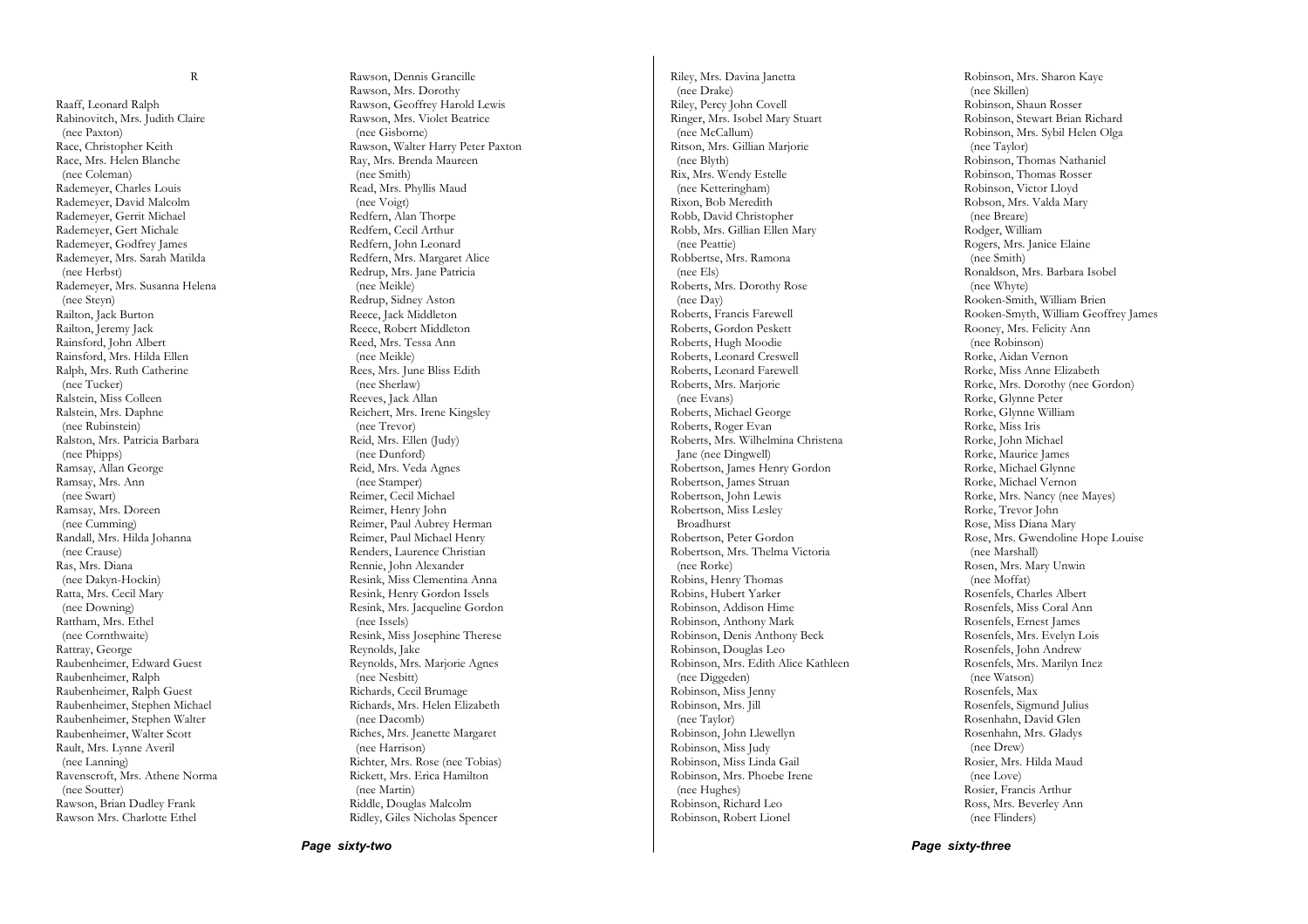## R

Raaff, Leonard Ralph
Rabinovitch, Mrs. Judith Claire
 (nee Paxton)
Race, Christopher Keith
Race, Mrs. Helen Blanche
 (nee Coleman)
Rademeyer, Charles Louis
Rademeyer, David Malcolm
Rademeyer, Gerrit Michael
Rademeyer, Gert Michale
Rademeyer, Godfrey James
Rademeyer, Mrs. Sarah Matilda
 (nee Herbst)
Rademeyer, Mrs. Susanna Helena
 (nee Steyn)
Railton, Jack Burton
Railton, Jeremy Jack
Rainsford, John Albert
Rainsford, Mrs. Hilda Ellen
Ralph, Mrs. Ruth Catherine
 (nee Tucker)
Ralstein, Miss Colleen
Ralstein, Mrs. Daphne
 (nee Rubinstein)
Ralston, Mrs. Patricia Barbara
 (nee Phipps)
Ramsay, Allan George
Ramsay, Mrs. Ann
 (nee Swart)
Ramsay, Mrs. Doreen
 (nee Cumming)
Randall, Mrs. Hilda Johanna
 (nee Crause)
Ras, Mrs. Diana
 (nee Dakyn-Hockin)
Ratta, Mrs. Cecil Mary
 (nee Downing)
Rattham, Mrs. Ethel
 (nee Cornthwaite)
Rattray, George
Raubenheimer, Edward Guest
Raubenheimer, Ralph
Raubenheimer, Ralph Guest
Raubenheimer, Stephen Michael
Raubenheimer, Stephen Walter
Raubenheimer, Walter Scott
Rault, Mrs. Lynne Averil
 (nee Lanning)
Ravenscroft, Mrs. Athene Norma
 (nee Soutter)
Rawson, Brian Dudley Frank
Rawson Mrs. Charlotte Ethel
Rawson, Dennis Grancille
Rawson, Mrs. Dorothy
Rawson, Geoffrey Harold Lewis
Rawson, Mrs. Violet Beatrice
 (nee Gisborne)
Rawson, Walter Harry Peter Paxton
Ray, Mrs. Brenda Maureen
 (nee Smith)
Read, Mrs. Phyllis Maud
 (nee Voigt)
Redfern, Alan Thorpe
Redfern, Cecil Arthur
Redfern, John Leonard
Redfern, Mrs. Margaret Alice
Redrup, Mrs. Jane Patricia
 (nee Meikle)
Redrup, Sidney Aston
Reece, Jack Middleton
Reece, Robert Middleton
Reed, Mrs. Tessa Ann
 (nee Meikle)
Rees, Mrs. June Bliss Edith
 (nee Sherlaw)
Reeves, Jack Allan
Reichert, Mrs. Irene Kingsley
 (nee Trevor)
Reid, Mrs. Ellen (Judy)
 (nee Dunford)
Reid, Mrs. Veda Agnes
 (nee Stamper)
Reimer, Cecil Michael
Reimer, Henry John
Reimer, Paul Aubrey Herman
Reimer, Paul Michael Henry
Renders, Laurence Christian
Rennie, John Alexander
Resink, Miss Clementina Anna
Resink, Henry Gordon Issels
Resink, Mrs. Jacqueline Gordon
 (nee Issels)
Resink, Miss Josephine Therese
Reynolds, Jake
Reynolds, Mrs. Marjorie Agnes
 (nee Nesbitt)
Richards, Cecil Brumage
Richards, Mrs. Helen Elizabeth
 (nee Dacomb)
Riches, Mrs. Jeanette Margaret
 (nee Harrison)
Richter, Mrs. Rose (nee Tobias)
Rickett, Mrs. Erica Hamilton
 (nee Martin)
Riddle, Douglas Malcolm
Ridley, Giles Nicholas Spencer
Riley, Mrs. Davina Janetta
 (nee Drake)
Riley, Percy John Covell
Ringer, Mrs. Isobel Mary Stuart
 (nee McCallum)
Ritson, Mrs. Gillian Marjorie
 (nee Blyth)
Rix, Mrs. Wendy Estelle
 (nee Ketteringham)
Rixon, Bob Meredith
Robb, David Christopher
Robb, Mrs. Gillian Ellen Mary
 (nee Peattie)
Robbertse, Mrs. Ramona
 (nee Els)
Roberts, Mrs. Dorothy Rose
 (nee Day)
Roberts, Francis Farewell
Roberts, Gordon Peskett
Roberts, Hugh Moodie
Roberts, Leonard Creswell
Roberts, Leonard Farewell
Roberts, Mrs. Marjorie
 (nee Evans)
Roberts, Michael George
Roberts, Roger Evan
Roberts, Mrs. Wilhelmina Christena
 Jane (nee Dingwell)
Robertson, James Henry Gordon
Robertson, James Struan
Robertson, John Lewis
Robertson, Miss Lesley
 Broadhurst
Robertson, Peter Gordon
Robertson, Mrs. Thelma Victoria
 (nee Rorke)
Robins, Henry Thomas
Robins, Hubert Yarker
Robinson, Addison Hime
Robinson, Anthony Mark
Robinson, Denis Anthony Beck
Robinson, Douglas Leo
Robinson, Mrs. Edith Alice Kathleen
 (nee Diggeden)
Robinson, Miss Jenny
Robinson, Mrs. Jill
 (nee Taylor)
Robinson, John Llewellyn
Robinson, Miss Judy
Robinson, Miss Linda Gail
Robinson, Mrs. Phoebe Irene
 (nee Hughes)
Robinson, Richard Leo
Robinson, Robert Lionel
Robinson, Mrs. Sharon Kaye
 (nee Skillen)
Robinson, Shaun Rosser
Robinson, Stewart Brian Richard
Robinson, Mrs. Sybil Helen Olga
 (nee Taylor)
Robinson, Thomas Nathaniel
Robinson, Thomas Rosser
Robinson, Victor Lloyd
Robson, Mrs. Valda Mary
 (nee Breare)
Rodger, William
Rogers, Mrs. Janice Elaine
 (nee Smith)
Ronaldson, Mrs. Barbara Isobel
 (nee Whyte)
Rooken-Smith, William Brien
Rooken-Smyth, William Geoffrey James
Rooney, Mrs. Felicity Ann
 (nee Robinson)
Rorke, Aidan Vernon
Rorke, Miss Anne Elizabeth
Rorke, Mrs. Dorothy (nee Gordon)
Rorke, Glynne Peter
Rorke, Glynne William
Rorke, Miss Iris
Rorke, John Michael
Rorke, Maurice James
Rorke, Michael Glynne
Rorke, Michael Vernon
Rorke, Mrs. Nancy (nee Mayes)
Rorke, Trevor John
Rose, Miss Diana Mary
Rose, Mrs. Gwendoline Hope Louise
 (nee Marshall)
Rosen, Mrs. Mary Unwin
 (nee Moffat)
Rosenfels, Charles Albert
Rosenfels, Miss Coral Ann
Rosenfels, Ernest James
Rosenfels, Mrs. Evelyn Lois
Rosenfels, John Andrew
Rosenfels, Mrs. Marilyn Inez
 (nee Watson)
Rosenfels, Max
Rosenfels, Sigmund Julius
Rosenhahn, David Glen
Rosenhahn, Mrs. Gladys
 (nee Drew)
Rosier, Mrs. Hilda Maud
 (nee Love)
Rosier, Francis Arthur
Ross, Mrs. Beverley Ann
 (nee Flinders)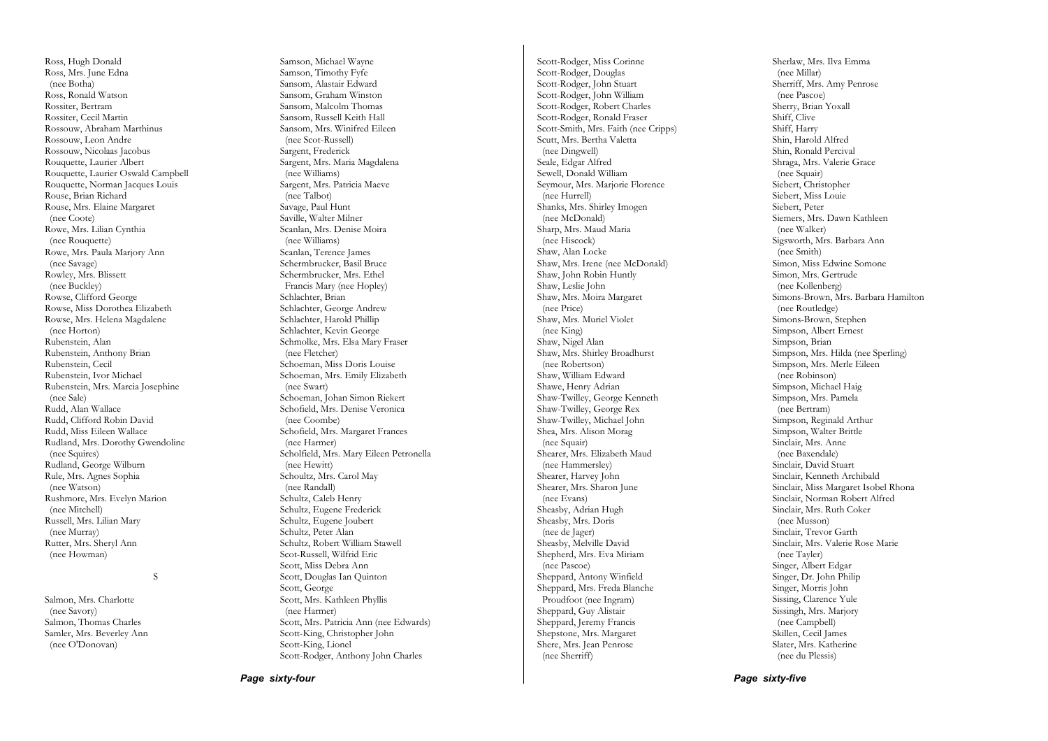Ross, Hugh Donald
Ross, Mrs. June Edna
(nee Botha)
Ross, Ronald Watson
Rossiter, Bertram
Rossiter, Cecil Martin
Rossouw, Abraham Marthinus
Rossouw, Leon Andre
Rossouw, Nicolaas Jacobus
Rouquette, Laurier Albert
Rouquette, Laurier Oswald Campbell
Rouquette, Norman Jacques Louis
Rouse, Brian Richard
Rouse, Mrs. Elaine Margaret
(nee Coote)
Rowe, Mrs. Lilian Cynthia
(nee Rouquette)
Rowe, Mrs. Paula Marjory Ann
(nee Savage)
Rowley, Mrs. Blissett
(nee Buckley)
Rowse, Clifford George
Rowse, Miss Dorothea Elizabeth
Rowse, Mrs. Helena Magdalene
(nee Horton)
Rubenstein, Alan
Rubenstein, Anthony Brian
Rubenstein, Cecil
Rubenstein, Ivor Michael
Rubenstein, Mrs. Marcia Josephine
(nee Sale)
Rudd, Alan Wallace
Rudd, Clifford Robin David
Rudd, Miss Eileen Wallace
Rudland, Mrs. Dorothy Gwendoline
(nee Squires)
Rudland, George Wilburn
Rule, Mrs. Agnes Sophia
(nee Watson)
Rushmore, Mrs. Evelyn Marion
(nee Mitchell)
Russell, Mrs. Lilian Mary
(nee Murray)
Rutter, Mrs. Sheryl Ann
(nee Howman)

## S

Salmon, Mrs. Charlotte
(nee Savory)
Salmon, Thomas Charles
Samler, Mrs. Beverley Ann
(nee O'Donovan)
Samson, Michael Wayne
Samson, Timothy Fyfe
Sansom, Alastair Edward
Sansom, Graham Winston
Sansom, Malcolm Thomas
Sansom, Russell Keith Hall
Sansom, Mrs. Winifred Eileen
(nee Scot-Russell)
Sargent, Frederick
Sargent, Mrs. Maria Magdalena
(nee Williams)
Sargent, Mrs. Patricia Maeve
(nee Talbot)
Savage, Paul Hunt
Saville, Walter Milner
Scanlan, Mrs. Denise Moira
(nee Williams)
Scanlan, Terence James
Schermbrucker, Basil Bruce
Schermbrucker, Mrs. Ethel
Francis Mary (nee Hopley)
Schlachter, Brian
Schlachter, George Andrew
Schlachter, Harold Phillip
Schlachter, Kevin George
Schmolke, Mrs. Elsa Mary Fraser
(nee Fletcher)
Schoeman, Miss Doris Louise
Schoeman, Mrs. Emily Elizabeth
(nee Swart)
Schoeman, Johan Simon Riekert
Schofield, Mrs. Denise Veronica
(nee Coombe)
Schofield, Mrs. Margaret Frances
(nee Harmer)
Scholfield, Mrs. Mary Eileen Petronella
(nee Hewitt)
Schoultz, Mrs. Carol May
(nee Randall)
Schultz, Caleb Henry
Schultz, Eugene Frederick
Schultz, Eugene Joubert
Schultz, Peter Alan
Schultz, Robert William Stawell
Scot-Russell, Wilfrid Eric
Scott, Miss Debra Ann
Scott, Douglas Ian Quinton
Scott, George
Scott, Mrs. Kathleen Phyllis
(nee Harmer)
Scott, Mrs. Patricia Ann (nee Edwards)
Scott-King, Christopher John
Scott-King, Lionel
Scott-Rodger, Anthony John Charles
Scott-Rodger, Miss Corinne
Scott-Rodger, Douglas
Scott-Rodger, John Stuart
Scott-Rodger, John William
Scott-Rodger, Robert Charles
Scott-Rodger, Ronald Fraser
Scott-Smith, Mrs. Faith (nee Cripps)
Scutt, Mrs. Bertha Valetta
(nee Dingwell)
Seale, Edgar Alfred
Sewell, Donald William
Seymour, Mrs. Marjorie Florence
(nee Hurrell)
Shanks, Mrs. Shirley Imogen
(nee McDonald)
Sharp, Mrs. Maud Maria
(nee Hiscock)
Shaw, Alan Locke
Shaw, Mrs. Irene (nee McDonald)
Shaw, John Robin Huntly
Shaw, Leslie John
Shaw, Mrs. Moira Margaret
(nee Price)
Shaw, Mrs. Muriel Violet
(nee King)
Shaw, Nigel Alan
Shaw, Mrs. Shirley Broadhurst
(nee Robertson)
Shaw, William Edward
Shawe, Henry Adrian
Shaw-Twilley, George Kenneth
Shaw-Twilley, George Rex
Shaw-Twilley, Michael John
Shea, Mrs. Alison Morag
(nee Squair)
Shearer, Mrs. Elizabeth Maud
(nee Hammersley)
Shearer, Harvey John
Shearer, Mrs. Sharon June
(nee Evans)
Sheasby, Adrian Hugh
Sheasby, Mrs. Doris
(nee de Jager)
Sheasby, Melville David
Shepherd, Mrs. Eva Miriam
(nee Pascoe)
Sheppard, Antony Winfield
Sheppard, Mrs. Freda Blanche
Proudfoot (nee Ingram)
Sheppard, Guy Alistair
Sheppard, Jeremy Francis
Shepstone, Mrs. Margaret
Shere, Mrs. Jean Penrose
(nee Sherriff)
Sherlaw, Mrs. Ilva Emma
(nee Millar)
Sherriff, Mrs. Amy Penrose
(nee Pascoe)
Sherry, Brian Yoxall
Shiff, Clive
Shiff, Harry
Shin, Harold Alfred
Shin, Ronald Percival
Shraga, Mrs. Valerie Grace
(nee Squair)
Siebert, Christopher
Siebert, Miss Louie
Siebert, Peter
Siemers, Mrs. Dawn Kathleen
(nee Walker)
Sigsworth, Mrs. Barbara Ann
(nee Smith)
Simon, Miss Edwine Somone
Simon, Mrs. Gertrude
(nee Kollenberg)
Simons-Brown, Mrs. Barbara Hamilton
(nee Routledge)
Simons-Brown, Stephen
Simpson, Albert Ernest
Simpson, Brian
Simpson, Mrs. Hilda (nee Sperling)
Simpson, Mrs. Merle Eileen
(nee Robinson)
Simpson, Michael Haig
Simpson, Mrs. Pamela
(nee Bertram)
Simpson, Reginald Arthur
Simpson, Walter Brittle
Sinclair, Mrs. Anne
(nee Baxendale)
Sinclair, David Stuart
Sinclair, Kenneth Archibald
Sinclair, Miss Margaret Isobel Rhona
Sinclair, Norman Robert Alfred
Sinclair, Mrs. Ruth Coker
(nee Musson)
Sinclair, Trevor Garth
Sinclair, Mrs. Valerie Rose Marie
(nee Tayler)
Singer, Albert Edgar
Singer, Dr. John Philip
Singer, Morris John
Sissing, Clarence Yule
Sissingh, Mrs. Marjory
(nee Campbell)
Skillen, Cecil James
Slater, Mrs. Katherine
(nee du Plessis)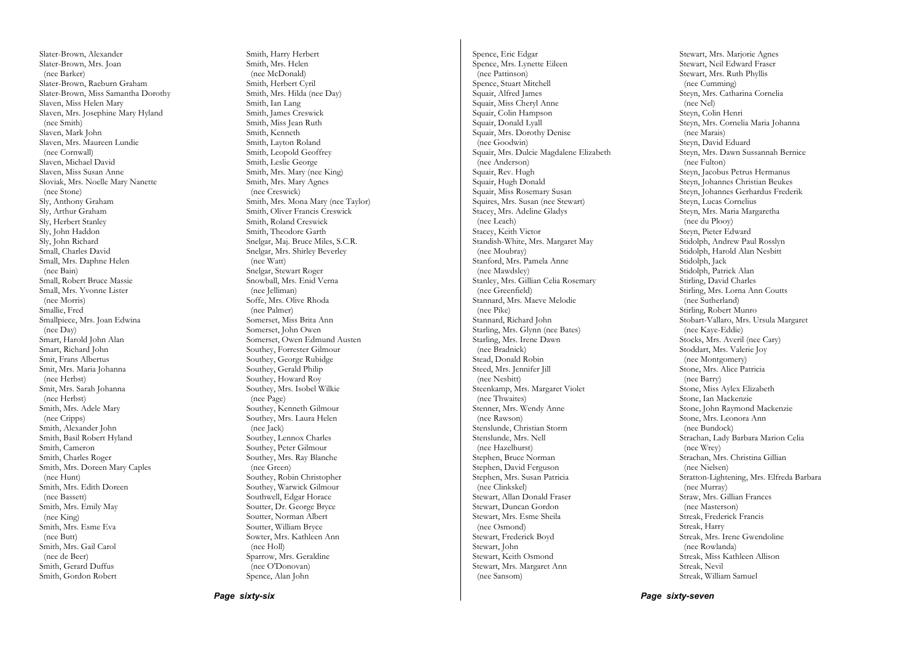Slater-Brown, Alexander
Slater-Brown, Mrs. Joan
  (nee Barker)
Slater-Brown, Raeburn Graham
Slater-Brown, Miss Samantha Dorothy
Slaven, Miss Helen Mary
Slaven, Mrs. Josephine Mary Hyland
  (nee Smith)
Slaven, Mark John
Slaven, Mrs. Maureen Lundie
  (nee Cornwall)
Slaven, Michael David
Slaven, Miss Susan Anne
Sloviak, Mrs. Noelle Mary Nanette
  (nee Stone)
Sly, Anthony Graham
Sly, Arthur Graham
Sly, Herbert Stanley
Sly, John Haddon
Sly, John Richard
Small, Charles David
Small, Mrs. Daphne Helen
  (nee Bain)
Small, Robert Bruce Massie
Small, Mrs. Yvonne Lister
  (nee Morris)
Smallie, Fred
Smallpiece, Mrs. Joan Edwina
  (nee Day)
Smart, Harold John Alan
Smart, Richard John
Smit, Frans Albertus
Smit, Mrs. Maria Johanna
  (nee Herbst)
Smit, Mrs. Sarah Johanna
  (nee Herbst)
Smith, Mrs. Adele Mary
  (nee Cripps)
Smith, Alexander John
Smith, Basil Robert Hyland
Smith, Cameron
Smith, Charles Roger
Smith, Mrs. Doreen Mary Caples
  (nee Hunt)
Smith, Mrs. Edith Doreen
  (nee Bassett)
Smith, Mrs. Emily May
  (nee King)
Smith, Mrs. Esme Eva
  (nee Butt)
Smith, Mrs. Gail Carol
  (nee de Beer)
Smith, Gerard Duffus
Smith, Gordon Robert

Smith, Harry Herbert
Smith, Mrs. Helen
  (nee McDonald)
Smith, Herbert Cyril
Smith, Mrs. Hilda (nee Day)
Smith, Ian Lang
Smith, James Creswick
Smith, Miss Jean Ruth
Smith, Kenneth
Smith, Layton Roland
Smith, Leopold Geoffrey
Smith, Leslie George
Smith, Mrs. Mary (nee King)
Smith, Mrs. Mary Agnes
  (nee Creswick)
Smith, Mrs. Mona Mary (nee Taylor)
Smith, Oliver Francis Creswick
Smith, Roland Creswick
Smith, Theodore Garth
Snelgar, Maj. Bruce Miles, S.C.R.
Snelgar, Mrs. Shirley Beverley
  (nee Watt)
Snelgar, Stewart Roger
Snowball, Mrs. Enid Verna
  (nee Jelliman)
Soffe, Mrs. Olive Rhoda
  (nee Palmer)
Somerset, Miss Brita Ann
Somerset, John Owen
Somerset, Owen Edmund Austen
Southey, Forrester Gilmour
Southey, George Rubidge
Southey, Gerald Philip
Southey, Howard Roy
Southey, Mrs. Isobel Wilkie
  (nee Page)
Southey, Kenneth Gilmour
Southey, Mrs. Laura Helen
  (nee Jack)
Southey, Lennox Charles
Southey, Peter Gilmour
Southey, Mrs. Ray Blanche
  (nee Green)
Southey, Robin Christopher
Southey, Warwick Gilmour
Southwell, Edgar Horace
Soutter, Dr. George Bryce
Soutter, Norman Albert
Soutter, William Bryce
Sowter, Mrs. Kathleen Ann
  (nee Holl)
Sparrow, Mrs. Geraldine
  (nee O'Donovan)
Spence, Alan John

Spence, Eric Edgar
Spence, Mrs. Lynette Eileen
  (nee Pattinson)
Spence, Stuart Mitchell
Squair, Alfred James
Squair, Miss Cheryl Anne
Squair, Colin Hampson
Squair, Donald Lyall
Squair, Mrs. Dorothy Denise
  (nee Goodwin)
Squair, Mrs. Dulcie Magdalene Elizabeth
  (nee Anderson)
Squair, Rev. Hugh
Squair, Hugh Donald
Squair, Miss Rosemary Susan
Squires, Mrs. Susan (nee Stewart)
Stacey, Mrs. Adeline Gladys
  (nee Leach)
Stacey, Keith Victor
Standish-White, Mrs. Margaret May
  (nee Moubray)
Stanford, Mrs. Pamela Anne
  (nee Mawdsley)
Stanley, Mrs. Gillian Celia Rosemary
  (nee Greenfield)
Stannard, Mrs. Maeve Melodie
  (nee Pike)
Stannard, Richard John
Starling, Mrs. Glynn (nee Bates)
Starling, Mrs. Irene Dawn
  (nee Bradnick)
Stead, Donald Robin
Steed, Mrs. Jennifer Jill
  (nee Nesbitt)
Steenkamp, Mrs. Margaret Violet
  (nee Thwaites)
Stenner, Mrs. Wendy Anne
  (nee Rawson)
Stenslunde, Christian Storm
Stenslunde, Mrs. Nell
  (nee Hazelhurst)
Stephen, Bruce Norman
Stephen, David Ferguson
Stephen, Mrs. Susan Patricia
  (nee Clinkskel)
Stewart, Allan Donald Fraser
Stewart, Duncan Gordon
Stewart, Mrs. Esme Sheila
  (nee Osmond)
Stewart, Frederick Boyd
Stewart, John
Stewart, Keith Osmond
Stewart, Mrs. Margaret Ann
  (nee Sansom)

Stewart, Mrs. Marjorie Agnes
Stewart, Neil Edward Fraser
Stewart, Mrs. Ruth Phyllis
  (nee Cumming)
Steyn, Mrs. Catharina Cornelia
  (nee Nel)
Steyn, Colin Henri
Steyn, Mrs. Cornelia Maria Johanna
  (nee Marais)
Steyn, David Eduard
Steyn, Mrs. Dawn Sussannah Bernice
  (nee Fulton)
Steyn, Jacobus Petrus Hermanus
Steyn, Johannes Christian Beukes
Steyn, Johannes Gerhardus Frederik
Steyn, Lucas Cornelius
Steyn, Mrs. Maria Margaretha
  (nee du Plooy)
Steyn, Pieter Edward
Stidolph, Andrew Paul Rosslyn
Stidolph, Harold Alan Nesbitt
Stidolph, Jack
Stidolph, Patrick Alan
Stirling, David Charles
Stirling, Mrs. Lorna Ann Coutts
  (nee Sutherland)
Stirling, Robert Munro
Stobart-Vallaro, Mrs. Ursula Margaret
  (nee Kaye-Eddie)
Stocks, Mrs. Averil (nee Cary)
Stoddart, Mrs. Valerie Joy
  (nee Montgomery)
Stone, Mrs. Alice Patricia
  (nee Barry)
Stone, Miss Aylex Elizabeth
Stone, Ian Mackenzie
Stone, John Raymond Mackenzie
Stone, Mrs. Leonora Ann
  (nee Bundock)
Strachan, Lady Barbara Marion Celia
  (nee Wrey)
Strachan, Mrs. Christina Gillian
  (nee Nielsen)
Stratton-Lightening, Mrs. Elfreda Barbara
  (nee Murray)
Straw, Mrs. Gillian Frances
  (nee Masterson)
Streak, Frederick Francis
Streak, Harry
Streak, Mrs. Irene Gwendoline
  (nee Rowlanda)
Streak, Miss Kathleen Allison
Streak, Nevil
Streak, William Samuel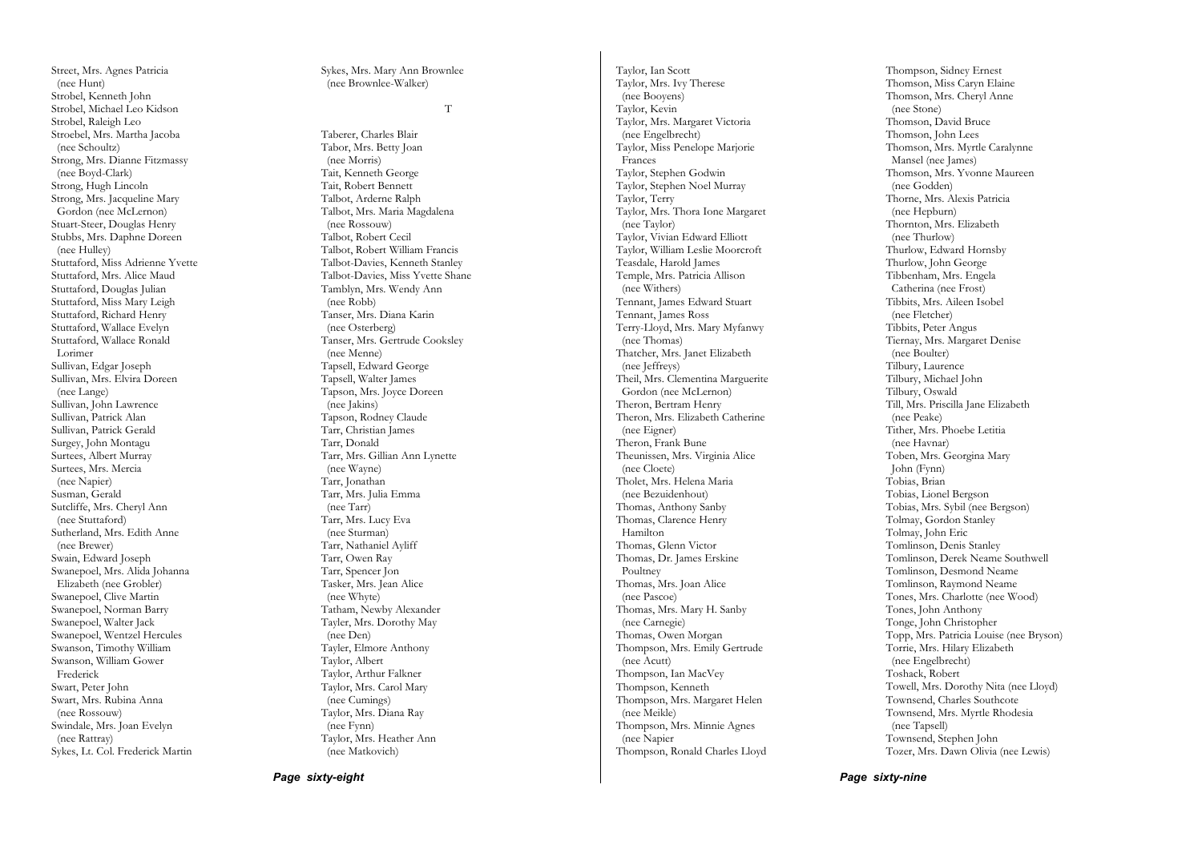Street, Mrs. Agnes Patricia
(nee Hunt)
Strobel, Kenneth John
Strobel, Michael Leo Kidson
Strobel, Raleigh Leo
Stroebel, Mrs. Martha Jacoba
(nee Schoultz)
Strong, Mrs. Dianne Fitzmassy
(nee Boyd-Clark)
Strong, Hugh Lincoln
Strong, Mrs. Jacqueline Mary
Gordon (nee McLernon)
Stuart-Steer, Douglas Henry
Stubbs, Mrs. Daphne Doreen
(nee Hulley)
Stuttaford, Miss Adrienne Yvette
Stuttaford, Mrs. Alice Maud
Stuttaford, Douglas Julian
Stuttaford, Miss Mary Leigh
Stuttaford, Richard Henry
Stuttaford, Wallace Evelyn
Stuttaford, Wallace Ronald
Lorimer
Sullivan, Edgar Joseph
Sullivan, Mrs. Elvira Doreen
(nee Lange)
Sullivan, John Lawrence
Sullivan, Patrick Alan
Sullivan, Patrick Gerald
Surgey, John Montagu
Surtees, Albert Murray
Surtees, Mrs. Mercia
(nee Napier)
Susman, Gerald
Sutcliffe, Mrs. Cheryl Ann
(nee Stuttaford)
Sutherland, Mrs. Edith Anne
(nee Brewer)
Swain, Edward Joseph
Swanepoel, Mrs. Alida Johanna
Elizabeth (nee Grobler)
Swanepoel, Clive Martin
Swanepoel, Norman Barry
Swanepoel, Walter Jack
Swanepoel, Wentzel Hercules
Swanson, Timothy William
Swanson, William Gower
Frederick
Swart, Peter John
Swart, Mrs. Rubina Anna
(nee Rossouw)
Swindale, Mrs. Joan Evelyn
(nee Rattray)
Sykes, Lt. Col. Frederick Martin
Sykes, Mrs. Mary Ann Brownlee
(nee Brownlee-Walker)

## T

Taberer, Charles Blair
Tabor, Mrs. Betty Joan
(nee Morris)
Tait, Kenneth George
Tait, Robert Bennett
Talbot, Arderne Ralph
Talbot, Mrs. Maria Magdalena
(nee Rossouw)
Talbot, Robert Cecil
Talbot, Robert William Francis
Talbot-Davies, Kenneth Stanley
Talbot-Davies, Miss Yvette Shane
Tamblyn, Mrs. Wendy Ann
(nee Robb)
Tanser, Mrs. Diana Karin
(nee Osterberg)
Tanser, Mrs. Gertrude Cooksley
(nee Menne)
Tapsell, Edward George
Tapsell, Walter James
Tapson, Mrs. Joyce Doreen
(nee Jakins)
Tapson, Rodney Claude
Tarr, Christian James
Tarr, Donald
Tarr, Mrs. Gillian Ann Lynette
(nee Wayne)
Tarr, Jonathan
Tarr, Mrs. Julia Emma
(nee Tarr)
Tarr, Mrs. Lucy Eva
(nee Sturman)
Tarr, Nathaniel Ayliff
Tarr, Owen Ray
Tarr, Spencer Jon
Tasker, Mrs. Jean Alice
(nee Whyte)
Tatham, Newby Alexander
Tayler, Mrs. Dorothy May
(nee Den)
Tayler, Elmore Anthony
Taylor, Albert
Taylor, Arthur Falkner
Taylor, Mrs. Carol Mary
(nee Cumings)
Taylor, Mrs. Diana Ray
(nee Fynn)
Taylor, Mrs. Heather Ann
(nee Matkovich)
Taylor, Ian Scott
Taylor, Mrs. Ivy Therese
(nee Booyens)
Taylor, Kevin
Taylor, Mrs. Margaret Victoria
(nee Engelbrecht)
Taylor, Miss Penelope Marjorie
Frances
Taylor, Stephen Godwin
Taylor, Stephen Noel Murray
Taylor, Terry
Taylor, Mrs. Thora Ione Margaret
(nee Taylor)
Taylor, Vivian Edward Elliott
Taylor, William Leslie Moorcroft
Teasdale, Harold James
Temple, Mrs. Patricia Allison
(nee Withers)
Tennant, James Edward Stuart
Tennant, James Ross
Terry-Lloyd, Mrs. Mary Myfanwy
(nee Thomas)
Thatcher, Mrs. Janet Elizabeth
(nee Jeffreys)
Theil, Mrs. Clementina Marguerite
Gordon (nee McLernon)
Theron, Bertram Henry
Theron, Mrs. Elizabeth Catherine
(nee Eigner)
Theron, Frank Bune
Theunissen, Mrs. Virginia Alice
(nee Cloete)
Tholet, Mrs. Helena Maria
(nee Bezuidenhout)
Thomas, Anthony Sanby
Thomas, Clarence Henry
Hamilton
Thomas, Glenn Victor
Thomas, Dr. James Erskine
Poultney
Thomas, Mrs. Joan Alice
(nee Pascoe)
Thomas, Mrs. Mary H. Sanby
(nee Carnegie)
Thomas, Owen Morgan
Thompson, Mrs. Emily Gertrude
(nee Acutt)
Thompson, Ian MacVey
Thompson, Kenneth
Thompson, Mrs. Margaret Helen
(nee Meikle)
Thompson, Mrs. Minnie Agnes
(nee Napier
Thompson, Ronald Charles Lloyd
Thompson, Sidney Ernest
Thomson, Miss Caryn Elaine
Thomson, Mrs. Cheryl Anne
(nee Stone)
Thomson, David Bruce
Thomson, John Lees
Thomson, Mrs. Myrtle Caralynne
Mansel (nee James)
Thomson, Mrs. Yvonne Maureen
(nee Godden)
Thorne, Mrs. Alexis Patricia
(nee Hepburn)
Thornton, Mrs. Elizabeth
(nee Thurlow)
Thurlow, Edward Hornsby
Thurlow, John George
Tibbenham, Mrs. Engela
Catherina (nee Frost)
Tibbits, Mrs. Aileen Isobel
(nee Fletcher)
Tibbits, Peter Angus
Tiernay, Mrs. Margaret Denise
(nee Boulter)
Tilbury, Laurence
Tilbury, Michael John
Tilbury, Oswald
Till, Mrs. Priscilla Jane Elizabeth
(nee Peake)
Tither, Mrs. Phoebe Letitia
(nee Havnar)
Toben, Mrs. Georgina Mary
John (Fynn)
Tobias, Brian
Tobias, Lionel Bergson
Tobias, Mrs. Sybil (nee Bergson)
Tolmay, Gordon Stanley
Tolmay, John Eric
Tomlinson, Denis Stanley
Tomlinson, Derek Neame Southwell
Tomlinson, Desmond Neame
Tomlinson, Raymond Neame
Tones, Mrs. Charlotte (nee Wood)
Tones, John Anthony
Tonge, John Christopher
Topp, Mrs. Patricia Louise (nee Bryson)
Torrie, Mrs. Hilary Elizabeth
(nee Engelbrecht)
Toshack, Robert
Towell, Mrs. Dorothy Nita (nee Lloyd)
Townsend, Charles Southcote
Townsend, Mrs. Myrtle Rhodesia
(nee Tapsell)
Townsend, Stephen John
Tozer, Mrs. Dawn Olivia (nee Lewis)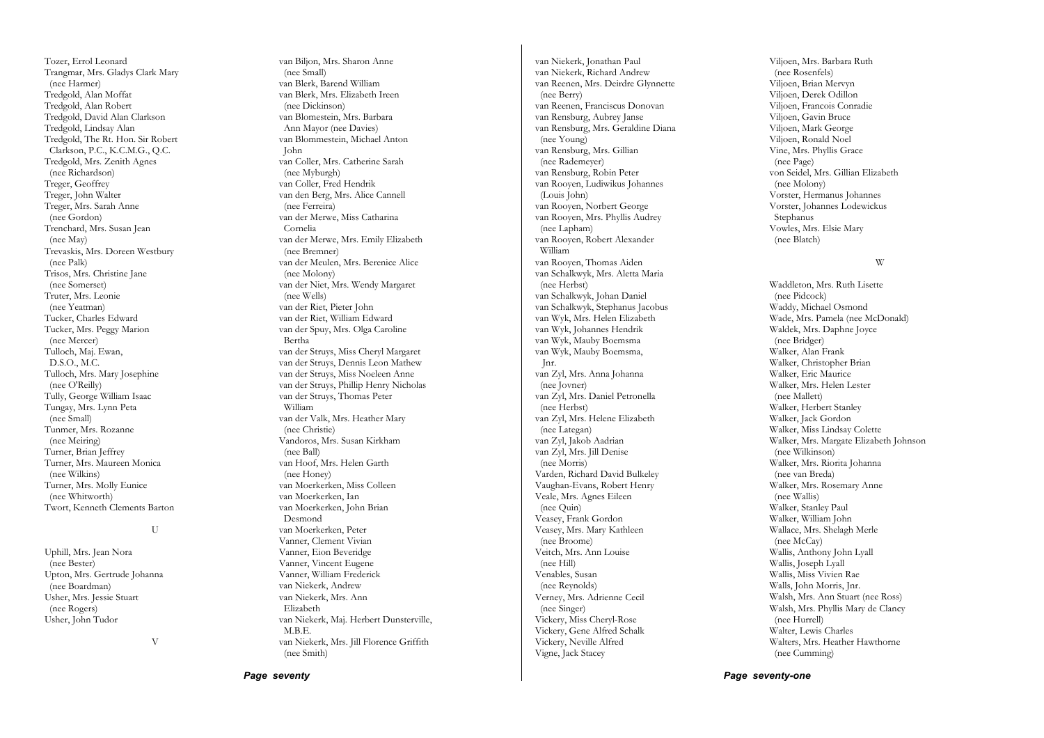Tozer, Errol Leonard
Trangmar, Mrs. Gladys Clark Mary
(nee Harmer)
Tredgold, Alan Moffat
Tredgold, Alan Robert
Tredgold, David Alan Clarkson
Tredgold, Lindsay Alan
Tredgold, The Rt. Hon. Sir Robert
Clarkson, P.C., K.C.M.G., Q.C.
Tredgold, Mrs. Zenith Agnes
(nee Richardson)
Treger, Geoffrey
Treger, John Walter
Treger, Mrs. Sarah Anne
(nee Gordon)
Trenchard, Mrs. Susan Jean
(nee May)
Trevaskis, Mrs. Doreen Westbury
(nee Palk)
Trisos, Mrs. Christine Jane
(nee Somerset)
Truter, Mrs. Leonie
(nee Yeatman)
Tucker, Charles Edward
Tucker, Mrs. Peggy Marion
(nee Mercer)
Tulloch, Maj. Ewan,
D.S.O., M.C.
Tulloch, Mrs. Mary Josephine
(nee O'Reilly)
Tully, George William Isaac
Tungay, Mrs. Lynn Peta
(nee Small)
Tunmer, Mrs. Rozanne
(nee Meiring)
Turner, Brian Jeffrey
Turner, Mrs. Maureen Monica
(nee Wilkins)
Turner, Mrs. Molly Eunice
(nee Whitworth)
Twort, Kenneth Clements Barton

U

Uphill, Mrs. Jean Nora
(nee Bester)
Upton, Mrs. Gertrude Johanna
(nee Boardman)
Usher, Mrs. Jessie Stuart
(nee Rogers)
Usher, John Tudor

V

van Biljon, Mrs. Sharon Anne
(nee Small)
van Blerk, Barend William
van Blerk, Mrs. Elizabeth Ireen
(nee Dickinson)
van Blomestein, Mrs. Barbara
Ann Mayor (nee Davies)
van Blommestein, Michael Anton
John
van Coller, Mrs. Catherine Sarah
(nee Myburgh)
van Coller, Fred Hendrik
van den Berg, Mrs. Alice Cannell
(nee Ferreira)
van der Merwe, Miss Catharina
Cornelia
van der Merwe, Mrs. Emily Elizabeth
(nee Bremner)
van der Meulen, Mrs. Berenice Alice
(nee Molony)
van der Niet, Mrs. Wendy Margaret
(nee Wells)
van der Riet, Pieter John
van der Riet, William Edward
van der Spuy, Mrs. Olga Caroline
Bertha
van der Struys, Miss Cheryl Margaret
van der Struys, Dennis Leon Mathew
van der Struys, Miss Noeleen Anne
van der Struys, Phillip Henry Nicholas
van der Struys, Thomas Peter
William
van der Valk, Mrs. Heather Mary
(nee Christie)
Vandoros, Mrs. Susan Kirkham
(nee Ball)
van Hoof, Mrs. Helen Garth
(nee Honey)
van Moerkerken, Miss Colleen
van Moerkerken, Ian
van Moerkerken, John Brian
Desmond
van Moerkerken, Peter
Vanner, Clement Vivian
Vanner, Eion Beveridge
Vanner, Vincent Eugene
Vanner, William Frederick
van Niekerk, Andrew
van Niekerk, Mrs. Ann
Elizabeth
van Niekerk, Maj. Herbert Dunsterville,
M.B.E.
van Niekerk, Mrs. Jill Florence Griffith
(nee Smith)

van Niekerk, Jonathan Paul
van Niekerk, Richard Andrew
van Reenen, Mrs. Deirdre Glynnette
(nee Berry)
van Reenen, Franciscus Donovan
van Rensburg, Aubrey Janse
van Rensburg, Mrs. Geraldine Diana
(nee Young)
van Rensburg, Mrs. Gillian
(nee Rademeyer)
van Rensburg, Robin Peter
van Rooyen, Ludiwikus Johannes
(Louis John)
van Rooyen, Norbert George
van Rooyen, Mrs. Phyllis Audrey
(nee Lapham)
van Rooyen, Robert Alexander
William
van Rooyen, Thomas Aiden
van Schalkwyk, Mrs. Aletta Maria
(nee Herbst)
van Schalkwyk, Johan Daniel
van Schalkwyk, Stephanus Jacobus
van Wyk, Mrs. Helen Elizabeth
van Wyk, Johannes Hendrik
van Wyk, Mauby Boemsma
van Wyk, Mauby Boemsma,
Jnr.
van Zyl, Mrs. Anna Johanna
(nee Jovner)
van Zyl, Mrs. Daniel Petronella
(nee Herbst)
van Zyl, Mrs. Helene Elizabeth
(nee Lategan)
van Zyl, Jakob Aadrian
van Zyl, Mrs. Jill Denise
(nee Morris)
Varden, Richard David Bulkeley
Vaughan-Evans, Robert Henry
Veale, Mrs. Agnes Eileen
(nee Quin)
Veasey, Frank Gordon
Veasey, Mrs. Mary Kathleen
(nee Broome)
Veitch, Mrs. Ann Louise
(nee Hill)
Venables, Susan
(nee Reynolds)
Verney, Mrs. Adrienne Cecil
(nee Singer)
Vickery, Miss Cheryl-Rose
Vickery, Gene Alfred Schalk
Vickery, Neville Alfred
Vigne, Jack Stacey

Viljoen, Mrs. Barbara Ruth
(nee Rosenfels)
Viljoen, Brian Mervyn
Viljoen, Derek Odillon
Viljoen, Francois Conradie
Viljoen, Gavin Bruce
Viljoen, Mark George
Viljoen, Ronald Noel
Vine, Mrs. Phyllis Grace
(nee Page)
von Seidel, Mrs. Gillian Elizabeth
(nee Molony)
Vorster, Hermanus Johannes
Vorster, Johannes Lodewickus
Stephanus
Vowles, Mrs. Elsie Mary
(nee Blatch)

W

Waddleton, Mrs. Ruth Lisette
(nee Pidcock)
Waddy, Michael Osmond
Wade, Mrs. Pamela (nee McDonald)
Waldek, Mrs. Daphne Joyce
(nee Bridger)
Walker, Alan Frank
Walker, Christopher Brian
Walker, Eric Maurice
Walker, Mrs. Helen Lester
(nee Mallett)
Walker, Herbert Stanley
Walker, Jack Gordon
Walker, Miss Lindsay Colette
Walker, Mrs. Margate Elizabeth Johnson
(nee Wilkinson)
Walker, Mrs. Riorita Johanna
(nee van Breda)
Walker, Mrs. Rosemary Anne
(nee Wallis)
Walker, Stanley Paul
Walker, William John
Wallace, Mrs. Shelagh Merle
(nee McCay)
Wallis, Anthony John Lyall
Wallis, Joseph Lyall
Wallis, Miss Vivien Rae
Walls, John Morris, Jnr.
Walsh, Mrs. Ann Stuart (nee Ross)
Walsh, Mrs. Phyllis Mary de Clancy
(nee Hurrell)
Walter, Lewis Charles
Walters, Mrs. Heather Hawthorne
(nee Cumming)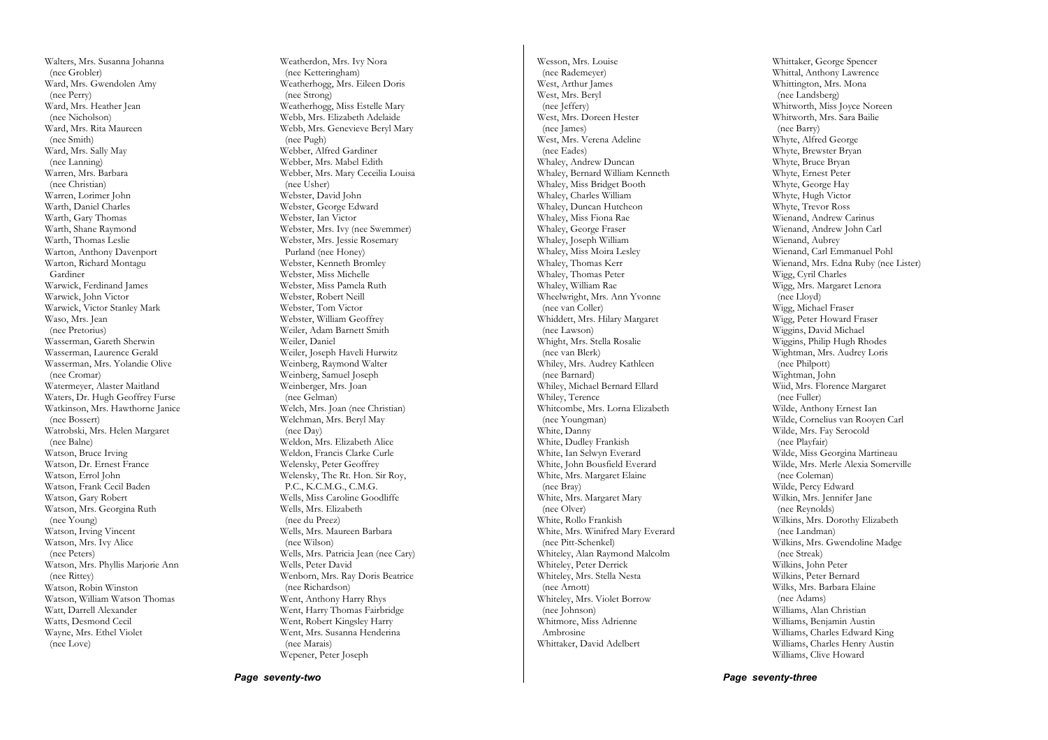Walters, Mrs. Susanna Johanna
(nee Grobler)
Ward, Mrs. Gwendolen Amy
(nee Perry)
Ward, Mrs. Heather Jean
(nee Nicholson)
Ward, Mrs. Rita Maureen
(nee Smith)
Ward, Mrs. Sally May
(nee Lanning)
Warren, Mrs. Barbara
(nee Christian)
Warren, Lorimer John
Warth, Daniel Charles
Warth, Gary Thomas
Warth, Shane Raymond
Warth, Thomas Leslie
Warton, Anthony Davenport
Warton, Richard Montagu
Gardiner
Warwick, Ferdinand James
Warwick, John Victor
Warwick, Victor Stanley Mark
Waso, Mrs. Jean
(nee Pretorius)
Wasserman, Gareth Sherwin
Wasserman, Laurence Gerald
Wasserman, Mrs. Yolandie Olive
(nee Cromar)
Watermeyer, Alaster Maitland
Waters, Dr. Hugh Geoffrey Furse
Watkinson, Mrs. Hawthorne Janice
(nee Bossert)
Watrobski, Mrs. Helen Margaret
(nee Balne)
Watson, Bruce Irving
Watson, Dr. Ernest France
Watson, Errol John
Watson, Frank Cecil Baden
Watson, Gary Robert
Watson, Mrs. Georgina Ruth
(nee Young)
Watson, Irving Vincent
Watson, Mrs. Ivy Alice
(nee Peters)
Watson, Mrs. Phyllis Marjorie Ann
(nee Rittey)
Watson, Robin Winston
Watson, William Watson Thomas
Watt, Darrell Alexander
Watts, Desmond Cecil
Wayne, Mrs. Ethel Violet
(nee Love)

Weatherdon, Mrs. Ivy Nora
(nee Ketteringham)
Weatherhogg, Mrs. Eileen Doris
(nee Strong)
Weatherhogg, Miss Estelle Mary
Webb, Mrs. Elizabeth Adelaide
Webb, Mrs. Genevieve Beryl Mary
(nee Pugh)
Webber, Alfred Gardiner
Webber, Mrs. Mabel Edith
Webber, Mrs. Mary Ceceilia Louisa
(nee Usher)
Webster, David John
Webster, George Edward
Webster, Ian Victor
Webster, Mrs. Ivy (nee Swemmer)
Webster, Mrs. Jessie Rosemary
Purland (nee Honey)
Webster, Kenneth Bromley
Webster, Miss Michelle
Webster, Miss Pamela Ruth
Webster, Robert Neill
Webster, Tom Victor
Webster, William Geoffrey
Weiler, Adam Barnett Smith
Weiler, Daniel
Weiler, Joseph Haveli Hurwitz
Weinberg, Raymond Walter
Weinberg, Samuel Joseph
Weinberger, Mrs. Joan
(nee Gelman)
Welch, Mrs. Joan (nee Christian)
Welchman, Mrs. Beryl May
(nee Day)
Weldon, Mrs. Elizabeth Alice
Weldon, Francis Clarke Curle
Welensky, Peter Geoffrey
Welensky, The Rt. Hon. Sir Roy,
P.C., K.C.M.G., C.M.G.
Wells, Miss Caroline Goodliffe
Wells, Mrs. Elizabeth
(nee du Preez)
Wells, Mrs. Maureen Barbara
(nee Wilson)
Wells, Mrs. Patricia Jean (nee Cary)
Wells, Peter David
Wenborn, Mrs. Ray Doris Beatrice
(nee Richardson)
Went, Anthony Harry Rhys
Went, Harry Thomas Fairbridge
Went, Robert Kingsley Harry
Went, Mrs. Susanna Henderina
(nee Marais)
Wepener, Peter Joseph

Wesson, Mrs. Louise
(nee Rademeyer)
West, Arthur James
West, Mrs. Beryl
(nee Jeffery)
West, Mrs. Doreen Hester
(nee James)
West, Mrs. Verena Adeline
(nee Eades)
Whaley, Andrew Duncan
Whaley, Bernard William Kenneth
Whaley, Miss Bridget Booth
Whaley, Charles William
Whaley, Duncan Hutcheon
Whaley, Miss Fiona Rae
Whaley, George Fraser
Whaley, Joseph William
Whaley, Miss Moira Lesley
Whaley, Thomas Kerr
Whaley, Thomas Peter
Whaley, William Rae
Wheelwright, Mrs. Ann Yvonne
(nee van Coller)
Whiddett, Mrs. Hilary Margaret
(nee Lawson)
Whight, Mrs. Stella Rosalie
(nee van Blerk)
Whiley, Mrs. Audrey Kathleen
(nee Barnard)
Whiley, Michael Bernard Ellard
Whiley, Terence
Whitcombe, Mrs. Lorna Elizabeth
(nee Youngman)
White, Danny
White, Dudley Frankish
White, Ian Selwyn Everard
White, John Bousfield Everard
White, Mrs. Margaret Elaine
(nee Bray)
White, Mrs. Margaret Mary
(nee Olver)
White, Rollo Frankish
White, Mrs. Winifred Mary Everard
(nee Pitt-Schenkel)
Whiteley, Alan Raymond Malcolm
Whiteley, Peter Derrick
Whiteley, Mrs. Stella Nesta
(nee Arnott)
Whiteley, Mrs. Violet Borrow
(nee Johnson)
Whitmore, Miss Adrienne
Ambrosine
Whittaker, David Adelbert

Whittaker, George Spencer
Whittal, Anthony Lawrence
Whittington, Mrs. Mona
(nee Landsberg)
Whitworth, Miss Joyce Noreen
Whitworth, Mrs. Sara Bailie
(nee Barry)
Whyte, Alfred George
Whyte, Brewster Bryan
Whyte, Bruce Bryan
Whyte, Ernest Peter
Whyte, George Hay
Whyte, Hugh Victor
Whyte, Trevor Ross
Wienand, Andrew Carinus
Wienand, Andrew John Carl
Wienand, Aubrey
Wienand, Carl Emmanuel Pohl
Wienand, Mrs. Edna Ruby (nee Lister)
Wigg, Cyril Charles
Wigg, Mrs. Margaret Lenora
(nee Lloyd)
Wigg, Michael Fraser
Wigg, Peter Howard Fraser
Wiggins, David Michael
Wiggins, Philip Hugh Rhodes
Wightman, Mrs. Audrey Loris
(nee Philpott)
Wightman, John
Wiid, Mrs. Florence Margaret
(nee Fuller)
Wilde, Anthony Ernest Ian
Wilde, Cornelius van Rooyen Carl
Wilde, Mrs. Fay Serocold
(nee Playfair)
Wilde, Miss Georgina Martineau
Wilde, Mrs. Merle Alexia Somerville
(nee Coleman)
Wilde, Percy Edward
Wilkin, Mrs. Jennifer Jane
(nee Reynolds)
Wilkins, Mrs. Dorothy Elizabeth
(nee Landman)
Wilkins, Mrs. Gwendoline Madge
(nee Streak)
Wilkins, John Peter
Wilkins, Peter Bernard
Wilks, Mrs. Barbara Elaine
(nee Adams)
Williams, Alan Christian
Williams, Benjamin Austin
Williams, Charles Edward King
Williams, Charles Henry Austin
Williams, Clive Howard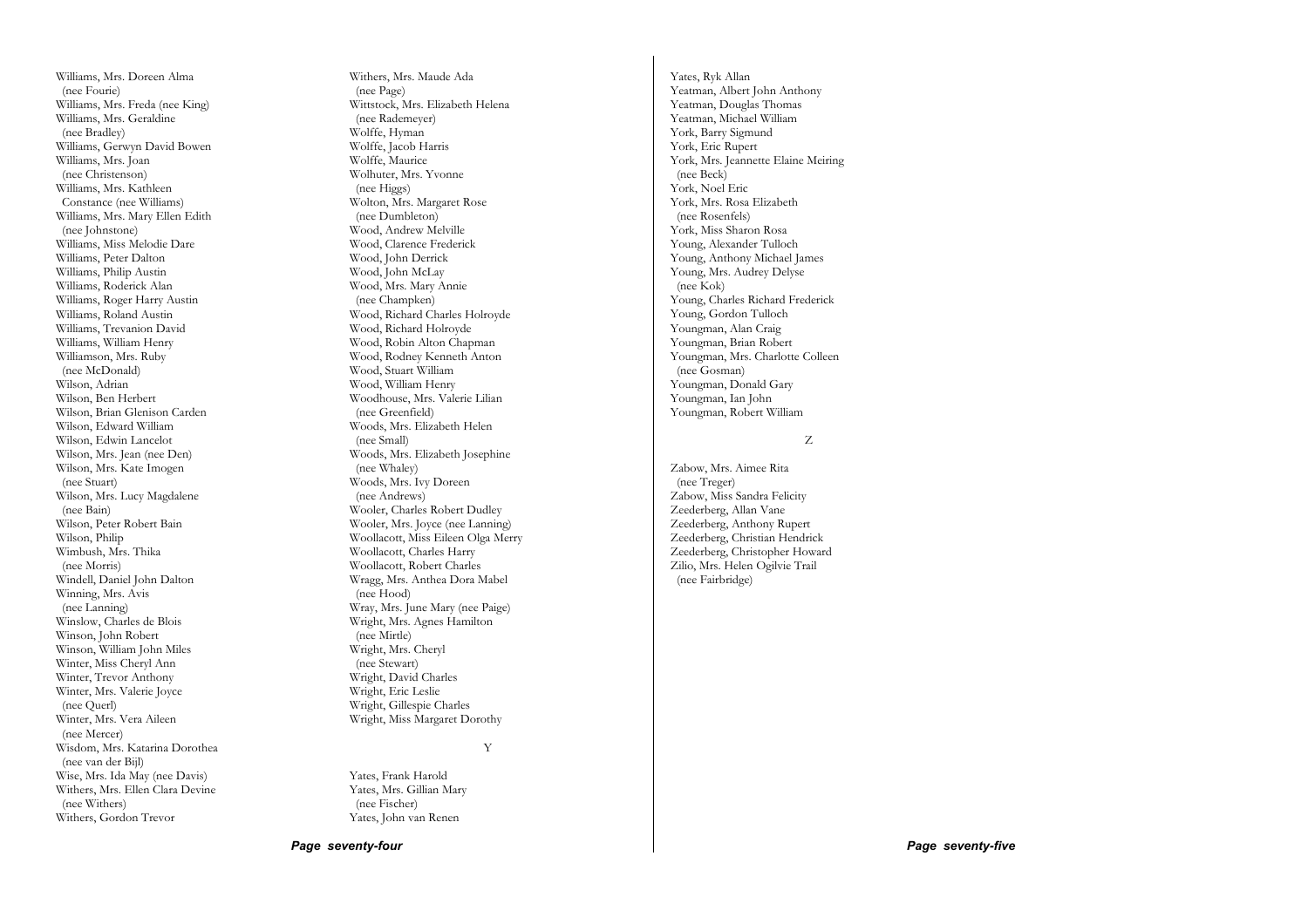Williams, Mrs. Doreen Alma
(nee Fourie)
Williams, Mrs. Freda (nee King)
Williams, Mrs. Geraldine
(nee Bradley)
Williams, Gerwyn David Bowen
Williams, Mrs. Joan
(nee Christenson)
Williams, Mrs. Kathleen
Constance (nee Williams)
Williams, Mrs. Mary Ellen Edith
(nee Johnstone)
Williams, Miss Melodie Dare
Williams, Peter Dalton
Williams, Philip Austin
Williams, Roderick Alan
Williams, Roger Harry Austin
Williams, Roland Austin
Williams, Trevanion David
Williams, William Henry
Williamson, Mrs. Ruby
(nee McDonald)
Wilson, Adrian
Wilson, Ben Herbert
Wilson, Brian Glenison Carden
Wilson, Edward William
Wilson, Edwin Lancelot
Wilson, Mrs. Jean (nee Den)
Wilson, Mrs. Kate Imogen
(nee Stuart)
Wilson, Mrs. Lucy Magdalene
(nee Bain)
Wilson, Peter Robert Bain
Wilson, Philip
Wimbush, Mrs. Thika
(nee Morris)
Windell, Daniel John Dalton
Winning, Mrs. Avis
(nee Lanning)
Winslow, Charles de Blois
Winson, John Robert
Winson, William John Miles
Winter, Miss Cheryl Ann
Winter, Trevor Anthony
Winter, Mrs. Valerie Joyce
(nee Querl)
Winter, Mrs. Vera Aileen
(nee Mercer)
Wisdom, Mrs. Katarina Dorothea
(nee van der Bijl)
Wise, Mrs. Ida May (nee Davis)
Withers, Mrs. Ellen Clara Devine
(nee Withers)
Withers, Gordon Trevor
Withers, Mrs. Maude Ada
(nee Page)
Wittstock, Mrs. Elizabeth Helena
(nee Rademeyer)
Wolffe, Hyman
Wolffe, Jacob Harris
Wolffe, Maurice
Wolhuter, Mrs. Yvonne
(nee Higgs)
Wolton, Mrs. Margaret Rose
(nee Dumbleton)
Wood, Andrew Melville
Wood, Clarence Frederick
Wood, John Derrick
Wood, John McLay
Wood, Mrs. Mary Annie
(nee Champken)
Wood, Richard Charles Holroyde
Wood, Richard Holroyde
Wood, Robin Alton Chapman
Wood, Rodney Kenneth Anton
Wood, Stuart William
Wood, William Henry
Woodhouse, Mrs. Valerie Lilian
(nee Greenfield)
Woods, Mrs. Elizabeth Helen
(nee Small)
Woods, Mrs. Elizabeth Josephine
(nee Whaley)
Woods, Mrs. Ivy Doreen
(nee Andrews)
Wooler, Charles Robert Dudley
Wooler, Mrs. Joyce (nee Lanning)
Woollacott, Miss Eileen Olga Merry
Woollacott, Charles Harry
Woollacott, Robert Charles
Wragg, Mrs. Anthea Dora Mabel
(nee Hood)
Wray, Mrs. June Mary (nee Paige)
Wright, Mrs. Agnes Hamilton
(nee Mirtle)
Wright, Mrs. Cheryl
(nee Stewart)
Wright, David Charles
Wright, Eric Leslie
Wright, Gillespie Charles
Wright, Miss Margaret Dorothy

Y

Yates, Frank Harold
Yates, Mrs. Gillian Mary
(nee Fischer)
Yates, John van Renen
Yates, Ryk Allan
Yeatman, Albert John Anthony
Yeatman, Douglas Thomas
Yeatman, Michael William
York, Barry Sigmund
York, Eric Rupert
York, Mrs. Jeannette Elaine Meiring
(nee Beck)
York, Noel Eric
York, Mrs. Rosa Elizabeth
(nee Rosenfels)
York, Miss Sharon Rosa
Young, Alexander Tulloch
Young, Anthony Michael James
Young, Mrs. Audrey Delyse
(nee Kok)
Young, Charles Richard Frederick
Young, Gordon Tulloch
Youngman, Alan Craig
Youngman, Brian Robert
Youngman, Mrs. Charlotte Colleen
(nee Gosman)
Youngman, Donald Gary
Youngman, Ian John
Youngman, Robert William

Z

Zabow, Mrs. Aimee Rita
(nee Treger)
Zabow, Miss Sandra Felicity
Zeederberg, Allan Vane
Zeederberg, Anthony Rupert
Zeederberg, Christian Hendrick
Zeederberg, Christopher Howard
Zilio, Mrs. Helen Ogilvie Trail
(nee Fairbridge)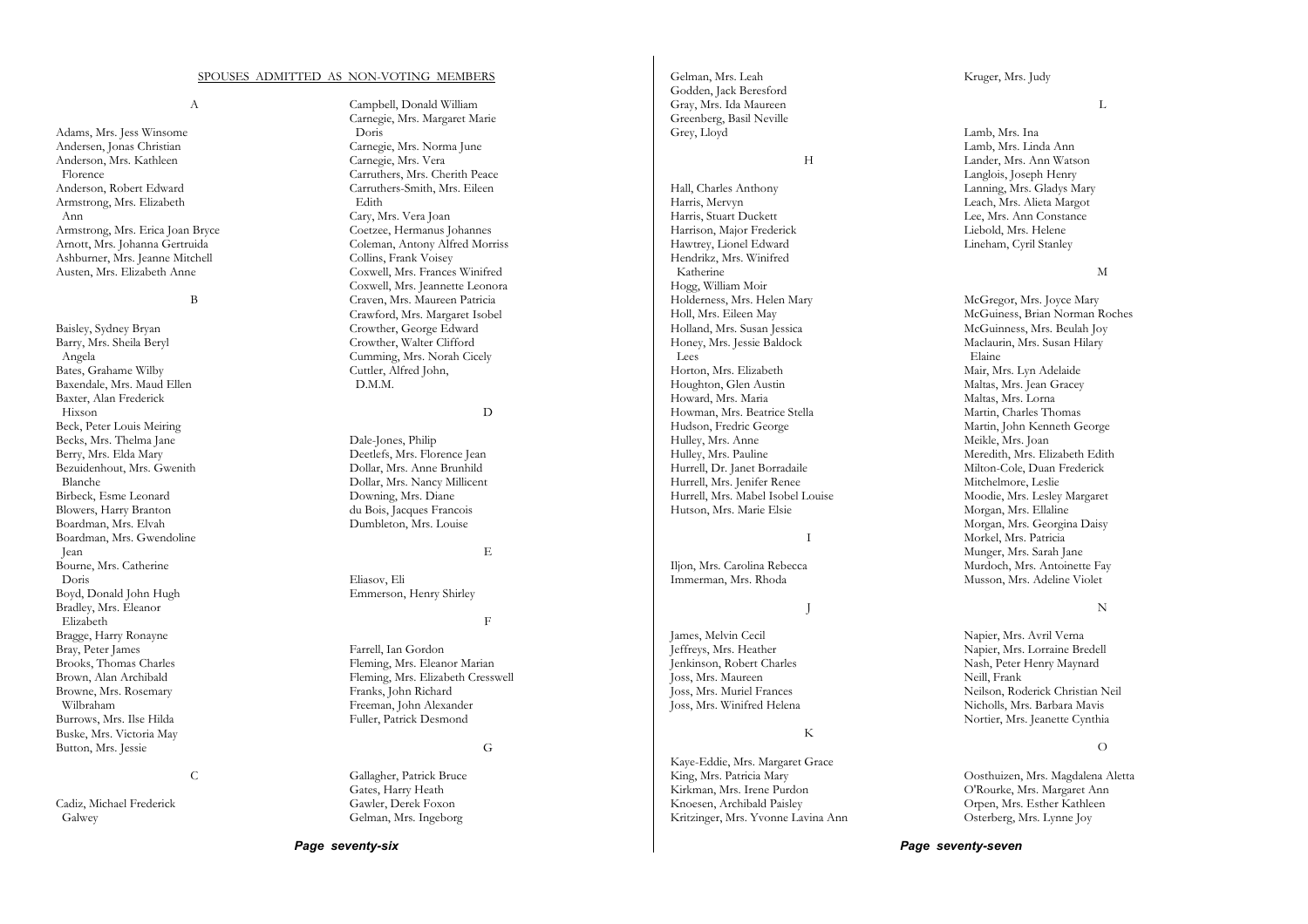## SPOUSES ADMITTED AS NON-VOTING MEMBERS

### A

Adams, Mrs. Jess Winsome
Andersen, Jonas Christian
Anderson, Mrs. Kathleen Florence
Anderson, Robert Edward
Armstrong, Mrs. Elizabeth Ann
Armstrong, Mrs. Erica Joan Bryce
Arnott, Mrs. Johanna Gertruida
Ashburner, Mrs. Jeanne Mitchell
Austen, Mrs. Elizabeth Anne

### B

Baisley, Sydney Bryan
Barry, Mrs. Sheila Beryl Angela
Bates, Grahame Wilby
Baxendale, Mrs. Maud Ellen
Baxter, Alan Frederick Hixson
Beck, Peter Louis Meiring
Becks, Mrs. Thelma Jane
Berry, Mrs. Elda Mary
Bezuidenhout, Mrs. Gwenith Blanche
Birbeck, Esme Leonard
Blowers, Harry Branton
Boardman, Mrs. Elvah
Boardman, Mrs. Gwendoline Jean
Bourne, Mrs. Catherine Doris
Boyd, Donald John Hugh
Bradley, Mrs. Eleanor Elizabeth
Bragge, Harry Ronayne
Bray, Peter James
Brooks, Thomas Charles
Brown, Alan Archibald
Browne, Mrs. Rosemary Wilbraham
Burrows, Mrs. Ilse Hilda
Buske, Mrs. Victoria May
Button, Mrs. Jessie

### C

Cadiz, Michael Frederick Galwey
Campbell, Donald William
Carnegie, Mrs. Margaret Marie Doris
Carnegie, Mrs. Norma June
Carnegie, Mrs. Vera
Carruthers, Mrs. Cherith Peace
Carruthers-Smith, Mrs. Eileen Edith
Cary, Mrs. Vera Joan
Coetzee, Hermanus Johannes
Coleman, Antony Alfred Morriss
Collins, Frank Voisey
Coxwell, Mrs. Frances Winifred
Coxwell, Mrs. Jeannette Leonora
Craven, Mrs. Maureen Patricia
Crawford, Mrs. Margaret Isobel
Crowther, George Edward
Crowther, Walter Clifford
Cumming, Mrs. Norah Cicely
Cuttler, Alfred John, D.M.M.

### D

Dale-Jones, Philip
Deetlefs, Mrs. Florence Jean
Dollar, Mrs. Anne Brunhild
Dollar, Mrs. Nancy Millicent
Downing, Mrs. Diane
du Bois, Jacques Francois
Dumbleton, Mrs. Louise

### E

Eliasov, Eli
Emmerson, Henry Shirley

### F

Farrell, Ian Gordon
Fleming, Mrs. Eleanor Marian
Fleming, Mrs. Elizabeth Cresswell
Franks, John Richard
Freeman, John Alexander
Fuller, Patrick Desmond

### G

Gallagher, Patrick Bruce
Gates, Harry Heath
Gawler, Derek Foxon
Gelman, Mrs. Ingeborg
Gelman, Mrs. Leah
Godden, Jack Beresford
Gray, Mrs. Ida Maureen
Greenberg, Basil Neville
Grey, Lloyd

### H

Hall, Charles Anthony
Harris, Mervyn
Harris, Stuart Duckett
Harrison, Major Frederick
Hawtrey, Lionel Edward
Hendrikz, Mrs. Winifred Katherine
Hogg, William Moir
Holderness, Mrs. Helen Mary
Holl, Mrs. Eileen May
Holland, Mrs. Susan Jessica
Honey, Mrs. Jessie Baldock Lees
Horton, Mrs. Elizabeth
Houghton, Glen Austin
Howard, Mrs. Maria
Howman, Mrs. Beatrice Stella
Hudson, Fredric George
Hulley, Mrs. Anne
Hulley, Mrs. Pauline
Hurrell, Dr. Janet Borradaile
Hurrell, Mrs. Jenifer Renee
Hurrell, Mrs. Mabel Isobel Louise
Hutson, Mrs. Marie Elsie

### I

Iljon, Mrs. Carolina Rebecca
Immerman, Mrs. Rhoda

### J

James, Melvin Cecil
Jeffreys, Mrs. Heather
Jenkinson, Robert Charles
Joss, Mrs. Maureen
Joss, Mrs. Muriel Frances
Joss, Mrs. Winifred Helena

### K

Kaye-Eddie, Mrs. Margaret Grace
King, Mrs. Patricia Mary
Kirkman, Mrs. Irene Purdon
Knoesen, Archibald Paisley
Kritzinger, Mrs. Yvonne Lavina Ann
Kruger, Mrs. Judy

### L

Lamb, Mrs. Ina
Lamb, Mrs. Linda Ann
Lander, Mrs. Ann Watson
Langlois, Joseph Henry
Lanning, Mrs. Gladys Mary
Leach, Mrs. Alieta Margot
Lee, Mrs. Ann Constance
Liebold, Mrs. Helene
Lineham, Cyril Stanley

### M

McGregor, Mrs. Joyce Mary
McGuiness, Brian Norman Roches
McGuinness, Mrs. Beulah Joy
Maclaurin, Mrs. Susan Hilary Elaine
Mair, Mrs. Lyn Adelaide
Maltas, Mrs. Jean Gracey
Maltas, Mrs. Lorna
Martin, Charles Thomas
Martin, John Kenneth George
Meikle, Mrs. Joan
Meredith, Mrs. Elizabeth Edith
Milton-Cole, Duan Frederick
Mitchelmore, Leslie
Moodie, Mrs. Lesley Margaret
Morgan, Mrs. Ellaline
Morgan, Mrs. Georgina Daisy
Morkel, Mrs. Patricia
Munger, Mrs. Sarah Jane
Murdoch, Mrs. Antoinette Fay
Musson, Mrs. Adeline Violet

### N

Napier, Mrs. Avril Verna
Napier, Mrs. Lorraine Bredell
Nash, Peter Henry Maynard
Neill, Frank
Neilson, Roderick Christian Neil
Nicholls, Mrs. Barbara Mavis
Nortier, Mrs. Jeanette Cynthia

### O

Oosthuizen, Mrs. Magdalena Aletta
O'Rourke, Mrs. Margaret Ann
Orpen, Mrs. Esther Kathleen
Osterberg, Mrs. Lynne Joy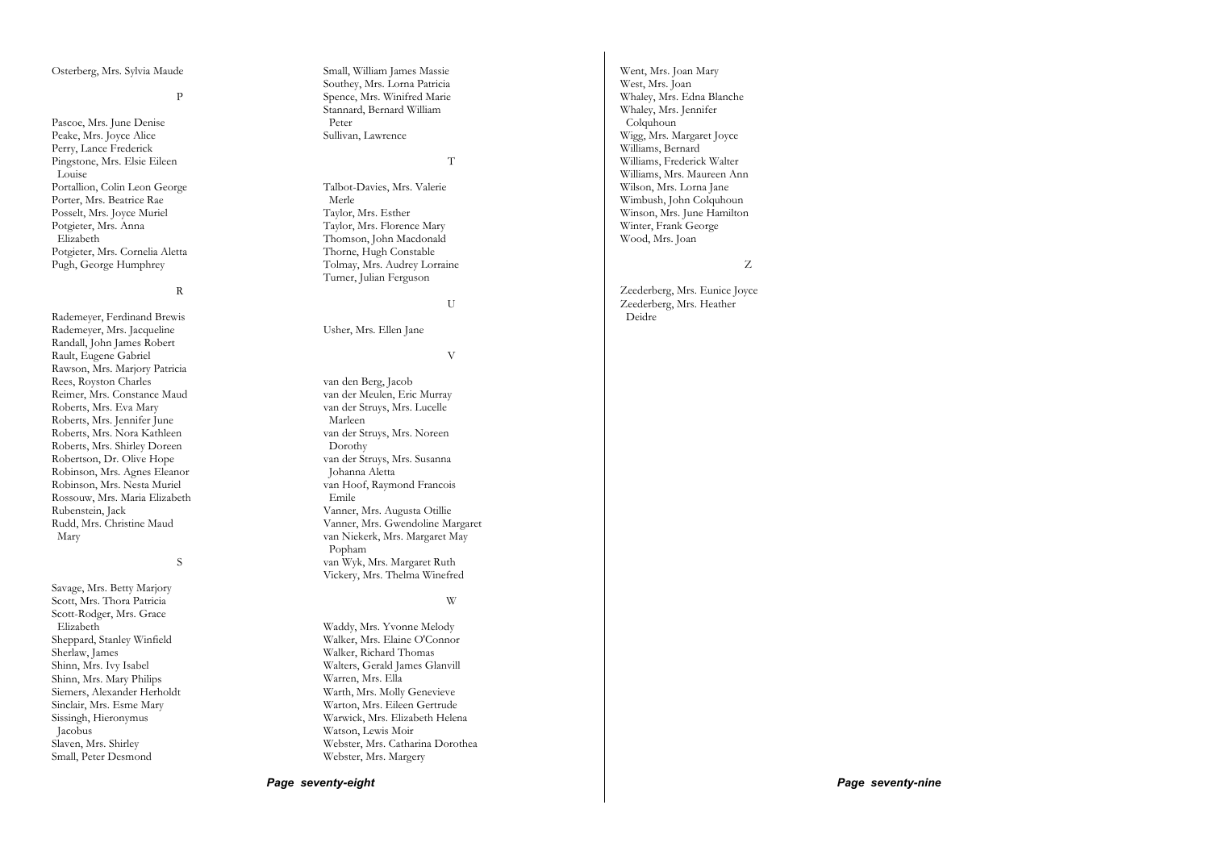Osterberg, Mrs. Sylvia Maude

P

Pascoe, Mrs. June Denise
Peake, Mrs. Joyce Alice
Perry, Lance Frederick
Pingstone, Mrs. Elsie Eileen Louise
Portallion, Colin Leon George
Porter, Mrs. Beatrice Rae
Posselt, Mrs. Joyce Muriel
Potgieter, Mrs. Anna Elizabeth
Potgieter, Mrs. Cornelia Aletta
Pugh, George Humphrey

R

Rademeyer, Ferdinand Brewis
Rademeyer, Mrs. Jacqueline
Randall, John James Robert
Rault, Eugene Gabriel
Rawson, Mrs. Marjory Patricia
Rees, Royston Charles
Reimer, Mrs. Constance Maud
Roberts, Mrs. Eva Mary
Roberts, Mrs. Jennifer June
Roberts, Mrs. Nora Kathleen
Roberts, Mrs. Shirley Doreen
Robertson, Dr. Olive Hope
Robinson, Mrs. Agnes Eleanor
Robinson, Mrs. Nesta Muriel
Rossouw, Mrs. Maria Elizabeth
Rubenstein, Jack
Rudd, Mrs. Christine Maud Mary

S

Savage, Mrs. Betty Marjory
Scott, Mrs. Thora Patricia
Scott-Rodger, Mrs. Grace Elizabeth
Sheppard, Stanley Winfield
Sherlaw, James
Shinn, Mrs. Ivy Isabel
Shinn, Mrs. Mary Philips
Siemers, Alexander Herholdt
Sinclair, Mrs. Esme Mary
Sissingh, Hieronymus Jacobus
Slaven, Mrs. Shirley
Small, Peter Desmond
Small, William James Massie
Southey, Mrs. Lorna Patricia
Spence, Mrs. Winifred Marie
Stannard, Bernard William Peter
Sullivan, Lawrence

T

Talbot-Davies, Mrs. Valerie Merle
Taylor, Mrs. Esther
Taylor, Mrs. Florence Mary
Thomson, John Macdonald
Thorne, Hugh Constable
Tolmay, Mrs. Audrey Lorraine
Turner, Julian Ferguson

U

Usher, Mrs. Ellen Jane

V

van den Berg, Jacob
van der Meulen, Eric Murray
van der Struys, Mrs. Lucelle Marleen
van der Struys, Mrs. Noreen Dorothy
van der Struys, Mrs. Susanna Johanna Aletta
van Hoof, Raymond Francois Emile
Vanner, Mrs. Augusta Otillie
Vanner, Mrs. Gwendoline Margaret
van Niekerk, Mrs. Margaret May Popham
van Wyk, Mrs. Margaret Ruth
Vickery, Mrs. Thelma Winefred

W

Waddy, Mrs. Yvonne Melody
Walker, Mrs. Elaine O'Connor
Walker, Richard Thomas
Walters, Gerald James Glanvill
Warren, Mrs. Ella
Warth, Mrs. Molly Genevieve
Warton, Mrs. Eileen Gertrude
Warwick, Mrs. Elizabeth Helena
Watson, Lewis Moir
Webster, Mrs. Catharina Dorothea
Webster, Mrs. Margery
Went, Mrs. Joan Mary
West, Mrs. Joan
Whaley, Mrs. Edna Blanche
Whaley, Mrs. Jennifer Colquhoun
Wigg, Mrs. Margaret Joyce
Williams, Bernard
Williams, Frederick Walter
Williams, Mrs. Maureen Ann
Wilson, Mrs. Lorna Jane
Wimbush, John Colquhoun
Winson, Mrs. June Hamilton
Winter, Frank George
Wood, Mrs. Joan

Z

Zeederberg, Mrs. Eunice Joyce
Zeederberg, Mrs. Heather Deidre